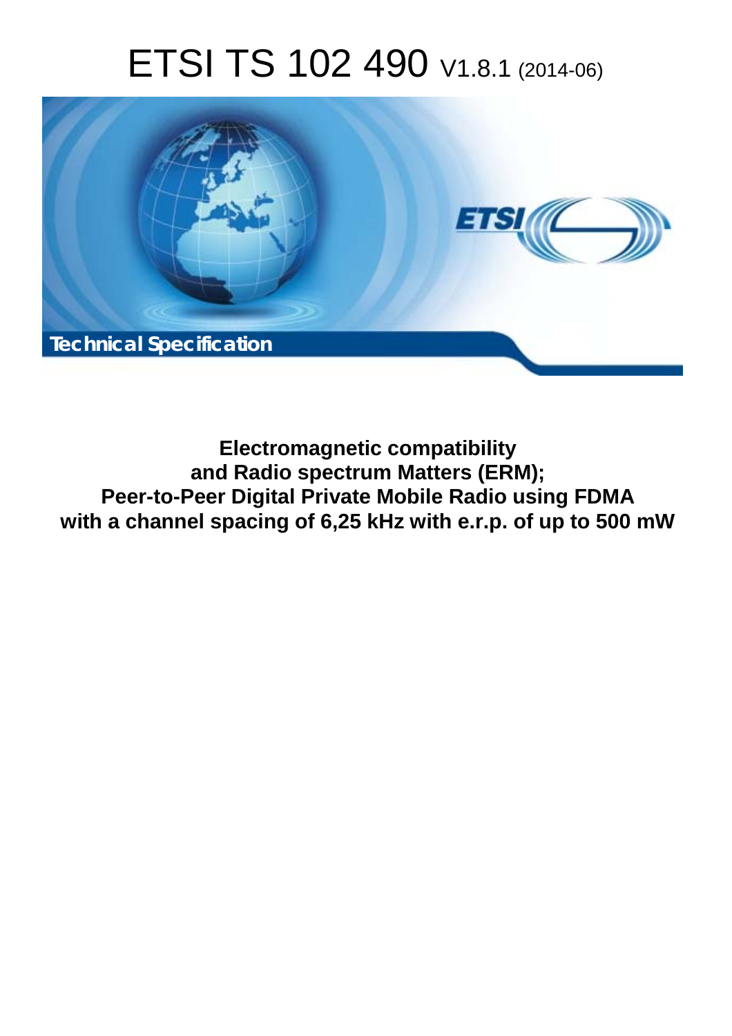# ETSI TS 102 490 V1.8.1 (2014-06)

**Technical Specification**

**Electromagnetic compatibility and Radio spectrum Matters (ERM); Peer-to-Peer Digital Private Mobile Radio using FDMA with a channel spacing of 6,25 kHz with e.r.p. of up to 500 mW**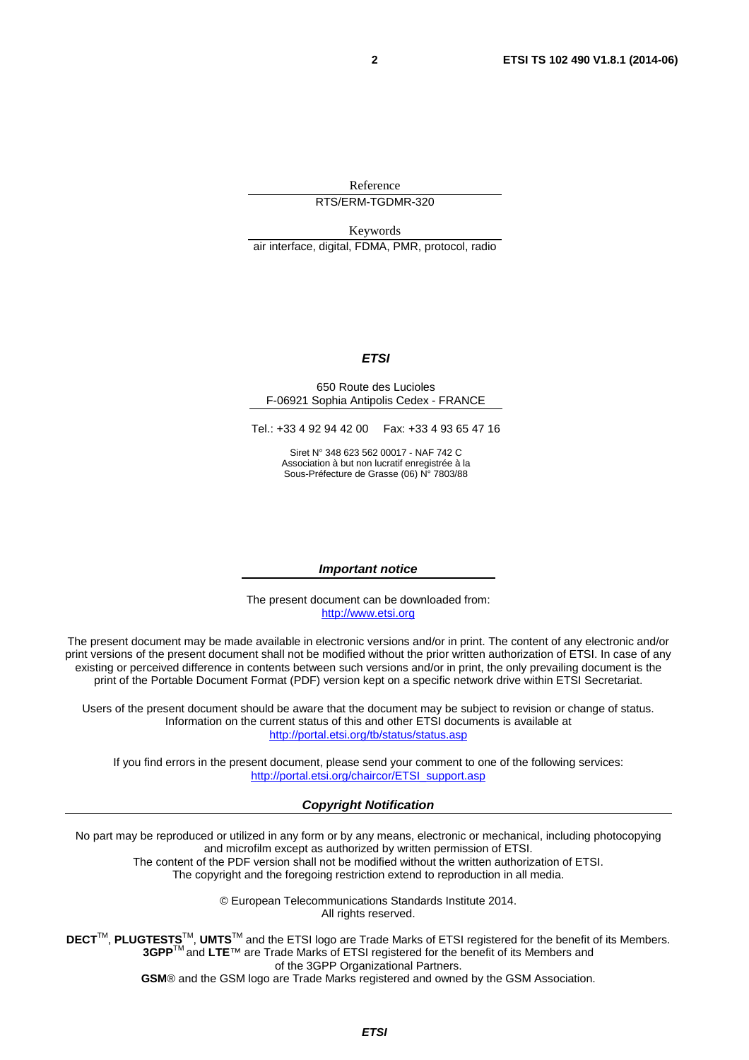Reference

RTS/ERM-TGDMR-320

Keywords

air interface, digital, FDMA, PMR, protocol, radio

***ETSI***

650 Route des Lucioles
F-06921 Sophia Antipolis Cedex - FRANCE

Tel.: +33 4 92 94 42 00 Fax: +33 4 93 65 47 16

Siret N° 348 623 562 00017 - NAF 742 C
Association à but non lucratif enregistrée à la
Sous-Préfecture de Grasse (06) N° 7803/88

***Important notice***

The present document can be downloaded from:
http://www.etsi.org

The present document may be made available in electronic versions and/or in print. The content of any electronic and/or print versions of the present document shall not be modified without the prior written authorization of ETSI. In case of any existing or perceived difference in contents between such versions and/or in print, the only prevailing document is the print of the Portable Document Format (PDF) version kept on a specific network drive within ETSI Secretariat.

Users of the present document should be aware that the document may be subject to revision or change of status. Information on the current status of this and other ETSI documents is available at
http://portal.etsi.org/tb/status/status.asp

If you find errors in the present document, please send your comment to one of the following services:
http://portal.etsi.org/chaircor/ETSI_support.asp

***Copyright Notification***

No part may be reproduced or utilized in any form or by any means, electronic or mechanical, including photocopying and microfilm except as authorized by written permission of ETSI.
The content of the PDF version shall not be modified without the written authorization of ETSI.
The copyright and the foregoing restriction extend to reproduction in all media.

© European Telecommunications Standards Institute 2014.
All rights reserved.

**DECT**™, **PLUGTESTS**™, **UMTS**™ and the ETSI logo are Trade Marks of ETSI registered for the benefit of its Members.
**3GPP**™ and **LTE**™ are Trade Marks of ETSI registered for the benefit of its Members and of the 3GPP Organizational Partners.
**GSM**® and the GSM logo are Trade Marks registered and owned by the GSM Association.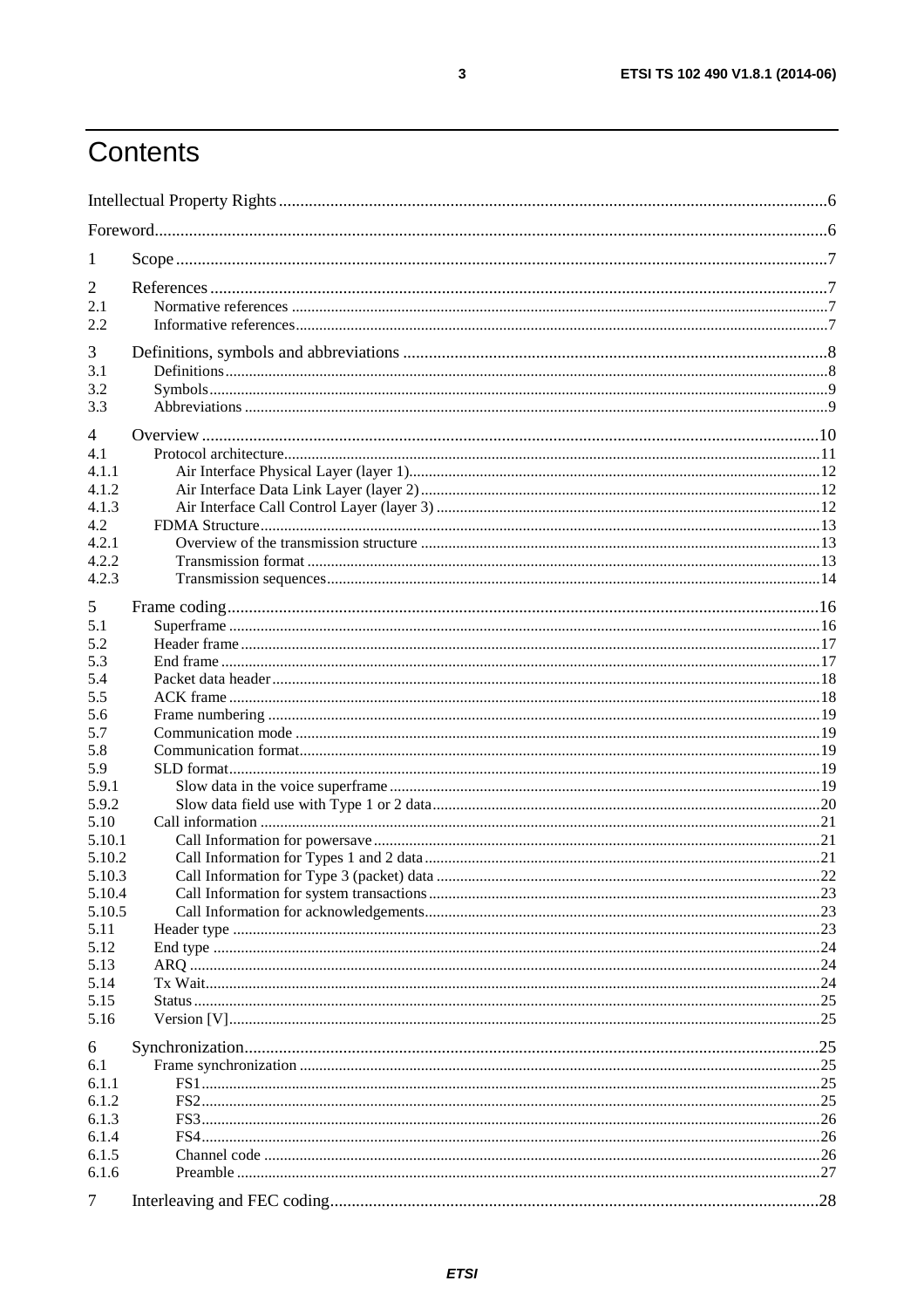# Contents

Intellectual Property Rights ..... 6

Foreword ..... 6

1 Scope ..... 7

2 References ..... 7
- 2.1 Normative references ..... 7
- 2.2 Informative references ..... 7

3 Definitions, symbols and abbreviations ..... 8
- 3.1 Definitions ..... 8
- 3.2 Symbols ..... 9
- 3.3 Abbreviations ..... 9

4 Overview ..... 10
- 4.1 Protocol architecture ..... 11
  - 4.1.1 Air Interface Physical Layer (layer 1) ..... 12
  - 4.1.2 Air Interface Data Link Layer (layer 2) ..... 12
  - 4.1.3 Air Interface Call Control Layer (layer 3) ..... 12
- 4.2 FDMA Structure ..... 13
  - 4.2.1 Overview of the transmission structure ..... 13
  - 4.2.2 Transmission format ..... 13
  - 4.2.3 Transmission sequences ..... 14

5 Frame coding ..... 16
- 5.1 Superframe ..... 16
- 5.2 Header frame ..... 17
- 5.3 End frame ..... 17
- 5.4 Packet data header ..... 18
- 5.5 ACK frame ..... 18
- 5.6 Frame numbering ..... 19
- 5.7 Communication mode ..... 19
- 5.8 Communication format ..... 19
- 5.9 SLD format ..... 19
  - 5.9.1 Slow data in the voice superframe ..... 19
  - 5.9.2 Slow data field use with Type 1 or 2 data ..... 20
- 5.10 Call information ..... 21
  - 5.10.1 Call Information for powersave ..... 21
  - 5.10.2 Call Information for Types 1 and 2 data ..... 21
  - 5.10.3 Call Information for Type 3 (packet) data ..... 22
  - 5.10.4 Call Information for system transactions ..... 23
  - 5.10.5 Call Information for acknowledgements ..... 23
- 5.11 Header type ..... 23
- 5.12 End type ..... 24
- 5.13 ARQ ..... 24
- 5.14 Tx Wait ..... 24
- 5.15 Status ..... 25
- 5.16 Version [V] ..... 25

6 Synchronization ..... 25
- 6.1 Frame synchronization ..... 25
  - 6.1.1 FS1 ..... 25
  - 6.1.2 FS2 ..... 25
  - 6.1.3 FS3 ..... 26
  - 6.1.4 FS4 ..... 26
  - 6.1.5 Channel code ..... 26
  - 6.1.6 Preamble ..... 27

7 Interleaving and FEC coding ..... 28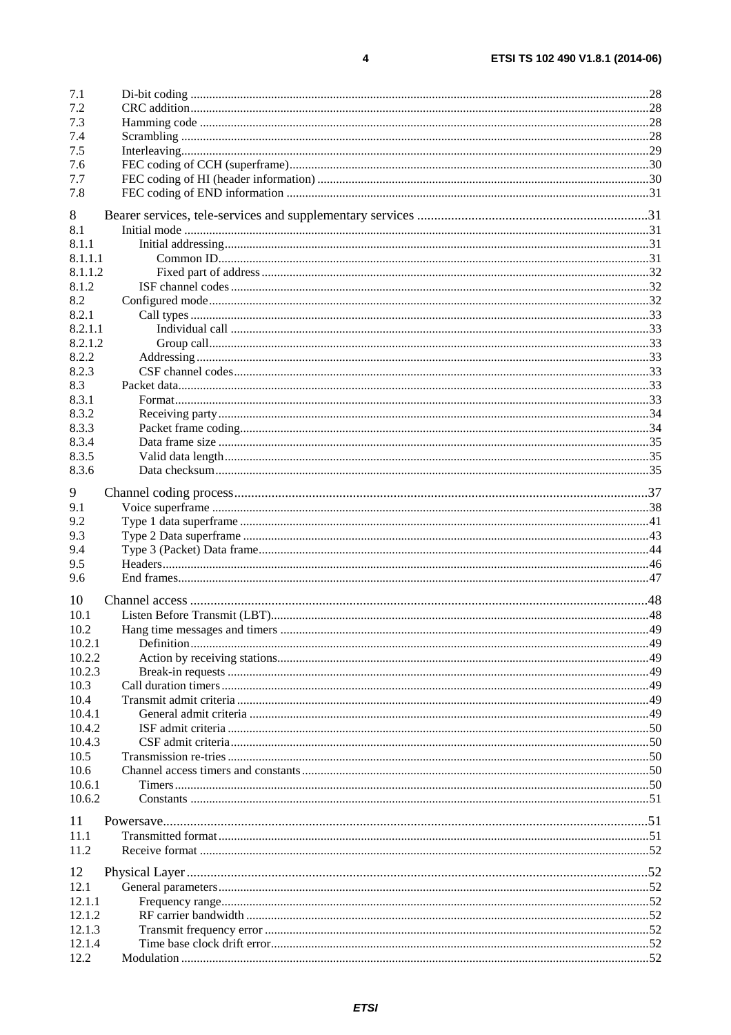7.1 Di-bit coding ..........28
7.2 CRC addition ..........28
7.3 Hamming code ..........28
7.4 Scrambling ..........28
7.5 Interleaving ..........29
7.6 FEC coding of CCH (superframe) ..........30
7.7 FEC coding of HI (header information) ..........30
7.8 FEC coding of END information ..........31

8 Bearer services, tele-services and supplementary services ..........31
8.1 Initial mode ..........31
8.1.1 Initial addressing ..........31
8.1.1.1 Common ID ..........31
8.1.1.2 Fixed part of address ..........32
8.1.2 ISF channel codes ..........32
8.2 Configured mode ..........32
8.2.1 Call types ..........33
8.2.1.1 Individual call ..........33
8.2.1.2 Group call ..........33
8.2.2 Addressing ..........33
8.2.3 CSF channel codes ..........33
8.3 Packet data ..........33
8.3.1 Format ..........33
8.3.2 Receiving party ..........34
8.3.3 Packet frame coding ..........34
8.3.4 Data frame size ..........35
8.3.5 Valid data length ..........35
8.3.6 Data checksum ..........35

9 Channel coding process ..........37
9.1 Voice superframe ..........38
9.2 Type 1 data superframe ..........41
9.3 Type 2 Data superframe ..........43
9.4 Type 3 (Packet) Data frame ..........44
9.5 Headers ..........46
9.6 End frames ..........47

10 Channel access ..........48
10.1 Listen Before Transmit (LBT) ..........48
10.2 Hang time messages and timers ..........49
10.2.1 Definition ..........49
10.2.2 Action by receiving stations ..........49
10.2.3 Break-in requests ..........49
10.3 Call duration timers ..........49
10.4 Transmit admit criteria ..........49
10.4.1 General admit criteria ..........49
10.4.2 ISF admit criteria ..........50
10.4.3 CSF admit criteria ..........50
10.5 Transmission re-tries ..........50
10.6 Channel access timers and constants ..........50
10.6.1 Timers ..........50
10.6.2 Constants ..........51

11 Powersave ..........51
11.1 Transmitted format ..........51
11.2 Receive format ..........52

12 Physical Layer ..........52
12.1 General parameters ..........52
12.1.1 Frequency range ..........52
12.1.2 RF carrier bandwidth ..........52
12.1.3 Transmit frequency error ..........52
12.1.4 Time base clock drift error ..........52
12.2 Modulation ..........52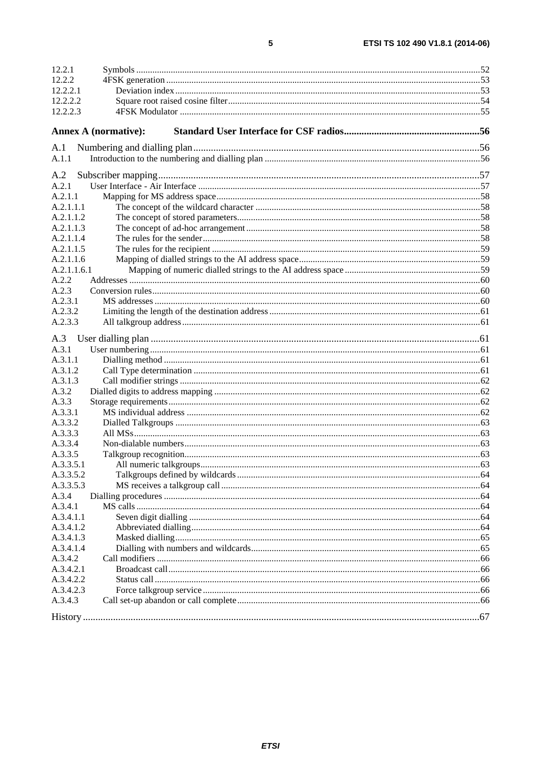12.2.1 Symbols ....................................................................................................................................................52
12.2.2 4FSK generation .......................................................................................................................................53
12.2.2.1 Deviation index ....................................................................................................................................53
12.2.2.2 Square root raised cosine filter .............................................................................................................54
12.2.2.3 4FSK Modulator ..................................................................................................................................55

**Annex A (normative): Standard User Interface for CSF radios......................................................56**

A.1 Numbering and dialling plan.................................................................................................................56
A.1.1 Introduction to the numbering and dialling plan .............................................................................................56

A.2 Subscriber mapping...............................................................................................................................57
A.2.1 User Interface - Air Interface ..........................................................................................................................57
A.2.1.1 Mapping for MS address space..................................................................................................................58
A.2.1.1.1 The concept of the wildcard character .................................................................................................58
A.2.1.1.2 The concept of stored parameters.........................................................................................................58
A.2.1.1.3 The concept of ad-hoc arrangement .....................................................................................................58
A.2.1.1.4 The rules for the sender........................................................................................................................58
A.2.1.1.5 The rules for the recipient ....................................................................................................................59
A.2.1.1.6 Mapping of dialled strings to the AI address space...............................................................................59
A.2.1.1.6.1 Mapping of numeric dialled strings to the AI address space ...........................................................59
A.2.2 Addresses .........................................................................................................................................................60
A.2.3 Conversion rules..............................................................................................................................................60
A.2.3.1 MS addresses ............................................................................................................................................60
A.2.3.2 Limiting the length of the destination address ...........................................................................................61
A.2.3.3 All talkgroup address.................................................................................................................................61

A.3 User dialling plan ..................................................................................................................................61
A.3.1 User numbering...............................................................................................................................................61
A.3.1.1 Dialling method .........................................................................................................................................61
A.3.1.2 Call Type determination ............................................................................................................................61
A.3.1.3 Call modifier strings ..................................................................................................................................62
A.3.2 Dialled digits to address mapping ...................................................................................................................62
A.3.3 Storage requirements.......................................................................................................................................62
A.3.3.1 MS individual address ...............................................................................................................................62
A.3.3.2 Dialled Talkgroups ....................................................................................................................................63
A.3.3.3 All MSs......................................................................................................................................................63
A.3.3.4 Non-dialable numbers................................................................................................................................63
A.3.3.5 Talkgroup recognition................................................................................................................................63
A.3.3.5.1 All numeric talkgroups.........................................................................................................................63
A.3.3.5.2 Talkgroups defined by wildcards .........................................................................................................64
A.3.3.5.3 MS receives a talkgroup call ................................................................................................................64
A.3.4 Dialling procedures .........................................................................................................................................64
A.3.4.1 MS calls ....................................................................................................................................................64
A.3.4.1.1 Seven digit dialling ..............................................................................................................................64
A.3.4.1.2 Abbreviated dialling.............................................................................................................................64
A.3.4.1.3 Masked dialling....................................................................................................................................65
A.3.4.1.4 Dialling with numbers and wildcards...................................................................................................65
A.3.4.2 Call modifiers ............................................................................................................................................66
A.3.4.2.1 Broadcast call.......................................................................................................................................66
A.3.4.2.2 Status call .............................................................................................................................................66
A.3.4.2.3 Force talkgroup service ........................................................................................................................66
A.3.4.3 Call set-up abandon or call complete .........................................................................................................66

History ............................................................................................................................................................67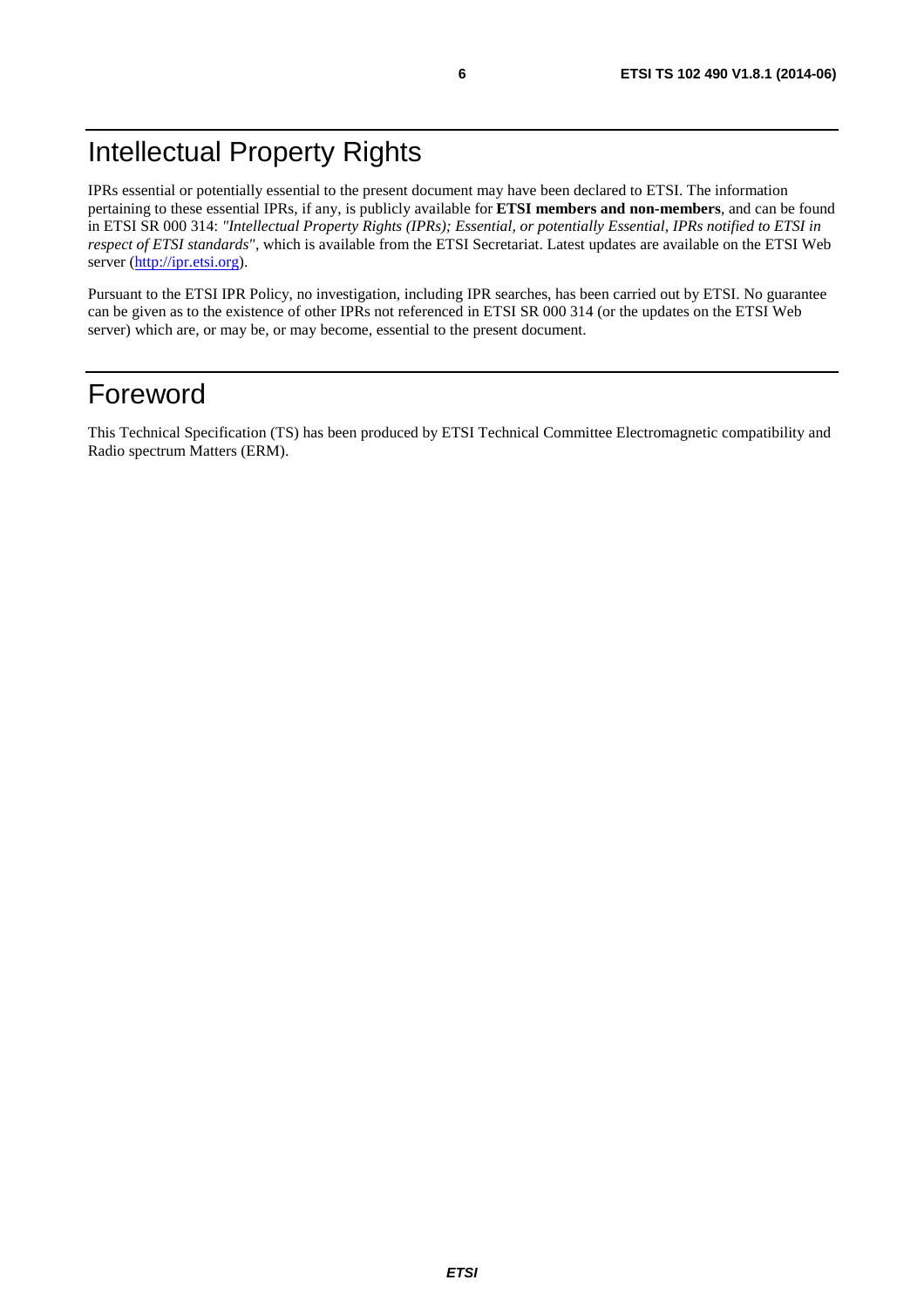# Intellectual Property Rights

IPRs essential or potentially essential to the present document may have been declared to ETSI. The information pertaining to these essential IPRs, if any, is publicly available for **ETSI members and non-members**, and can be found in ETSI SR 000 314: *"Intellectual Property Rights (IPRs); Essential, or potentially Essential, IPRs notified to ETSI in respect of ETSI standards"*, which is available from the ETSI Secretariat. Latest updates are available on the ETSI Web server (http://ipr.etsi.org).

Pursuant to the ETSI IPR Policy, no investigation, including IPR searches, has been carried out by ETSI. No guarantee can be given as to the existence of other IPRs not referenced in ETSI SR 000 314 (or the updates on the ETSI Web server) which are, or may be, or may become, essential to the present document.

# Foreword

This Technical Specification (TS) has been produced by ETSI Technical Committee Electromagnetic compatibility and Radio spectrum Matters (ERM).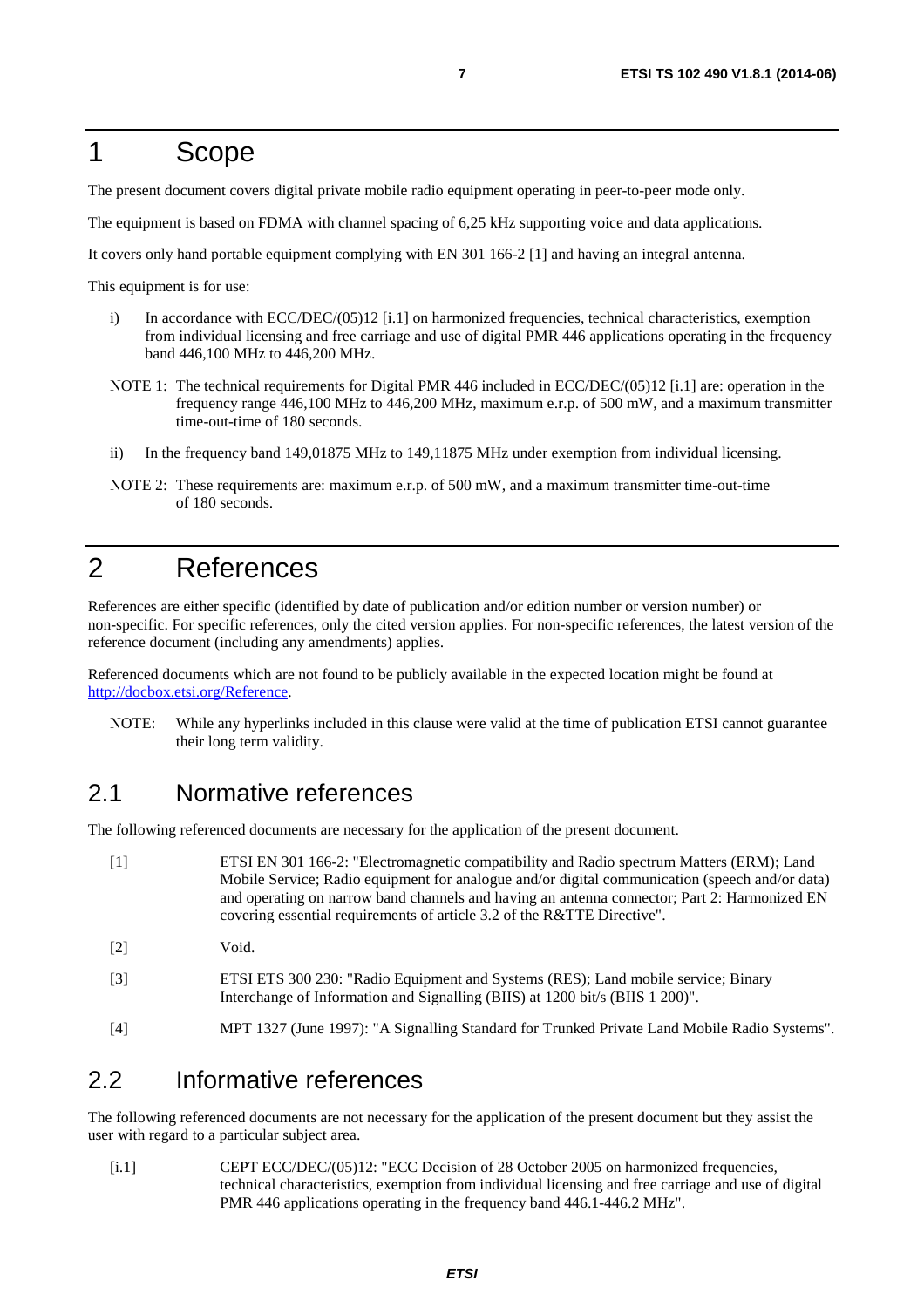# 1 Scope

The present document covers digital private mobile radio equipment operating in peer-to-peer mode only.

The equipment is based on FDMA with channel spacing of 6,25 kHz supporting voice and data applications.

It covers only hand portable equipment complying with EN 301 166-2 [1] and having an integral antenna.

This equipment is for use:

i) In accordance with ECC/DEC/(05)12 [i.1] on harmonized frequencies, technical characteristics, exemption from individual licensing and free carriage and use of digital PMR 446 applications operating in the frequency band 446,100 MHz to 446,200 MHz.

NOTE 1: The technical requirements for Digital PMR 446 included in ECC/DEC/(05)12 [i.1] are: operation in the frequency range 446,100 MHz to 446,200 MHz, maximum e.r.p. of 500 mW, and a maximum transmitter time-out-time of 180 seconds.

ii) In the frequency band 149,01875 MHz to 149,11875 MHz under exemption from individual licensing.

NOTE 2: These requirements are: maximum e.r.p. of 500 mW, and a maximum transmitter time-out-time of 180 seconds.

# 2 References

References are either specific (identified by date of publication and/or edition number or version number) or non-specific. For specific references, only the cited version applies. For non-specific references, the latest version of the reference document (including any amendments) applies.

Referenced documents which are not found to be publicly available in the expected location might be found at http://docbox.etsi.org/Reference.

NOTE: While any hyperlinks included in this clause were valid at the time of publication ETSI cannot guarantee their long term validity.

## 2.1 Normative references

The following referenced documents are necessary for the application of the present document.

[1] ETSI EN 301 166-2: "Electromagnetic compatibility and Radio spectrum Matters (ERM); Land Mobile Service; Radio equipment for analogue and/or digital communication (speech and/or data) and operating on narrow band channels and having an antenna connector; Part 2: Harmonized EN covering essential requirements of article 3.2 of the R&TTE Directive".

[2] Void.

[3] ETSI ETS 300 230: "Radio Equipment and Systems (RES); Land mobile service; Binary Interchange of Information and Signalling (BIIS) at 1200 bit/s (BIIS 1 200)".

[4] MPT 1327 (June 1997): "A Signalling Standard for Trunked Private Land Mobile Radio Systems".

## 2.2 Informative references

The following referenced documents are not necessary for the application of the present document but they assist the user with regard to a particular subject area.

[i.1] CEPT ECC/DEC/(05)12: "ECC Decision of 28 October 2005 on harmonized frequencies, technical characteristics, exemption from individual licensing and free carriage and use of digital PMR 446 applications operating in the frequency band 446.1-446.2 MHz".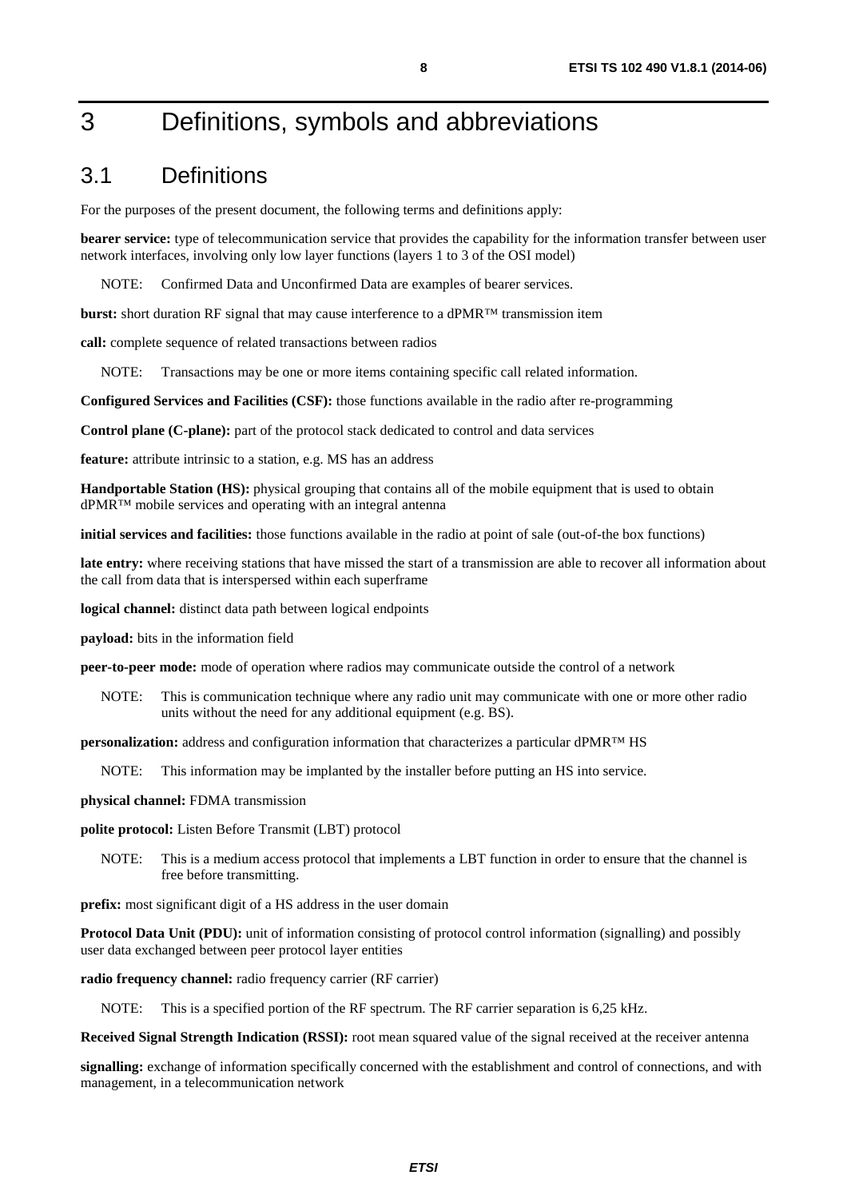# 3 Definitions, symbols and abbreviations

## 3.1 Definitions

For the purposes of the present document, the following terms and definitions apply:

**bearer service:** type of telecommunication service that provides the capability for the information transfer between user network interfaces, involving only low layer functions (layers 1 to 3 of the OSI model)

NOTE: Confirmed Data and Unconfirmed Data are examples of bearer services.

**burst:** short duration RF signal that may cause interference to a dPMR™ transmission item

**call:** complete sequence of related transactions between radios

NOTE: Transactions may be one or more items containing specific call related information.

**Configured Services and Facilities (CSF):** those functions available in the radio after re-programming

**Control plane (C-plane):** part of the protocol stack dedicated to control and data services

**feature:** attribute intrinsic to a station, e.g. MS has an address

**Handportable Station (HS):** physical grouping that contains all of the mobile equipment that is used to obtain dPMR™ mobile services and operating with an integral antenna

**initial services and facilities:** those functions available in the radio at point of sale (out-of-the box functions)

**late entry:** where receiving stations that have missed the start of a transmission are able to recover all information about the call from data that is interspersed within each superframe

**logical channel:** distinct data path between logical endpoints

**payload:** bits in the information field

**peer-to-peer mode:** mode of operation where radios may communicate outside the control of a network

NOTE: This is communication technique where any radio unit may communicate with one or more other radio units without the need for any additional equipment (e.g. BS).

**personalization:** address and configuration information that characterizes a particular dPMR™ HS

NOTE: This information may be implanted by the installer before putting an HS into service.

**physical channel:** FDMA transmission

**polite protocol:** Listen Before Transmit (LBT) protocol

NOTE: This is a medium access protocol that implements a LBT function in order to ensure that the channel is free before transmitting.

**prefix:** most significant digit of a HS address in the user domain

**Protocol Data Unit (PDU):** unit of information consisting of protocol control information (signalling) and possibly user data exchanged between peer protocol layer entities

**radio frequency channel:** radio frequency carrier (RF carrier)

NOTE: This is a specified portion of the RF spectrum. The RF carrier separation is 6,25 kHz.

**Received Signal Strength Indication (RSSI):** root mean squared value of the signal received at the receiver antenna

**signalling:** exchange of information specifically concerned with the establishment and control of connections, and with management, in a telecommunication network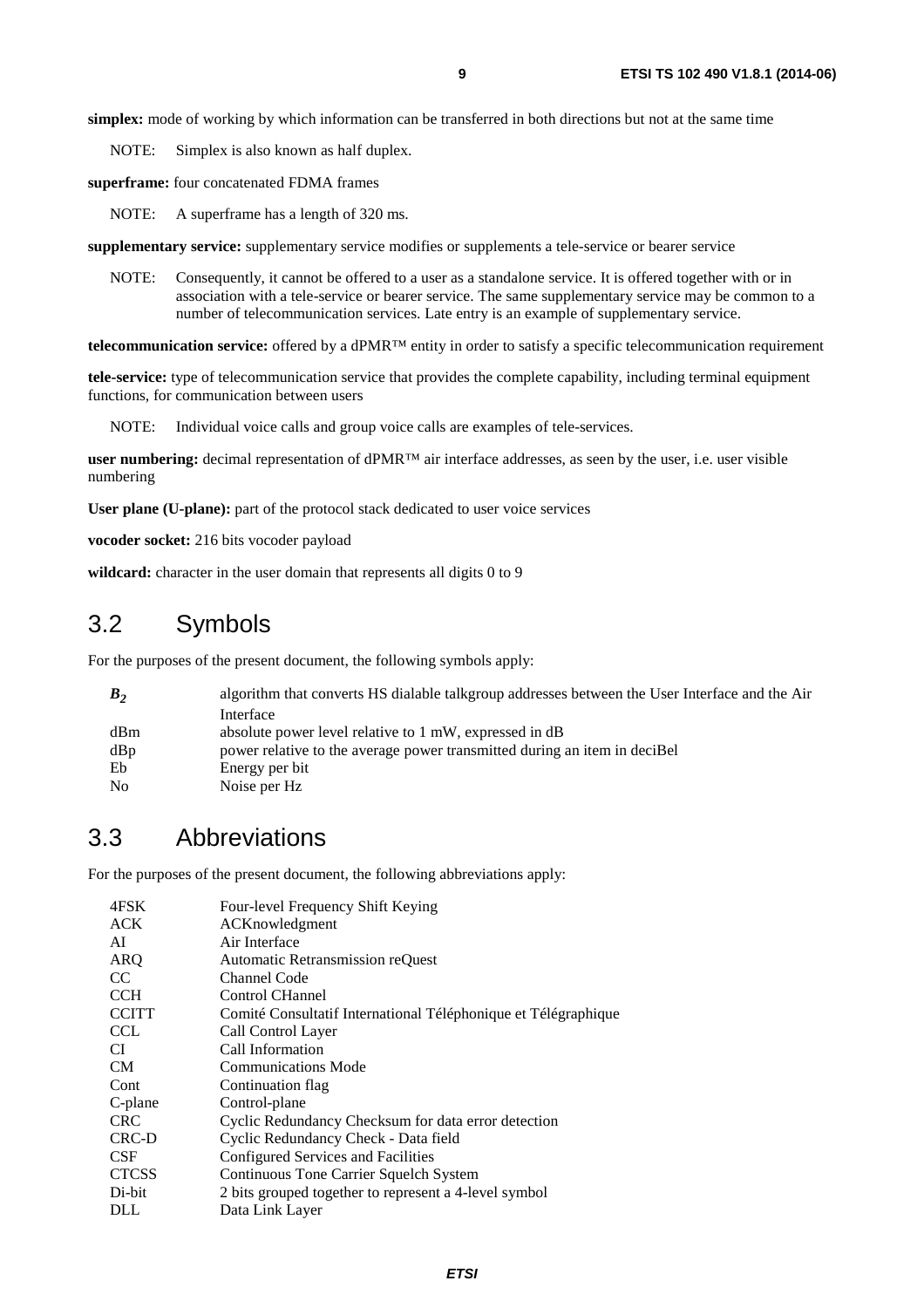**simplex:** mode of working by which information can be transferred in both directions but not at the same time

NOTE: Simplex is also known as half duplex.

**superframe:** four concatenated FDMA frames

NOTE: A superframe has a length of 320 ms.

**supplementary service:** supplementary service modifies or supplements a tele-service or bearer service

NOTE: Consequently, it cannot be offered to a user as a standalone service. It is offered together with or in association with a tele-service or bearer service. The same supplementary service may be common to a number of telecommunication services. Late entry is an example of supplementary service.

**telecommunication service:** offered by a dPMR™ entity in order to satisfy a specific telecommunication requirement

**tele-service:** type of telecommunication service that provides the complete capability, including terminal equipment functions, for communication between users

NOTE: Individual voice calls and group voice calls are examples of tele-services.

**user numbering:** decimal representation of dPMR™ air interface addresses, as seen by the user, i.e. user visible numbering

**User plane (U-plane):** part of the protocol stack dedicated to user voice services

**vocoder socket:** 216 bits vocoder payload

**wildcard:** character in the user domain that represents all digits 0 to 9

## 3.2 Symbols

For the purposes of the present document, the following symbols apply:

| | |
|---|---|
| $B_2$ | algorithm that converts HS dialable talkgroup addresses between the User Interface and the Air Interface |
| dBm | absolute power level relative to 1 mW, expressed in dB |
| dBp | power relative to the average power transmitted during an item in deciBel |
| Eb | Energy per bit |
| No | Noise per Hz |

## 3.3 Abbreviations

For the purposes of the present document, the following abbreviations apply:

| | |
|---|---|
| 4FSK | Four-level Frequency Shift Keying |
| ACK | ACKnowledgment |
| AI | Air Interface |
| ARQ | Automatic Retransmission reQuest |
| CC | Channel Code |
| CCH | Control CHannel |
| CCITT | Comité Consultatif International Téléphonique et Télégraphique |
| CCL | Call Control Layer |
| CI | Call Information |
| CM | Communications Mode |
| Cont | Continuation flag |
| C-plane | Control-plane |
| CRC | Cyclic Redundancy Checksum for data error detection |
| CRC-D | Cyclic Redundancy Check - Data field |
| CSF | Configured Services and Facilities |
| CTCSS | Continuous Tone Carrier Squelch System |
| Di-bit | 2 bits grouped together to represent a 4-level symbol |
| DLL | Data Link Layer |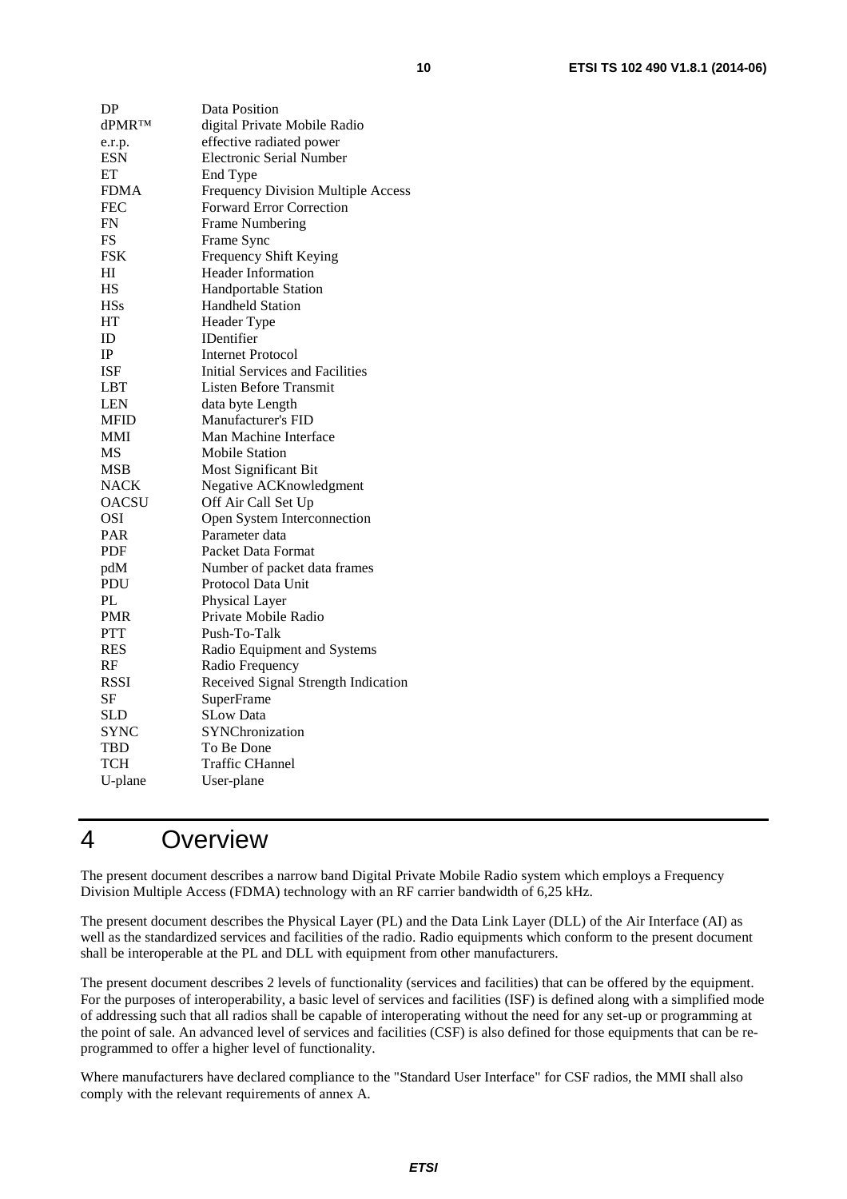| | |
|---|---|
| DP | Data Position |
| dPMR™ | digital Private Mobile Radio |
| e.r.p. | effective radiated power |
| ESN | Electronic Serial Number |
| ET | End Type |
| FDMA | Frequency Division Multiple Access |
| FEC | Forward Error Correction |
| FN | Frame Numbering |
| FS | Frame Sync |
| FSK | Frequency Shift Keying |
| HI | Header Information |
| HS | Handportable Station |
| HSs | Handheld Station |
| HT | Header Type |
| ID | IDentifier |
| IP | Internet Protocol |
| ISF | Initial Services and Facilities |
| LBT | Listen Before Transmit |
| LEN | data byte Length |
| MFID | Manufacturer's FID |
| MMI | Man Machine Interface |
| MS | Mobile Station |
| MSB | Most Significant Bit |
| NACK | Negative ACKnowledgment |
| OACSU | Off Air Call Set Up |
| OSI | Open System Interconnection |
| PAR | Parameter data |
| PDF | Packet Data Format |
| pdM | Number of packet data frames |
| PDU | Protocol Data Unit |
| PL | Physical Layer |
| PMR | Private Mobile Radio |
| PTT | Push-To-Talk |
| RES | Radio Equipment and Systems |
| RF | Radio Frequency |
| RSSI | Received Signal Strength Indication |
| SF | SuperFrame |
| SLD | SLow Data |
| SYNC | SYNChronization |
| TBD | To Be Done |
| TCH | Traffic CHannel |
| U-plane | User-plane |

# 4 Overview

The present document describes a narrow band Digital Private Mobile Radio system which employs a Frequency Division Multiple Access (FDMA) technology with an RF carrier bandwidth of 6,25 kHz.

The present document describes the Physical Layer (PL) and the Data Link Layer (DLL) of the Air Interface (AI) as well as the standardized services and facilities of the radio. Radio equipments which conform to the present document shall be interoperable at the PL and DLL with equipment from other manufacturers.

The present document describes 2 levels of functionality (services and facilities) that can be offered by the equipment. For the purposes of interoperability, a basic level of services and facilities (ISF) is defined along with a simplified mode of addressing such that all radios shall be capable of interoperating without the need for any set-up or programming at the point of sale. An advanced level of services and facilities (CSF) is also defined for those equipments that can be re-programmed to offer a higher level of functionality.

Where manufacturers have declared compliance to the "Standard User Interface" for CSF radios, the MMI shall also comply with the relevant requirements of annex A.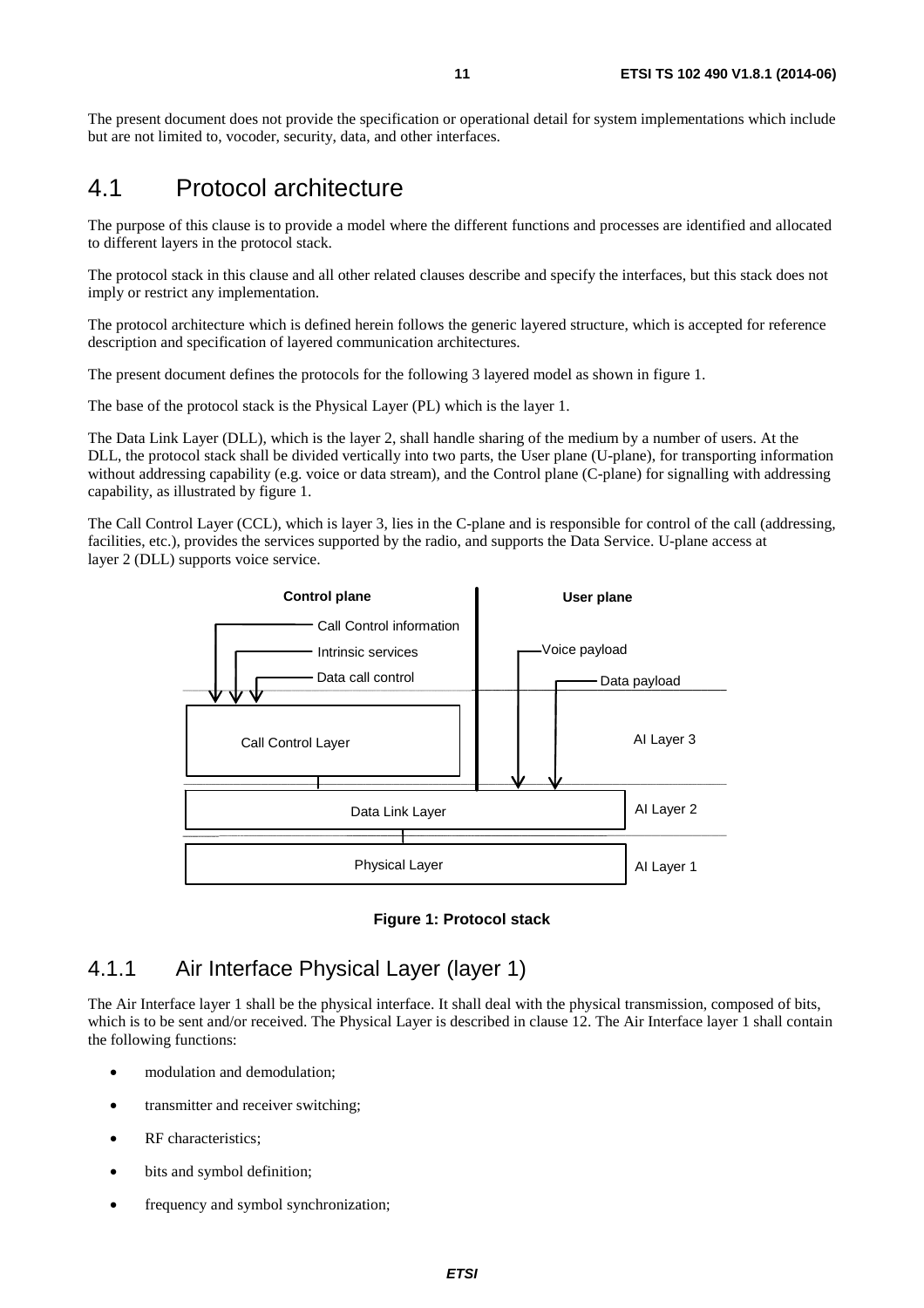The present document does not provide the specification or operational detail for system implementations which include but are not limited to, vocoder, security, data, and other interfaces.

## 4.1 Protocol architecture

The purpose of this clause is to provide a model where the different functions and processes are identified and allocated to different layers in the protocol stack.

The protocol stack in this clause and all other related clauses describe and specify the interfaces, but this stack does not imply or restrict any implementation.

The protocol architecture which is defined herein follows the generic layered structure, which is accepted for reference description and specification of layered communication architectures.

The present document defines the protocols for the following 3 layered model as shown in figure 1.

The base of the protocol stack is the Physical Layer (PL) which is the layer 1.

The Data Link Layer (DLL), which is the layer 2, shall handle sharing of the medium by a number of users. At the DLL, the protocol stack shall be divided vertically into two parts, the User plane (U-plane), for transporting information without addressing capability (e.g. voice or data stream), and the Control plane (C-plane) for signalling with addressing capability, as illustrated by figure 1.

The Call Control Layer (CCL), which is layer 3, lies in the C-plane and is responsible for control of the call (addressing, facilities, etc.), provides the services supported by the radio, and supports the Data Service. U-plane access at layer 2 (DLL) supports voice service.

Control plane
User plane
Call Control information
Intrinsic services
Data call control
Voice payload
Data payload
Call Control Layer
AI Layer 3
Data Link Layer
AI Layer 2
Physical Layer
AI Layer 1

**Figure 1: Protocol stack**

### 4.1.1 Air Interface Physical Layer (layer 1)

The Air Interface layer 1 shall be the physical interface. It shall deal with the physical transmission, composed of bits, which is to be sent and/or received. The Physical Layer is described in clause 12. The Air Interface layer 1 shall contain the following functions:

- modulation and demodulation;
- transmitter and receiver switching;
- RF characteristics;
- bits and symbol definition;
- frequency and symbol synchronization;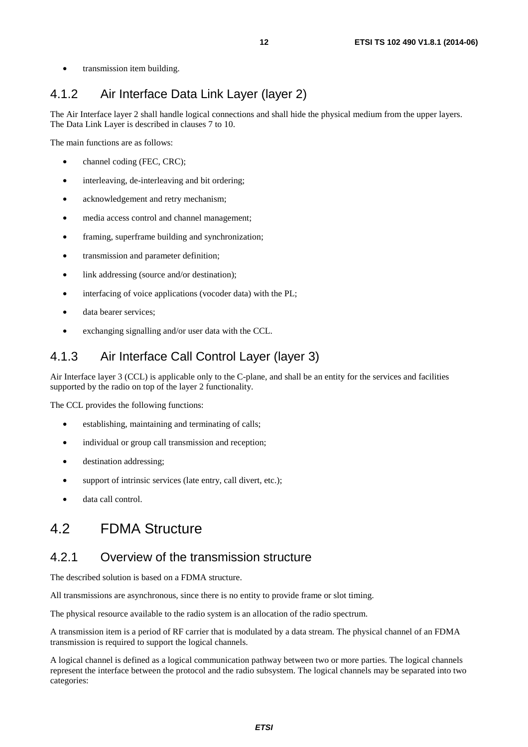- transmission item building.

### 4.1.2 Air Interface Data Link Layer (layer 2)

The Air Interface layer 2 shall handle logical connections and shall hide the physical medium from the upper layers. The Data Link Layer is described in clauses 7 to 10.

The main functions are as follows:

- channel coding (FEC, CRC);
- interleaving, de-interleaving and bit ordering;
- acknowledgement and retry mechanism;
- media access control and channel management;
- framing, superframe building and synchronization;
- transmission and parameter definition;
- link addressing (source and/or destination);
- interfacing of voice applications (vocoder data) with the PL;
- data bearer services;
- exchanging signalling and/or user data with the CCL.

### 4.1.3 Air Interface Call Control Layer (layer 3)

Air Interface layer 3 (CCL) is applicable only to the C-plane, and shall be an entity for the services and facilities supported by the radio on top of the layer 2 functionality.

The CCL provides the following functions:

- establishing, maintaining and terminating of calls;
- individual or group call transmission and reception;
- destination addressing;
- support of intrinsic services (late entry, call divert, etc.);
- data call control.

## 4.2 FDMA Structure

### 4.2.1 Overview of the transmission structure

The described solution is based on a FDMA structure.

All transmissions are asynchronous, since there is no entity to provide frame or slot timing.

The physical resource available to the radio system is an allocation of the radio spectrum.

A transmission item is a period of RF carrier that is modulated by a data stream. The physical channel of an FDMA transmission is required to support the logical channels.

A logical channel is defined as a logical communication pathway between two or more parties. The logical channels represent the interface between the protocol and the radio subsystem. The logical channels may be separated into two categories: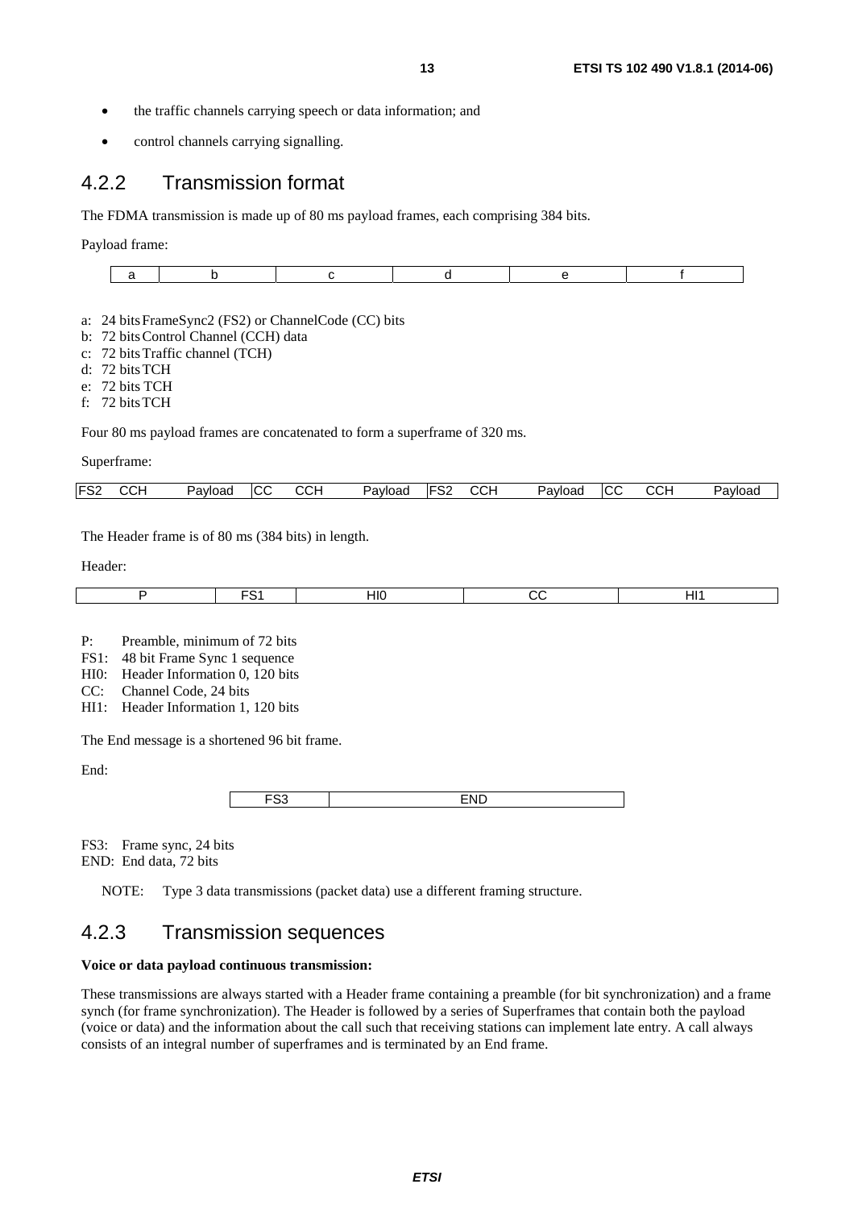- the traffic channels carrying speech or data information; and
- control channels carrying signalling.

### 4.2.2 Transmission format

The FDMA transmission is made up of 80 ms payload frames, each comprising 384 bits.

Payload frame:

| a | b | c | d | e | f |
|---|---|---|---|---|---|

a: 24 bits FrameSync2 (FS2) or ChannelCode (CC) bits
b: 72 bits Control Channel (CCH) data
c: 72 bits Traffic channel (TCH)
d: 72 bits TCH
e: 72 bits TCH
f: 72 bits TCH

Four 80 ms payload frames are concatenated to form a superframe of 320 ms.

Superframe:

| FS2 | CCH | Payload | CC | CCH | Payload | FS2 | CCH | Payload | CC | CCH | Payload |
|---|---|---|---|---|---|---|---|---|---|---|---|

The Header frame is of 80 ms (384 bits) in length.

Header:

| P | FS1 | HI0 | CC | HI1 |
|---|---|---|---|---|

P: Preamble, minimum of 72 bits
FS1: 48 bit Frame Sync 1 sequence
HI0: Header Information 0, 120 bits
CC: Channel Code, 24 bits
HI1: Header Information 1, 120 bits

The End message is a shortened 96 bit frame.

End:

| FS3 | END |
|---|---|

FS3: Frame sync, 24 bits
END: End data, 72 bits

NOTE: Type 3 data transmissions (packet data) use a different framing structure.

### 4.2.3 Transmission sequences

**Voice or data payload continuous transmission:**

These transmissions are always started with a Header frame containing a preamble (for bit synchronization) and a frame synch (for frame synchronization). The Header is followed by a series of Superframes that contain both the payload (voice or data) and the information about the call such that receiving stations can implement late entry. A call always consists of an integral number of superframes and is terminated by an End frame.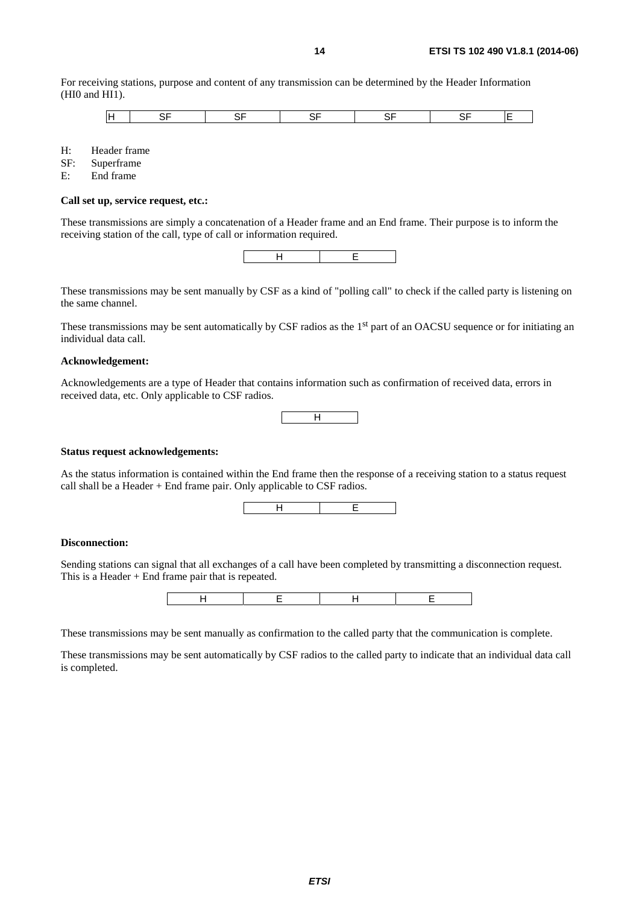For receiving stations, purpose and content of any transmission can be determined by the Header Information (HI0 and HI1).

| H | SF | SF | SF | SF | SF | E |
|---|---|---|---|---|---|---|

H: Header frame

SF: Superframe

E: End frame

**Call set up, service request, etc.:**

These transmissions are simply a concatenation of a Header frame and an End frame. Their purpose is to inform the receiving station of the call, type of call or information required.

| H | E |
|---|---|

These transmissions may be sent manually by CSF as a kind of "polling call" to check if the called party is listening on the same channel.

These transmissions may be sent automatically by CSF radios as the 1st part of an OACSU sequence or for initiating an individual data call.

**Acknowledgement:**

Acknowledgements are a type of Header that contains information such as confirmation of received data, errors in received data, etc. Only applicable to CSF radios.

| H |
|---|

**Status request acknowledgements:**

As the status information is contained within the End frame then the response of a receiving station to a status request call shall be a Header + End frame pair. Only applicable to CSF radios.

| H | E |
|---|---|

**Disconnection:**

Sending stations can signal that all exchanges of a call have been completed by transmitting a disconnection request. This is a Header + End frame pair that is repeated.

| H | E | H | E |
|---|---|---|---|

These transmissions may be sent manually as confirmation to the called party that the communication is complete.

These transmissions may be sent automatically by CSF radios to the called party to indicate that an individual data call is completed.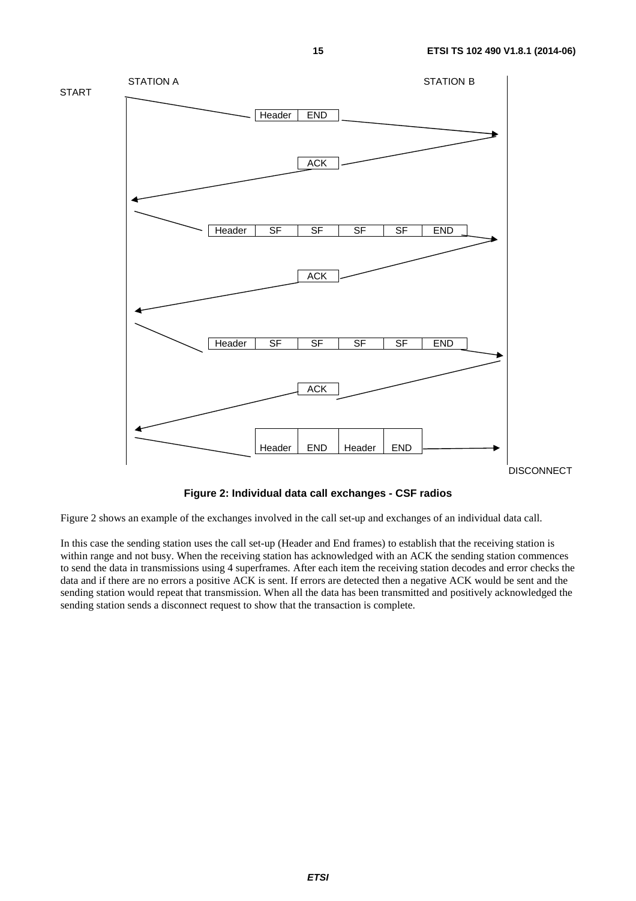START

STATION A

STATION B

Header END

ACK

Header SF SF SF SF END

ACK

Header SF SF SF SF END

ACK

Header END Header END

DISCONNECT

**Figure 2: Individual data call exchanges - CSF radios**

Figure 2 shows an example of the exchanges involved in the call set-up and exchanges of an individual data call.

In this case the sending station uses the call set-up (Header and End frames) to establish that the receiving station is within range and not busy. When the receiving station has acknowledged with an ACK the sending station commences to send the data in transmissions using 4 superframes. After each item the receiving station decodes and error checks the data and if there are no errors a positive ACK is sent. If errors are detected then a negative ACK would be sent and the sending station would repeat that transmission. When all the data has been transmitted and positively acknowledged the sending station sends a disconnect request to show that the transaction is complete.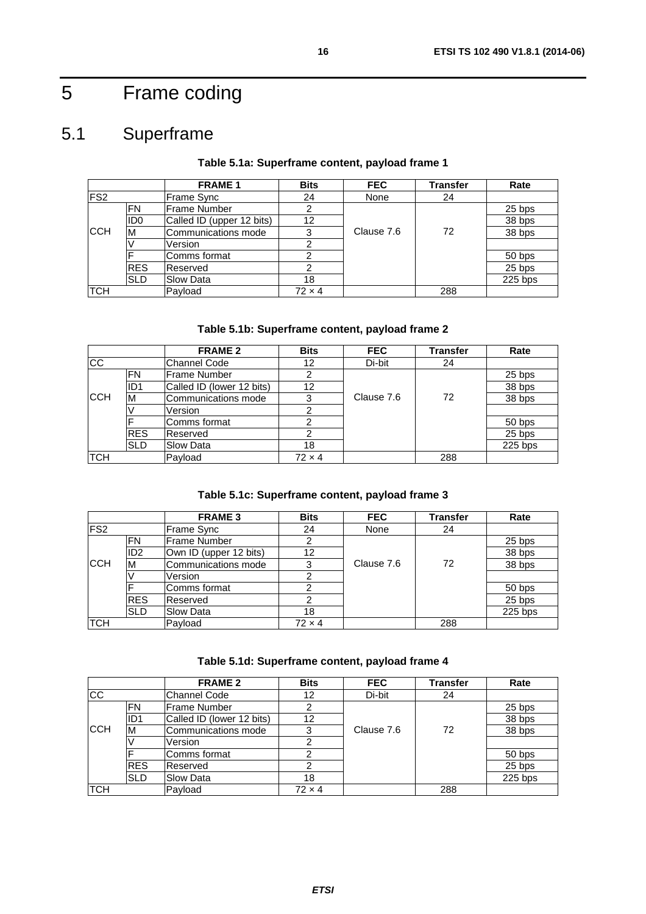# 5 Frame coding

## 5.1 Superframe

**Table 5.1a: Superframe content, payload frame 1**

| | | FRAME 1 | Bits | FEC | Transfer | Rate |
|---|---|---|---|---|---|---|
| FS2 | | Frame Sync | 24 | None | 24 | |
| CCH | FN | Frame Number | 2 | Clause 7.6 | 72 | 25 bps |
| | ID0 | Called ID (upper 12 bits) | 12 | | | 38 bps |
| | M | Communications mode | 3 | | | 38 bps |
| | V | Version | 2 | | | |
| | F | Comms format | 2 | | | 50 bps |
| | RES | Reserved | 2 | | | 25 bps |
| | SLD | Slow Data | 18 | | | 225 bps |
| TCH | | Payload | 72 × 4 | | 288 | |

**Table 5.1b: Superframe content, payload frame 2**

| | | FRAME 2 | Bits | FEC | Transfer | Rate |
|---|---|---|---|---|---|---|
| CC | | Channel Code | 12 | Di-bit | 24 | |
| CCH | FN | Frame Number | 2 | Clause 7.6 | 72 | 25 bps |
| | ID1 | Called ID (lower 12 bits) | 12 | | | 38 bps |
| | M | Communications mode | 3 | | | 38 bps |
| | V | Version | 2 | | | |
| | F | Comms format | 2 | | | 50 bps |
| | RES | Reserved | 2 | | | 25 bps |
| | SLD | Slow Data | 18 | | | 225 bps |
| TCH | | Payload | 72 × 4 | | 288 | |

**Table 5.1c: Superframe content, payload frame 3**

| | | FRAME 3 | Bits | FEC | Transfer | Rate |
|---|---|---|---|---|---|---|
| FS2 | | Frame Sync | 24 | None | 24 | |
| CCH | FN | Frame Number | 2 | Clause 7.6 | 72 | 25 bps |
| | ID2 | Own ID (upper 12 bits) | 12 | | | 38 bps |
| | M | Communications mode | 3 | | | 38 bps |
| | V | Version | 2 | | | |
| | F | Comms format | 2 | | | 50 bps |
| | RES | Reserved | 2 | | | 25 bps |
| | SLD | Slow Data | 18 | | | 225 bps |
| TCH | | Payload | 72 × 4 | | 288 | |

**Table 5.1d: Superframe content, payload frame 4**

| | | FRAME 2 | Bits | FEC | Transfer | Rate |
|---|---|---|---|---|---|---|
| CC | | Channel Code | 12 | Di-bit | 24 | |
| CCH | FN | Frame Number | 2 | Clause 7.6 | 72 | 25 bps |
| | ID1 | Called ID (lower 12 bits) | 12 | | | 38 bps |
| | M | Communications mode | 3 | | | 38 bps |
| | V | Version | 2 | | | |
| | F | Comms format | 2 | | | 50 bps |
| | RES | Reserved | 2 | | | 25 bps |
| | SLD | Slow Data | 18 | | | 225 bps |
| TCH | | Payload | 72 × 4 | | 288 | |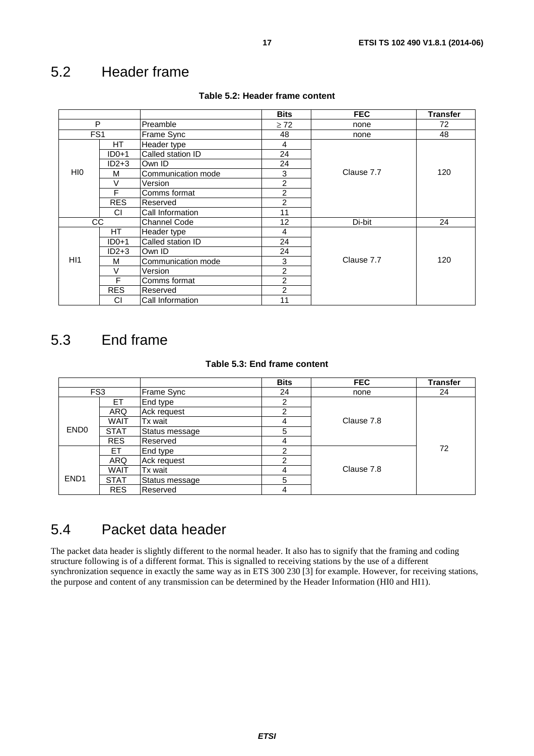## 5.2 Header frame

**Table 5.2: Header frame content**

| | | | Bits | FEC | Transfer |
|---|---|---|---|---|---|
| P | | Preamble | ≥ 72 | none | 72 |
| FS1 | | Frame Sync | 48 | none | 48 |
| HI0 | HT | Header type | 4 | Clause 7.7 | 120 |
| | ID0+1 | Called station ID | 24 | | |
| | ID2+3 | Own ID | 24 | | |
| | M | Communication mode | 3 | | |
| | V | Version | 2 | | |
| | F | Comms format | 2 | | |
| | RES | Reserved | 2 | | |
| | CI | Call Information | 11 | | |
| CC | | Channel Code | 12 | Di-bit | 24 |
| HI1 | HT | Header type | 4 | Clause 7.7 | 120 |
| | ID0+1 | Called station ID | 24 | | |
| | ID2+3 | Own ID | 24 | | |
| | M | Communication mode | 3 | | |
| | V | Version | 2 | | |
| | F | Comms format | 2 | | |
| | RES | Reserved | 2 | | |
| | CI | Call Information | 11 | | |

## 5.3 End frame

**Table 5.3: End frame content**

| | | | Bits | FEC | Transfer |
|---|---|---|---|---|---|
| FS3 | | Frame Sync | 24 | none | 24 |
| END0 | ET | End type | 2 | Clause 7.8 | 72 |
| | ARQ | Ack request | 2 | | |
| | WAIT | Tx wait | 4 | | |
| | STAT | Status message | 5 | | |
| | RES | Reserved | 4 | | |
| END1 | ET | End type | 2 | Clause 7.8 | |
| | ARQ | Ack request | 2 | | |
| | WAIT | Tx wait | 4 | | |
| | STAT | Status message | 5 | | |
| | RES | Reserved | 4 | | |

## 5.4 Packet data header

The packet data header is slightly different to the normal header. It also has to signify that the framing and coding structure following is of a different format. This is signalled to receiving stations by the use of a different synchronization sequence in exactly the same way as in ETS 300 230 [3] for example. However, for receiving stations, the purpose and content of any transmission can be determined by the Header Information (HI0 and HI1).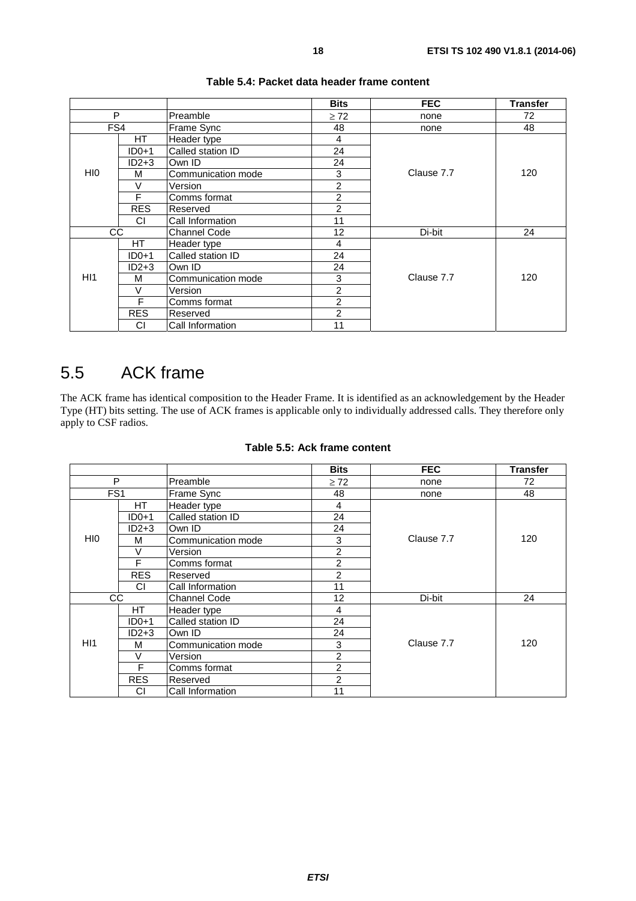**Table 5.4: Packet data header frame content**

| | | | Bits | FEC | Transfer |
|---|---|---|---|---|---|
| P | | Preamble | ≥ 72 | none | 72 |
| FS4 | | Frame Sync | 48 | none | 48 |
| HI0 | HT | Header type | 4 | Clause 7.7 | 120 |
| | ID0+1 | Called station ID | 24 | | |
| | ID2+3 | Own ID | 24 | | |
| | M | Communication mode | 3 | | |
| | V | Version | 2 | | |
| | F | Comms format | 2 | | |
| | RES | Reserved | 2 | | |
| | CI | Call Information | 11 | | |
| CC | | Channel Code | 12 | Di-bit | 24 |
| HI1 | HT | Header type | 4 | Clause 7.7 | 120 |
| | ID0+1 | Called station ID | 24 | | |
| | ID2+3 | Own ID | 24 | | |
| | M | Communication mode | 3 | | |
| | V | Version | 2 | | |
| | F | Comms format | 2 | | |
| | RES | Reserved | 2 | | |
| | CI | Call Information | 11 | | |

## 5.5 ACK frame

The ACK frame has identical composition to the Header Frame. It is identified as an acknowledgement by the Header Type (HT) bits setting. The use of ACK frames is applicable only to individually addressed calls. They therefore only apply to CSF radios.

**Table 5.5: Ack frame content**

| | | | Bits | FEC | Transfer |
|---|---|---|---|---|---|
| P | | Preamble | ≥ 72 | none | 72 |
| FS1 | | Frame Sync | 48 | none | 48 |
| HI0 | HT | Header type | 4 | Clause 7.7 | 120 |
| | ID0+1 | Called station ID | 24 | | |
| | ID2+3 | Own ID | 24 | | |
| | M | Communication mode | 3 | | |
| | V | Version | 2 | | |
| | F | Comms format | 2 | | |
| | RES | Reserved | 2 | | |
| | CI | Call Information | 11 | | |
| CC | | Channel Code | 12 | Di-bit | 24 |
| HI1 | HT | Header type | 4 | Clause 7.7 | 120 |
| | ID0+1 | Called station ID | 24 | | |
| | ID2+3 | Own ID | 24 | | |
| | M | Communication mode | 3 | | |
| | V | Version | 2 | | |
| | F | Comms format | 2 | | |
| | RES | Reserved | 2 | | |
| | CI | Call Information | 11 | | |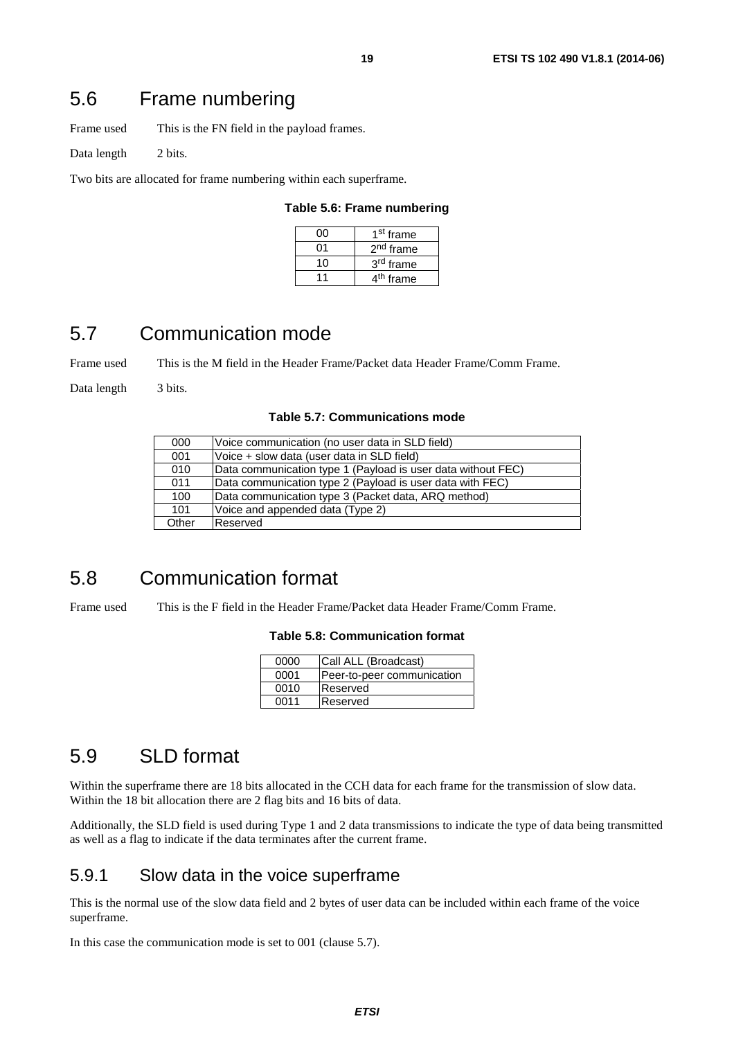## 5.6 Frame numbering

Frame used This is the FN field in the payload frames.

Data length 2 bits.

Two bits are allocated for frame numbering within each superframe.

**Table 5.6: Frame numbering**

| | |
|---|---|
| 00 | 1st frame |
| 01 | 2nd frame |
| 10 | 3rd frame |
| 11 | 4th frame |

## 5.7 Communication mode

Frame used This is the M field in the Header Frame/Packet data Header Frame/Comm Frame.

Data length 3 bits.

**Table 5.7: Communications mode**

| | |
|---|---|
| 000 | Voice communication (no user data in SLD field) |
| 001 | Voice + slow data (user data in SLD field) |
| 010 | Data communication type 1 (Payload is user data without FEC) |
| 011 | Data communication type 2 (Payload is user data with FEC) |
| 100 | Data communication type 3 (Packet data, ARQ method) |
| 101 | Voice and appended data (Type 2) |
| Other | Reserved |

## 5.8 Communication format

Frame used This is the F field in the Header Frame/Packet data Header Frame/Comm Frame.

**Table 5.8: Communication format**

| | |
|---|---|
| 0000 | Call ALL (Broadcast) |
| 0001 | Peer-to-peer communication |
| 0010 | Reserved |
| 0011 | Reserved |

## 5.9 SLD format

Within the superframe there are 18 bits allocated in the CCH data for each frame for the transmission of slow data. Within the 18 bit allocation there are 2 flag bits and 16 bits of data.

Additionally, the SLD field is used during Type 1 and 2 data transmissions to indicate the type of data being transmitted as well as a flag to indicate if the data terminates after the current frame.

### 5.9.1 Slow data in the voice superframe

This is the normal use of the slow data field and 2 bytes of user data can be included within each frame of the voice superframe.

In this case the communication mode is set to 001 (clause 5.7).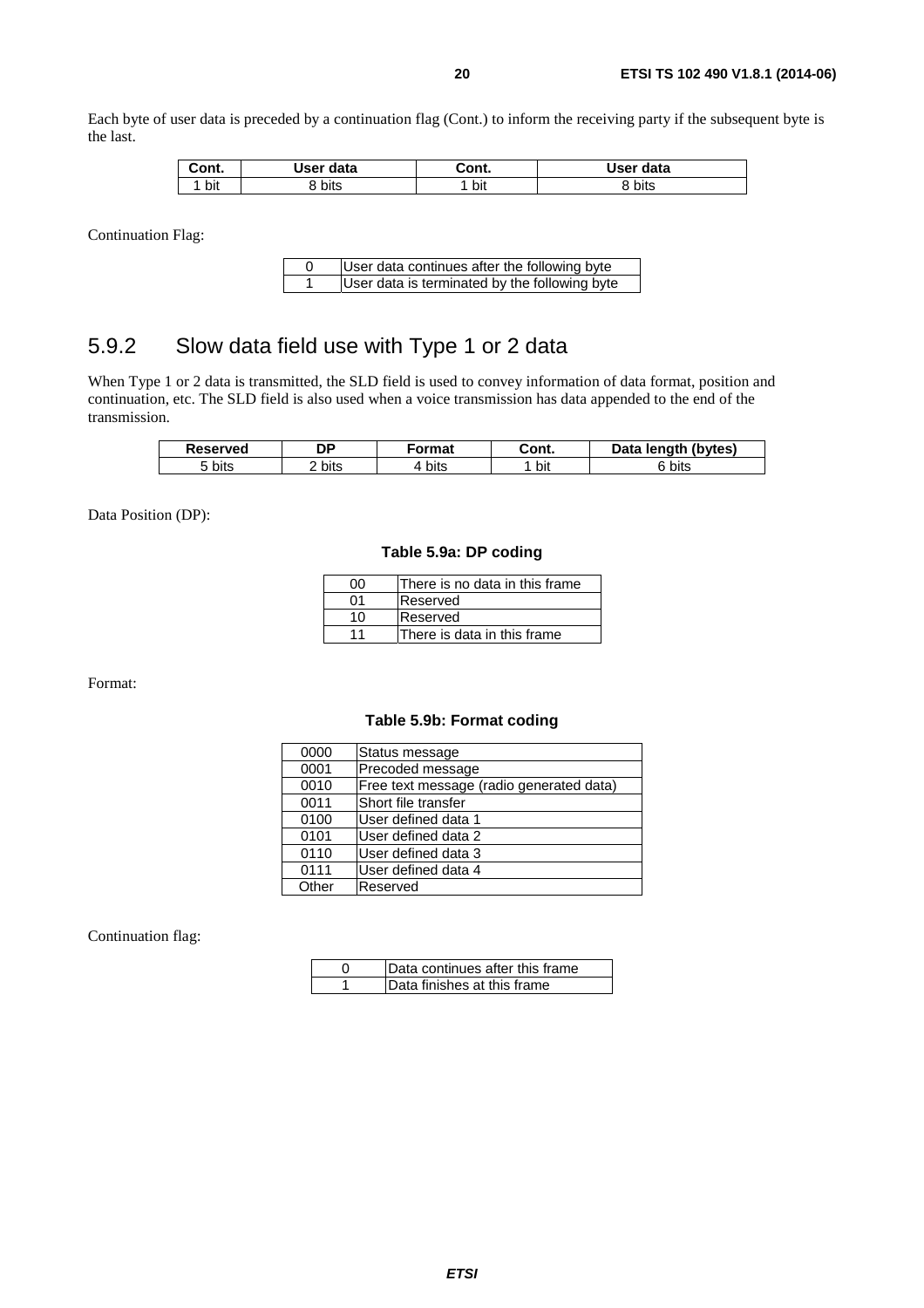Each byte of user data is preceded by a continuation flag (Cont.) to inform the receiving party if the subsequent byte is the last.

| Cont. | User data | Cont. | User data |
|---|---|---|---|
| 1 bit | 8 bits | 1 bit | 8 bits |

Continuation Flag:

| | |
|---|---|
| 0 | User data continues after the following byte |
| 1 | User data is terminated by the following byte |

### 5.9.2 Slow data field use with Type 1 or 2 data

When Type 1 or 2 data is transmitted, the SLD field is used to convey information of data format, position and continuation, etc. The SLD field is also used when a voice transmission has data appended to the end of the transmission.

| Reserved | DP | Format | Cont. | Data length (bytes) |
|---|---|---|---|---|
| 5 bits | 2 bits | 4 bits | 1 bit | 6 bits |

Data Position (DP):

**Table 5.9a: DP coding**

| | |
|---|---|
| 00 | There is no data in this frame |
| 01 | Reserved |
| 10 | Reserved |
| 11 | There is data in this frame |

Format:

**Table 5.9b: Format coding**

| | |
|---|---|
| 0000 | Status message |
| 0001 | Precoded message |
| 0010 | Free text message (radio generated data) |
| 0011 | Short file transfer |
| 0100 | User defined data 1 |
| 0101 | User defined data 2 |
| 0110 | User defined data 3 |
| 0111 | User defined data 4 |
| Other | Reserved |

Continuation flag:

| | |
|---|---|
| 0 | Data continues after this frame |
| 1 | Data finishes at this frame |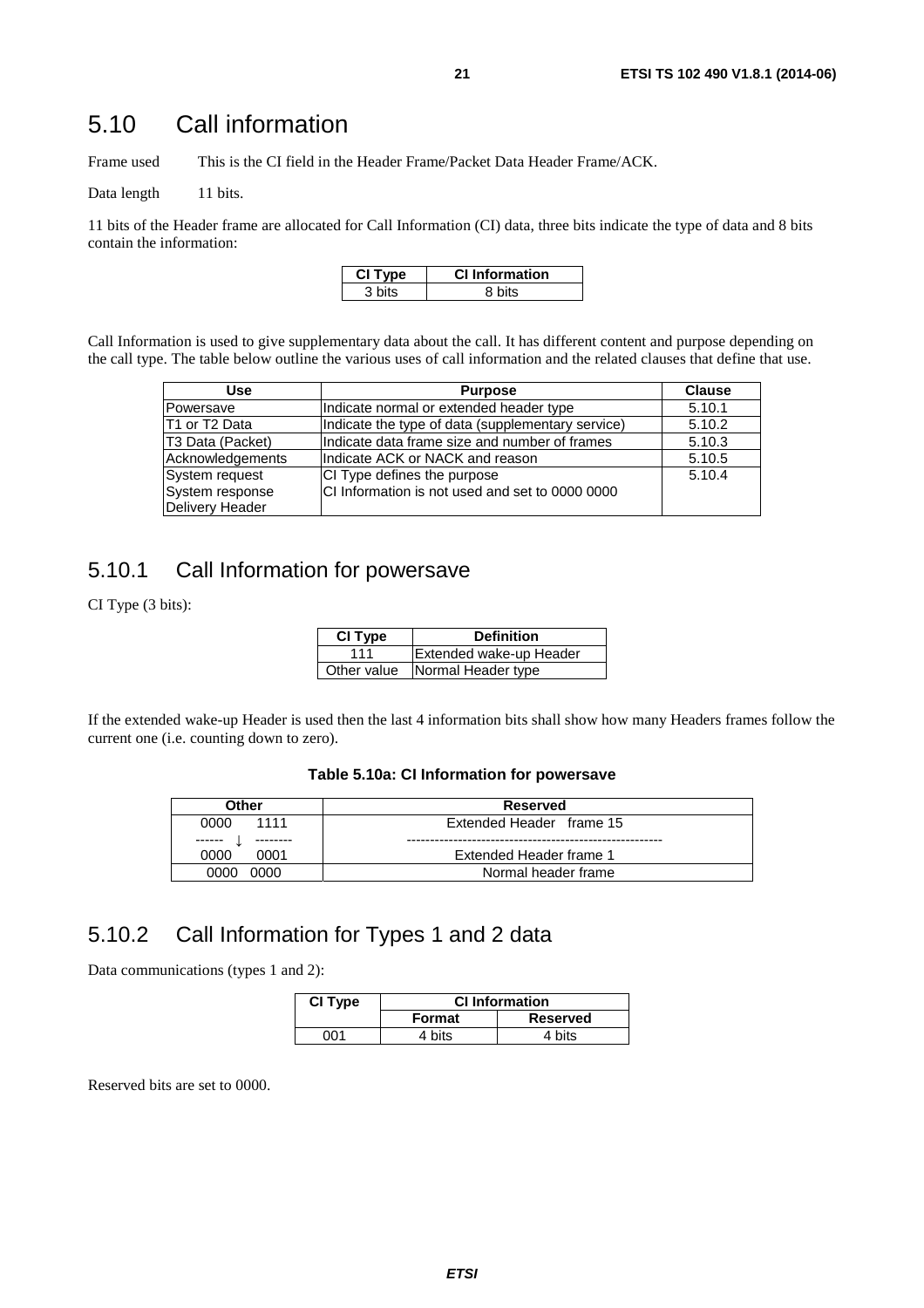## 5.10 Call information

Frame used This is the CI field in the Header Frame/Packet Data Header Frame/ACK.

Data length 11 bits.

11 bits of the Header frame are allocated for Call Information (CI) data, three bits indicate the type of data and 8 bits contain the information:

| CI Type | CI Information |
|---|---|
| 3 bits | 8 bits |

Call Information is used to give supplementary data about the call. It has different content and purpose depending on the call type. The table below outline the various uses of call information and the related clauses that define that use.

| Use | Purpose | Clause |
|---|---|---|
| Powersave | Indicate normal or extended header type | 5.10.1 |
| T1 or T2 Data | Indicate the type of data (supplementary service) | 5.10.2 |
| T3 Data (Packet) | Indicate data frame size and number of frames | 5.10.3 |
| Acknowledgements | Indicate ACK or NACK and reason | 5.10.5 |
| System request<br>System response<br>Delivery Header | CI Type defines the purpose<br>CI Information is not used and set to 0000 0000 | 5.10.4 |

### 5.10.1 Call Information for powersave

CI Type (3 bits):

| CI Type | Definition |
|---|---|
| 111 | Extended wake-up Header |
| Other value | Normal Header type |

If the extended wake-up Header is used then the last 4 information bits shall show how many Headers frames follow the current one (i.e. counting down to zero).

**Table 5.10a: CI Information for powersave**

| Other | Reserved |
|---|---|
| 0000 1111 | Extended Header frame 15 |
| ------ ↓ -------- | -------------------------------------------------------- |
| 0000 0001 | Extended Header frame 1 |
| 0000 0000 | Normal header frame |

### 5.10.2 Call Information for Types 1 and 2 data

Data communications (types 1 and 2):

| CI Type | CI Information | |
|---|---|---|
| | Format | Reserved |
| 001 | 4 bits | 4 bits |

Reserved bits are set to 0000.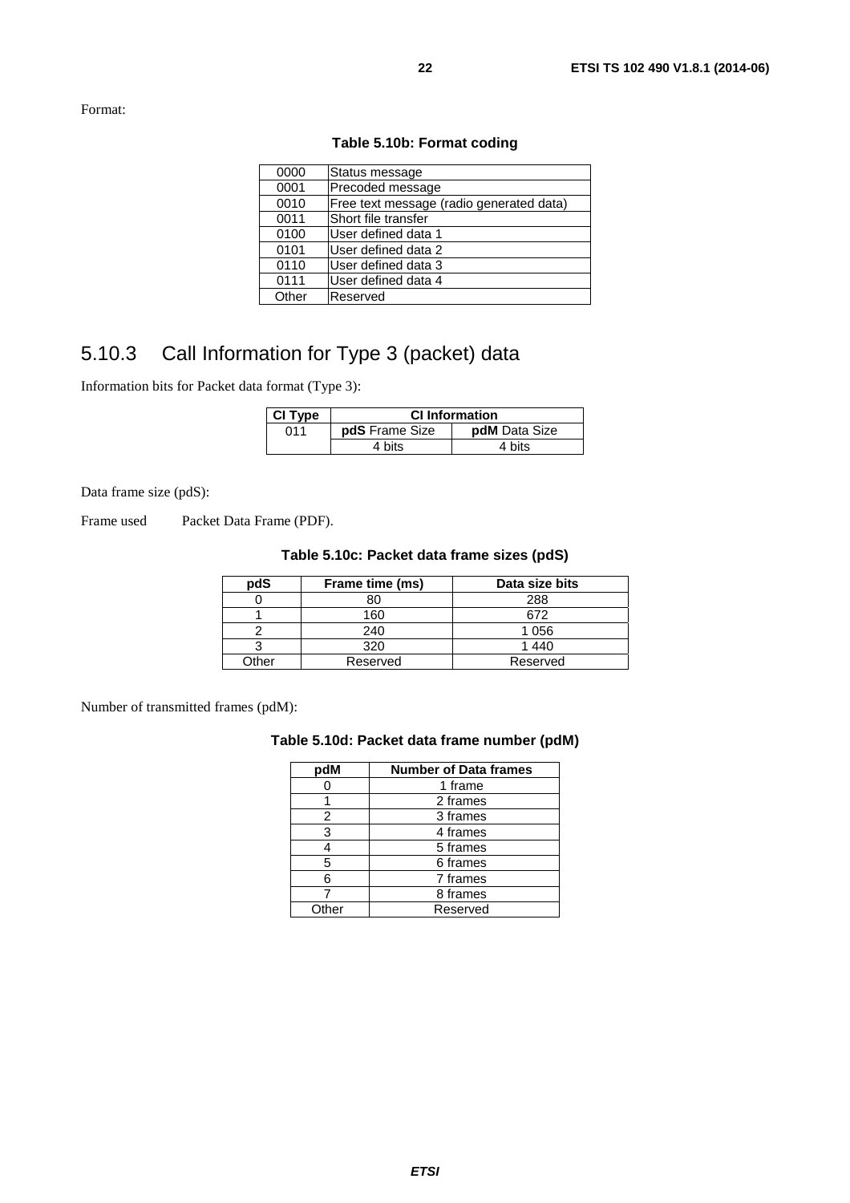Format:

**Table 5.10b: Format coding**

| | |
|---|---|
| 0000 | Status message |
| 0001 | Precoded message |
| 0010 | Free text message (radio generated data) |
| 0011 | Short file transfer |
| 0100 | User defined data 1 |
| 0101 | User defined data 2 |
| 0110 | User defined data 3 |
| 0111 | User defined data 4 |
| Other | Reserved |

## 5.10.3 Call Information for Type 3 (packet) data

Information bits for Packet data format (Type 3):

| CI Type | CI Information | |
|---|---|---|
| 011 | **pdS** Frame Size | **pdM** Data Size |
| | 4 bits | 4 bits |

Data frame size (pdS):

Frame used Packet Data Frame (PDF).

**Table 5.10c: Packet data frame sizes (pdS)**

| pdS | Frame time (ms) | Data size bits |
|---|---|---|
| 0 | 80 | 288 |
| 1 | 160 | 672 |
| 2 | 240 | 1 056 |
| 3 | 320 | 1 440 |
| Other | Reserved | Reserved |

Number of transmitted frames (pdM):

**Table 5.10d: Packet data frame number (pdM)**

| pdM | Number of Data frames |
|---|---|
| 0 | 1 frame |
| 1 | 2 frames |
| 2 | 3 frames |
| 3 | 4 frames |
| 4 | 5 frames |
| 5 | 6 frames |
| 6 | 7 frames |
| 7 | 8 frames |
| Other | Reserved |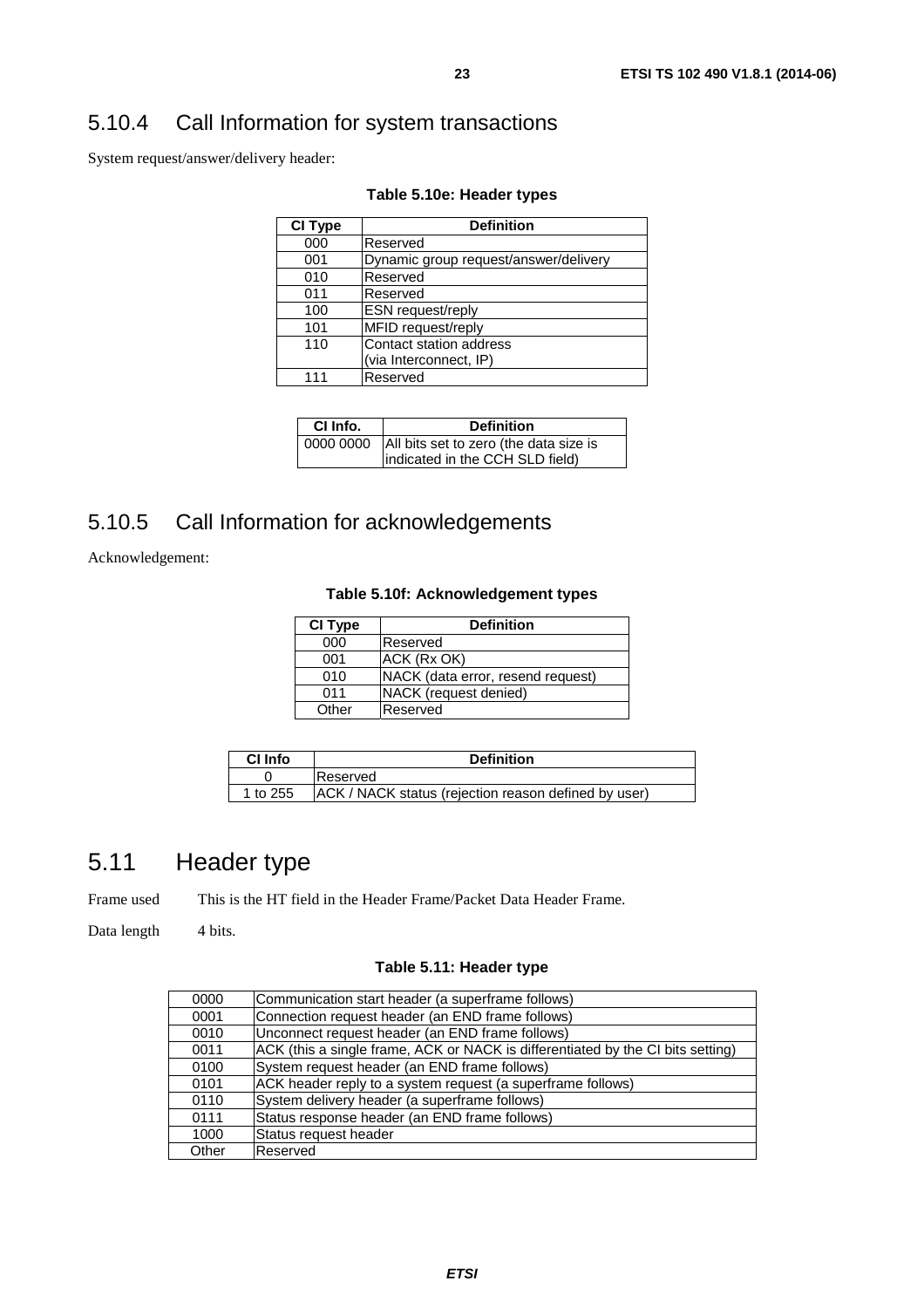### 5.10.4 Call Information for system transactions

System request/answer/delivery header:

**Table 5.10e: Header types**

| CI Type | Definition |
|---|---|
| 000 | Reserved |
| 001 | Dynamic group request/answer/delivery |
| 010 | Reserved |
| 011 | Reserved |
| 100 | ESN request/reply |
| 101 | MFID request/reply |
| 110 | Contact station address (via Interconnect, IP) |
| 111 | Reserved |

| CI Info. | Definition |
|---|---|
| 0000 0000 | All bits set to zero (the data size is indicated in the CCH SLD field) |

### 5.10.5 Call Information for acknowledgements

Acknowledgement:

**Table 5.10f: Acknowledgement types**

| CI Type | Definition |
|---|---|
| 000 | Reserved |
| 001 | ACK (Rx OK) |
| 010 | NACK (data error, resend request) |
| 011 | NACK (request denied) |
| Other | Reserved |

| CI Info | Definition |
|---|---|
| 0 | Reserved |
| 1 to 255 | ACK / NACK status (rejection reason defined by user) |

## 5.11 Header type

Frame used This is the HT field in the Header Frame/Packet Data Header Frame.

Data length 4 bits.

**Table 5.11: Header type**

| | |
|---|---|
| 0000 | Communication start header (a superframe follows) |
| 0001 | Connection request header (an END frame follows) |
| 0010 | Unconnect request header (an END frame follows) |
| 0011 | ACK (this a single frame, ACK or NACK is differentiated by the CI bits setting) |
| 0100 | System request header (an END frame follows) |
| 0101 | ACK header reply to a system request (a superframe follows) |
| 0110 | System delivery header (a superframe follows) |
| 0111 | Status response header (an END frame follows) |
| 1000 | Status request header |
| Other | Reserved |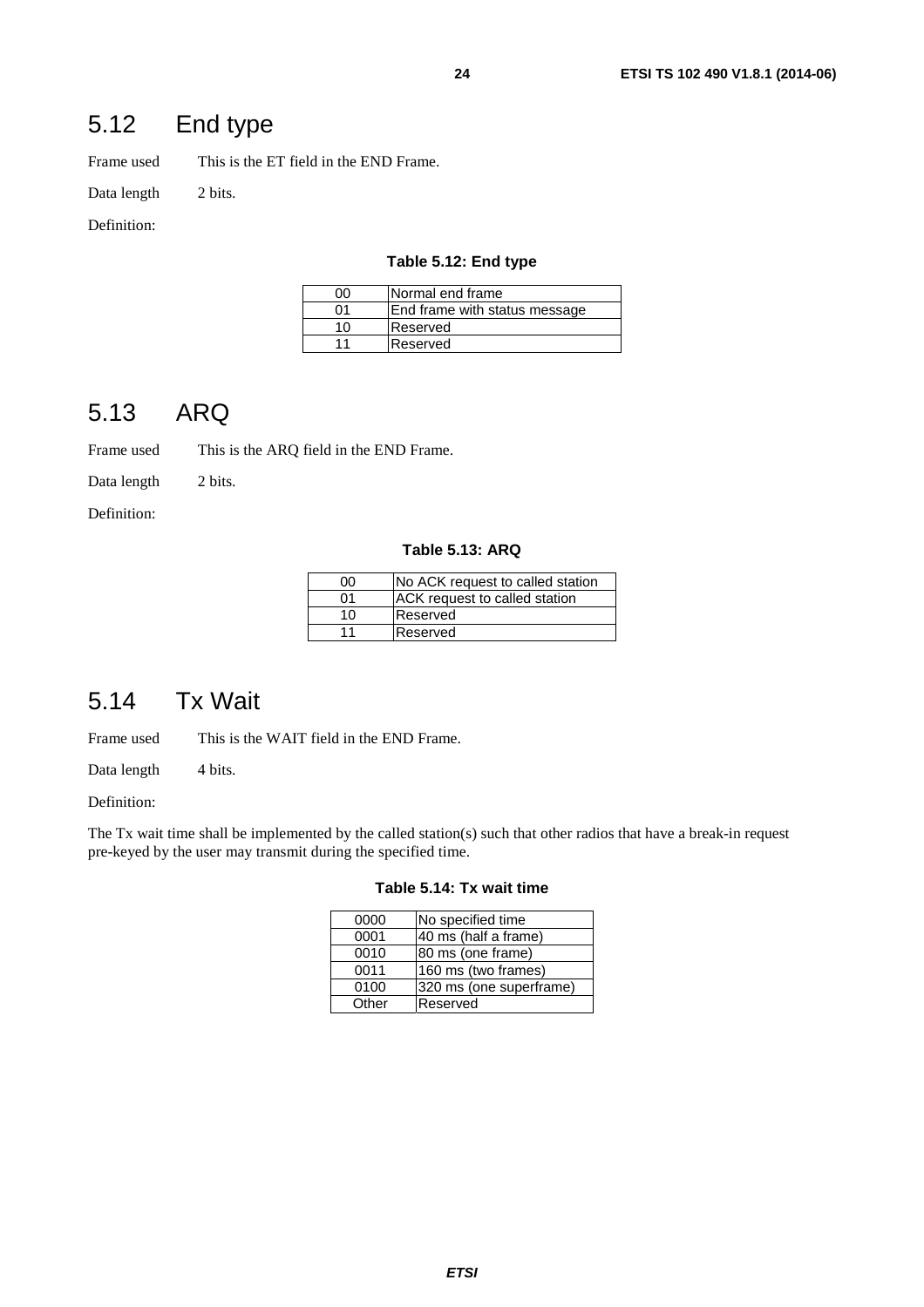## 5.12 End type

Frame used This is the ET field in the END Frame.

Data length 2 bits.

Definition:

**Table 5.12: End type**

| | |
|---|---|
| 00 | Normal end frame |
| 01 | End frame with status message |
| 10 | Reserved |
| 11 | Reserved |

## 5.13 ARQ

Frame used This is the ARQ field in the END Frame.

Data length 2 bits.

Definition:

**Table 5.13: ARQ**

| | |
|---|---|
| 00 | No ACK request to called station |
| 01 | ACK request to called station |
| 10 | Reserved |
| 11 | Reserved |

## 5.14 Tx Wait

Frame used This is the WAIT field in the END Frame.

Data length 4 bits.

Definition:

The Tx wait time shall be implemented by the called station(s) such that other radios that have a break-in request pre-keyed by the user may transmit during the specified time.

**Table 5.14: Tx wait time**

| | |
|---|---|
| 0000 | No specified time |
| 0001 | 40 ms (half a frame) |
| 0010 | 80 ms (one frame) |
| 0011 | 160 ms (two frames) |
| 0100 | 320 ms (one superframe) |
| Other | Reserved |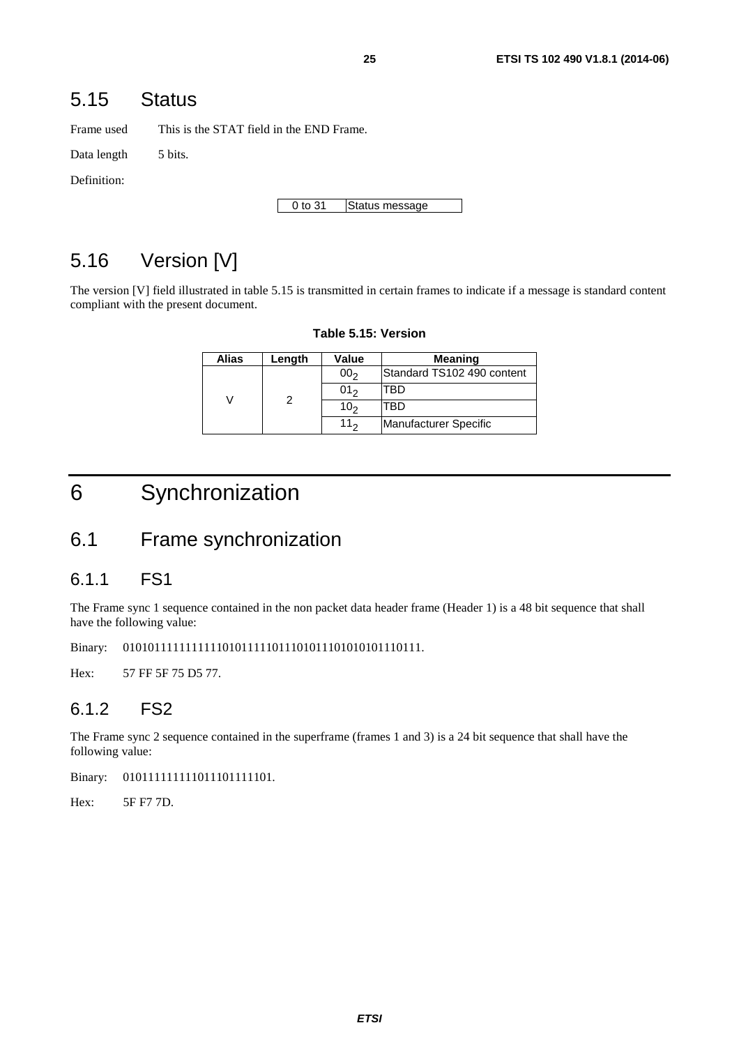## 5.15 Status

Frame used This is the STAT field in the END Frame.

Data length 5 bits.

Definition:

| 0 to 31 | Status message |
|---|---|

## 5.16 Version [V]

The version [V] field illustrated in table 5.15 is transmitted in certain frames to indicate if a message is standard content compliant with the present document.

**Table 5.15: Version**

| Alias | Length | Value | Meaning |
|---|---|---|---|
| V | 2 | $00_2$ | Standard TS102 490 content |
| | | $01_2$ | TBD |
| | | $10_2$ | TBD |
| | | $11_2$ | Manufacturer Specific |

# 6 Synchronization

## 6.1 Frame synchronization

### 6.1.1 FS1

The Frame sync 1 sequence contained in the non packet data header frame (Header 1) is a 48 bit sequence that shall have the following value:

Binary: 010101111111111101011111011101011101010101110111.

Hex: 57 FF 5F 75 D5 77.

### 6.1.2 FS2

The Frame sync 2 sequence contained in the superframe (frames 1 and 3) is a 24 bit sequence that shall have the following value:

Binary: 010111111111011101111101.

Hex: 5F F7 7D.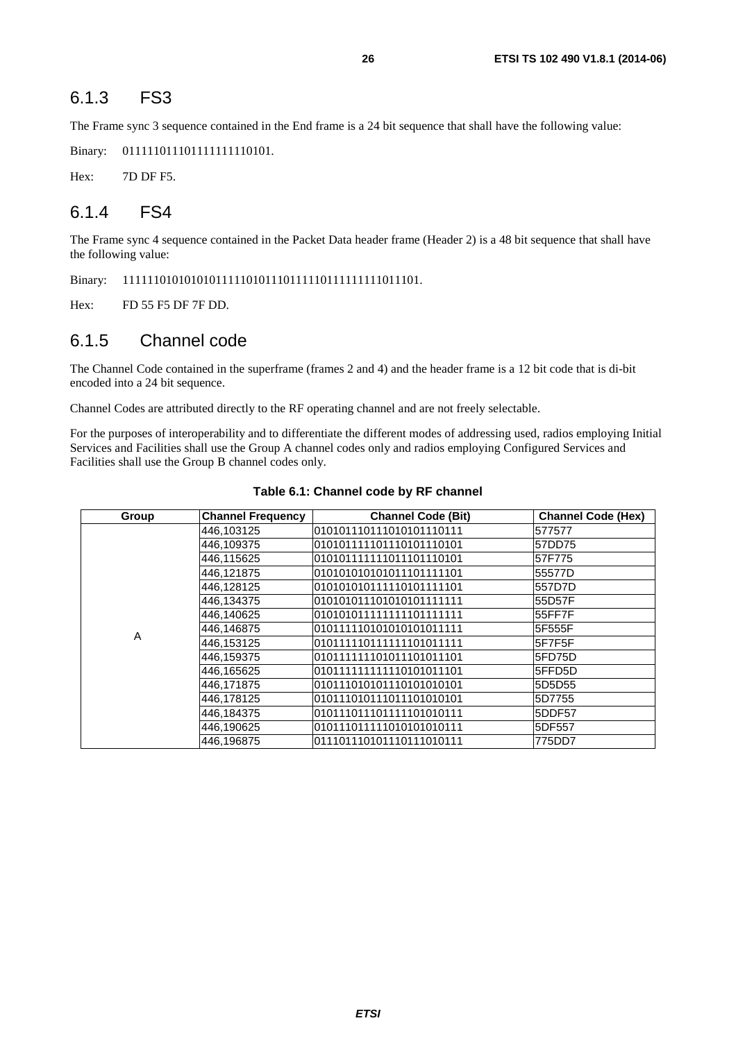## 6.1.3 FS3

The Frame sync 3 sequence contained in the End frame is a 24 bit sequence that shall have the following value:

Binary: 011111011101111111110101.

Hex: 7D DF F5.

## 6.1.4 FS4

The Frame sync 4 sequence contained in the Packet Data header frame (Header 2) is a 48 bit sequence that shall have the following value:

Binary: 111111010101010111110101110111110111111111011101.

Hex: FD 55 F5 DF 7F DD.

## 6.1.5 Channel code

The Channel Code contained in the superframe (frames 2 and 4) and the header frame is a 12 bit code that is di-bit encoded into a 24 bit sequence.

Channel Codes are attributed directly to the RF operating channel and are not freely selectable.

For the purposes of interoperability and to differentiate the different modes of addressing used, radios employing Initial Services and Facilities shall use the Group A channel codes only and radios employing Configured Services and Facilities shall use the Group B channel codes only.

**Table 6.1: Channel code by RF channel**

| Group | Channel Frequency | Channel Code (Bit) | Channel Code (Hex) |
|---|---|---|---|
| A | 446,103125 | 010101110111010101110111 | 577577 |
| | 446,109375 | 010101111101110101110101 | 57DD75 |
| | 446,115625 | 010101111111011101110101 | 57F775 |
| | 446,121875 | 010101010101011101111101 | 55577D |
| | 446,128125 | 010101010111110101111101 | 557D7D |
| | 446,134375 | 010101011101010101111111 | 55D57F |
| | 446,140625 | 010101011111111101111111 | 55FF7F |
| | 446,146875 | 010111110101010101011111 | 5F555F |
| | 446,153125 | 010111110111111101011111 | 5F7F5F |
| | 446,159375 | 010111111101011101011101 | 5FD75D |
| | 446,165625 | 010111111111110101011101 | 5FFD5D |
| | 446,171875 | 010111010101110101010101 | 5D5D55 |
| | 446,178125 | 010111010111011101010101 | 5D7755 |
| | 446,184375 | 010111011101111101010111 | 5DDF57 |
| | 446,190625 | 010111011111010101010111 | 5DF557 |
| | 446,196875 | 011101110101110111010111 | 775DD7 |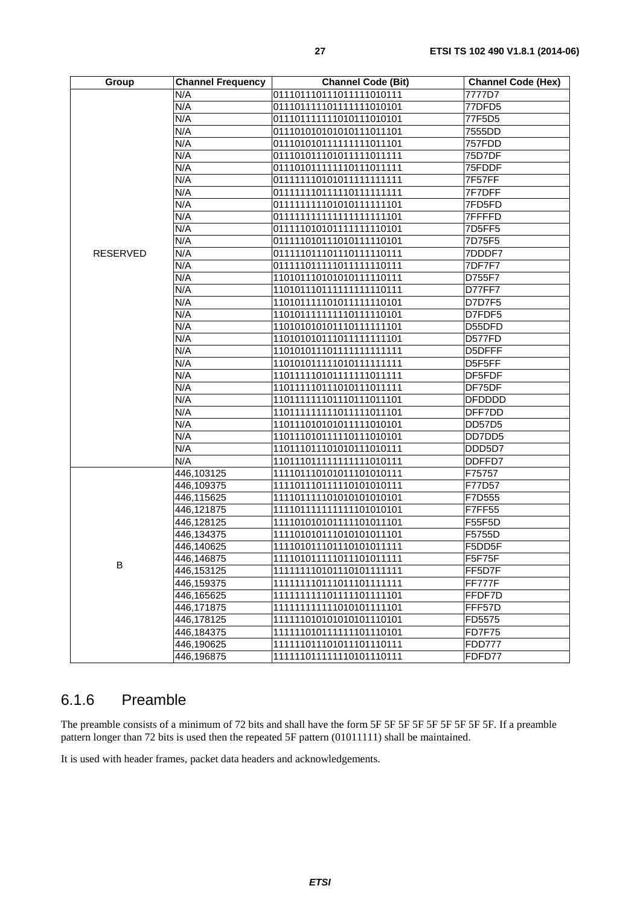| Group | Channel Frequency | Channel Code (Bit) | Channel Code (Hex) |
|---|---|---|---|
| RESERVED | N/A | 011101110111011111010111 | 7777D7 |
| | N/A | 011101111101111111010101 | 77DFD5 |
| | N/A | 011101111111010111010101 | 77F5D5 |
| | N/A | 011101010101010111011101 | 7555DD |
| | N/A | 011101010111111111011101 | 757FDD |
| | N/A | 011101011101011111011111 | 75D7DF |
| | N/A | 011101011111110111011111 | 75FDDF |
| | N/A | 011111111010101111111111 | 7F57FF |
| | N/A | 011111110111110111111111 | 7F7DFF |
| | N/A | 011111111101010111111101 | 7FD5FD |
| | N/A | 011111111111111111111101 | 7FFFFD |
| | N/A | 011111010101111111110101 | 7D5FF5 |
| | N/A | 011111010111010111110101 | 7D75F5 |
| | N/A | 011111011101110111110111 | 7DDDF7 |
| | N/A | 011111011111011111110111 | 7DF7F7 |
| | N/A | 110101110101010111110111 | D755F7 |
| | N/A | 110101110111111111110111 | D77FF7 |
| | N/A | 110101111101011111110101 | D7D7F5 |
| | N/A | 110101111111110111110101 | D7FDF5 |
| | N/A | 110101010101110111111101 | D55DFD |
| | N/A | 110101010111011111111101 | D577FD |
| | N/A | 110101011101111111111111 | D5DFFF |
| | N/A | 110101011111010111111111 | D5F5FF |
| | N/A | 110111111010111111011111 | DF5FDF |
| | N/A | 110111110111010111011111 | DF75DF |
| | N/A | 110111111101110111011101 | DFDDDD |
| | N/A | 110111111111011111011101 | DFF7DD |
| | N/A | 110111010101011111010101 | DD57D5 |
| | N/A | 110111010111110111010101 | DD7DD5 |
| | N/A | 110111011101010111010111 | DDD5D7 |
| | N/A | 110111011111111111010111 | DDFFD7 |
| B | 446,103125 | 111101110101011101010111 | F75757 |
| | 446,109375 | 111101110111110101010111 | F77D57 |
| | 446,115625 | 111101111101010101010101 | F7D555 |
| | 446,121875 | 111101111111111101010101 | F7FF55 |
| | 446,128125 | 111101010101111101011101 | F55F5D |
| | 446,134375 | 111101010111010101011101 | F5755D |
| | 446,140625 | 111101011101110101011111 | F5DD5F |
| | 446,146875 | 111101011111011101011111 | F5F75F |
| | 446,153125 | 111111111010111010111111 | FF5D7F |
| | 446,159375 | 111111110111011101111111 | FF777F |
| | 446,165625 | 111111111101111101111101 | FFDF7D |
| | 446,171875 | 111111111111010101111101 | FFF57D |
| | 446,178125 | 111111010101010101110101 | FD5575 |
| | 446,184375 | 111111010111111101110101 | FD7F75 |
| | 446,190625 | 111111011101011101110111 | FDD777 |
| | 446,196875 | 111111011111110101110111 | FDFD77 |

### 6.1.6 Preamble

The preamble consists of a minimum of 72 bits and shall have the form 5F 5F 5F 5F 5F 5F 5F 5F 5F. If a preamble pattern longer than 72 bits is used then the repeated 5F pattern (01011111) shall be maintained.

It is used with header frames, packet data headers and acknowledgements.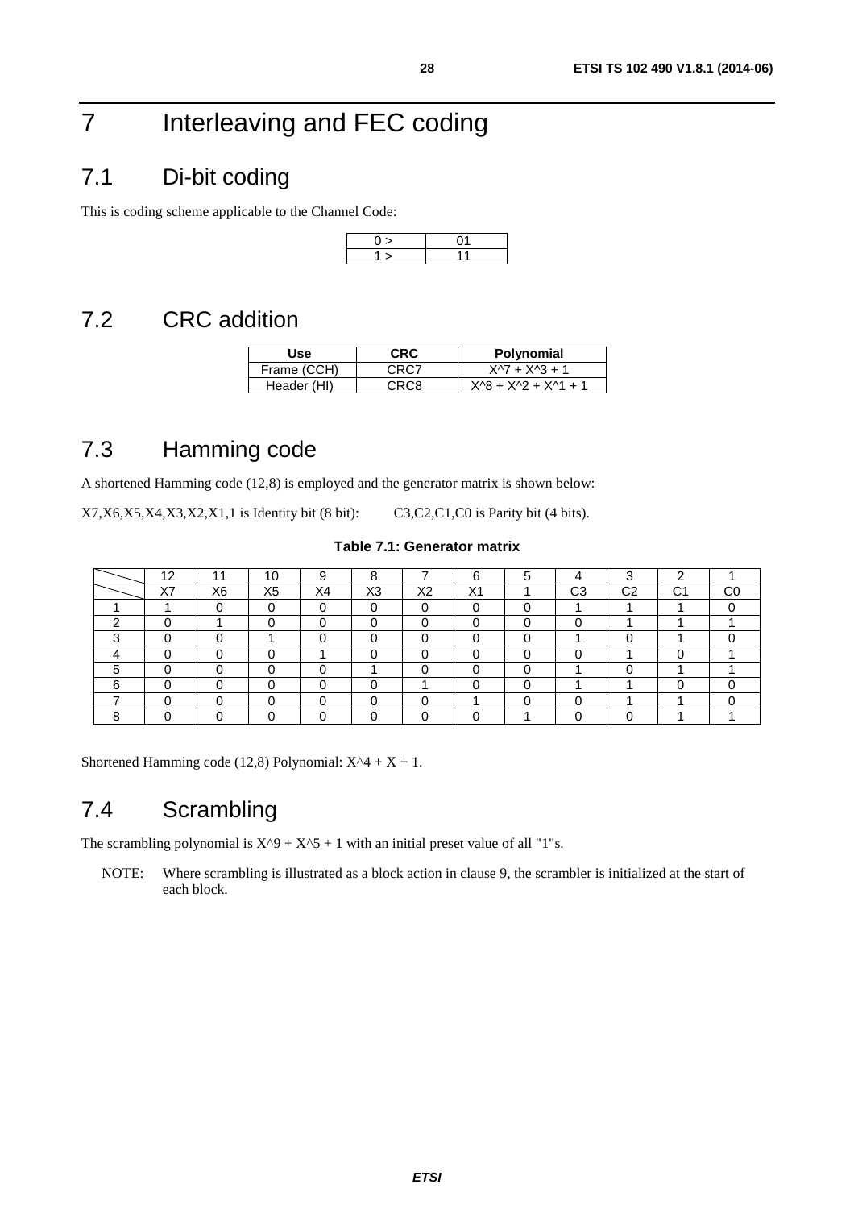// 7 Interleaving and FEC coding

## 7.1 Di-bit coding

This is coding scheme applicable to the Channel Code:

| | |
|---|---|
| 0 > | 01 |
| 1 > | 11 |

## 7.2 CRC addition

| Use | CRC | Polynomial |
|---|---|---|
| Frame (CCH) | CRC7 | X^7 + X^3 + 1 |
| Header (HI) | CRC8 | X^8 + X^2 + X^1 + 1 |

## 7.3 Hamming code

A shortened Hamming code (12,8) is employed and the generator matrix is shown below:

X7,X6,X5,X4,X3,X2,X1,1 is Identity bit (8 bit):        C3,C2,C1,C0 is Parity bit (4 bits).

**Table 7.1: Generator matrix**

| | 12 | 11 | 10 | 9 | 8 | 7 | 6 | 5 | 4 | 3 | 2 | 1 |
|---|---|---|---|---|---|---|---|---|---|---|---|---|
| | X7 | X6 | X5 | X4 | X3 | X2 | X1 | 1 | C3 | C2 | C1 | C0 |
| 1 | 1 | 0 | 0 | 0 | 0 | 0 | 0 | 0 | 1 | 1 | 1 | 0 |
| 2 | 0 | 1 | 0 | 0 | 0 | 0 | 0 | 0 | 0 | 1 | 1 | 1 |
| 3 | 0 | 0 | 1 | 0 | 0 | 0 | 0 | 0 | 1 | 0 | 1 | 0 |
| 4 | 0 | 0 | 0 | 1 | 0 | 0 | 0 | 0 | 0 | 1 | 0 | 1 |
| 5 | 0 | 0 | 0 | 0 | 1 | 0 | 0 | 0 | 1 | 0 | 1 | 1 |
| 6 | 0 | 0 | 0 | 0 | 0 | 1 | 0 | 0 | 1 | 1 | 0 | 0 |
| 7 | 0 | 0 | 0 | 0 | 0 | 0 | 1 | 0 | 0 | 1 | 1 | 0 |
| 8 | 0 | 0 | 0 | 0 | 0 | 0 | 0 | 1 | 0 | 0 | 1 | 1 |

Shortened Hamming code (12,8) Polynomial: X^4 + X + 1.

## 7.4 Scrambling

The scrambling polynomial is X^9 + X^5 + 1 with an initial preset value of all "1"s.

NOTE: Where scrambling is illustrated as a block action in clause 9, the scrambler is initialized at the start of each block.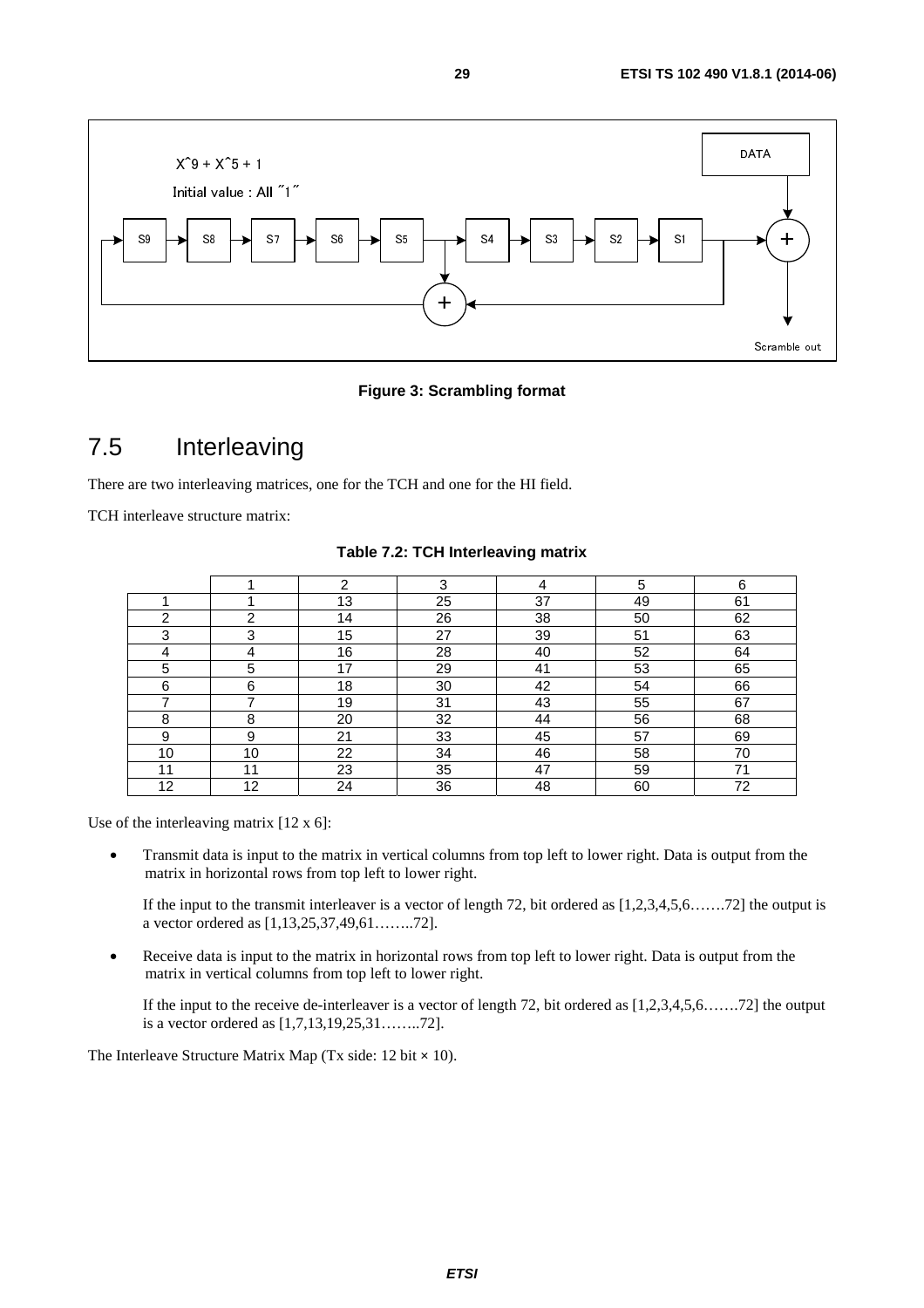X^9 + X^5 + 1

Initial value : All "1"

S9 S8 S7 S6 S5 S4 S3 S2 S1

DATA

Scramble out

**Figure 3: Scrambling format**

## 7.5 Interleaving

There are two interleaving matrices, one for the TCH and one for the HI field.

TCH interleave structure matrix:

**Table 7.2: TCH Interleaving matrix**

| | 1 | 2 | 3 | 4 | 5 | 6 |
|---|---|---|---|---|---|---|
| 1 | 1 | 13 | 25 | 37 | 49 | 61 |
| 2 | 2 | 14 | 26 | 38 | 50 | 62 |
| 3 | 3 | 15 | 27 | 39 | 51 | 63 |
| 4 | 4 | 16 | 28 | 40 | 52 | 64 |
| 5 | 5 | 17 | 29 | 41 | 53 | 65 |
| 6 | 6 | 18 | 30 | 42 | 54 | 66 |
| 7 | 7 | 19 | 31 | 43 | 55 | 67 |
| 8 | 8 | 20 | 32 | 44 | 56 | 68 |
| 9 | 9 | 21 | 33 | 45 | 57 | 69 |
| 10 | 10 | 22 | 34 | 46 | 58 | 70 |
| 11 | 11 | 23 | 35 | 47 | 59 | 71 |
| 12 | 12 | 24 | 36 | 48 | 60 | 72 |

Use of the interleaving matrix [12 x 6]:

- Transmit data is input to the matrix in vertical columns from top left to lower right. Data is output from the matrix in horizontal rows from top left to lower right.

  If the input to the transmit interleaver is a vector of length 72, bit ordered as [1,2,3,4,5,6…….72] the output is a vector ordered as [1,13,25,37,49,61……..72].

- Receive data is input to the matrix in horizontal rows from top left to lower right. Data is output from the matrix in vertical columns from top left to lower right.

  If the input to the receive de-interleaver is a vector of length 72, bit ordered as [1,2,3,4,5,6…….72] the output is a vector ordered as [1,7,13,19,25,31……..72].

The Interleave Structure Matrix Map (Tx side: 12 bit × 10).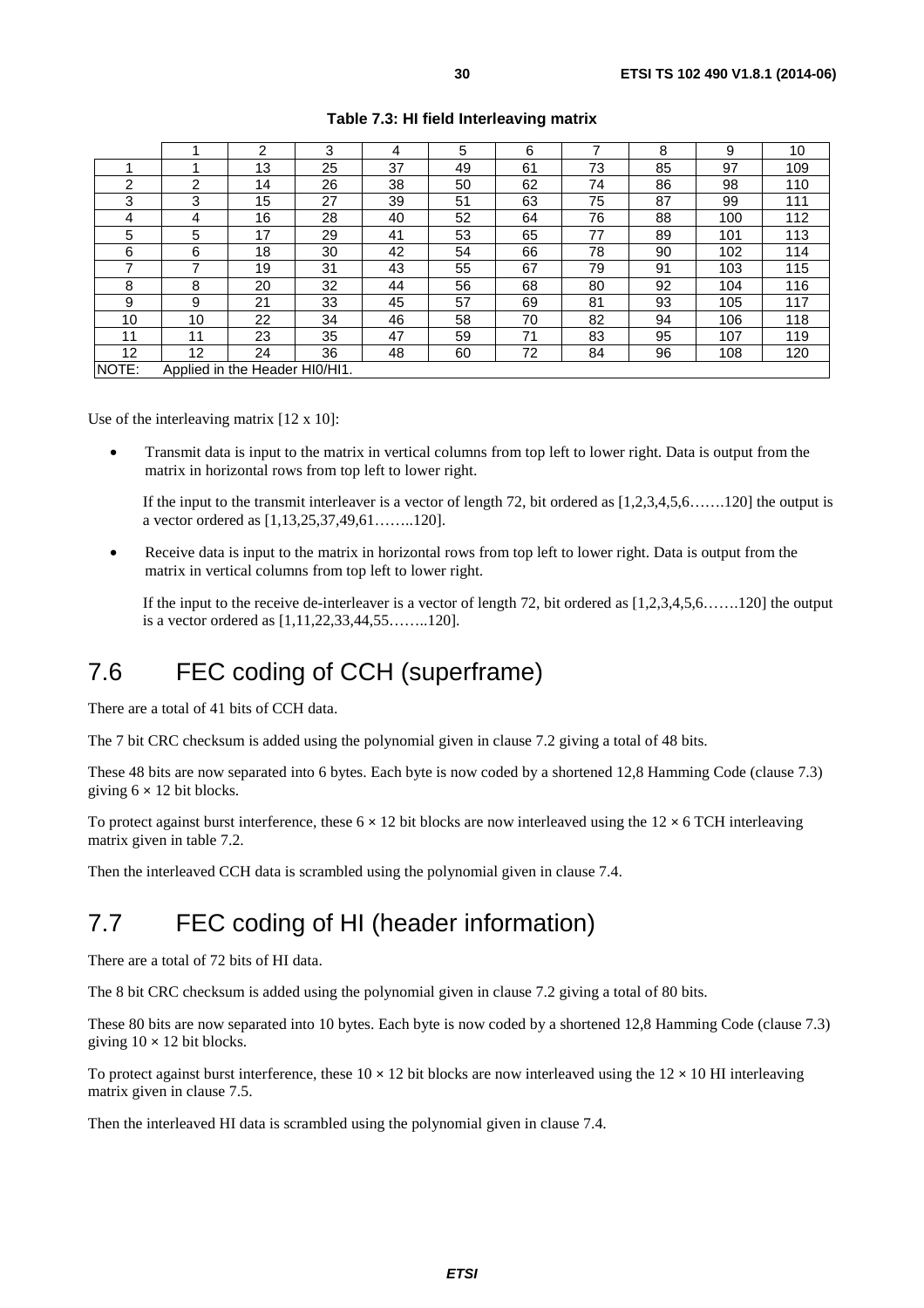**Table 7.3: HI field Interleaving matrix**

| | 1 | 2 | 3 | 4 | 5 | 6 | 7 | 8 | 9 | 10 |
|---|---|---|---|---|---|---|---|---|---|---|
| 1 | 1 | 13 | 25 | 37 | 49 | 61 | 73 | 85 | 97 | 109 |
| 2 | 2 | 14 | 26 | 38 | 50 | 62 | 74 | 86 | 98 | 110 |
| 3 | 3 | 15 | 27 | 39 | 51 | 63 | 75 | 87 | 99 | 111 |
| 4 | 4 | 16 | 28 | 40 | 52 | 64 | 76 | 88 | 100 | 112 |
| 5 | 5 | 17 | 29 | 41 | 53 | 65 | 77 | 89 | 101 | 113 |
| 6 | 6 | 18 | 30 | 42 | 54 | 66 | 78 | 90 | 102 | 114 |
| 7 | 7 | 19 | 31 | 43 | 55 | 67 | 79 | 91 | 103 | 115 |
| 8 | 8 | 20 | 32 | 44 | 56 | 68 | 80 | 92 | 104 | 116 |
| 9 | 9 | 21 | 33 | 45 | 57 | 69 | 81 | 93 | 105 | 117 |
| 10 | 10 | 22 | 34 | 46 | 58 | 70 | 82 | 94 | 106 | 118 |
| 11 | 11 | 23 | 35 | 47 | 59 | 71 | 83 | 95 | 107 | 119 |
| 12 | 12 | 24 | 36 | 48 | 60 | 72 | 84 | 96 | 108 | 120 |
| NOTE: Applied in the Header HI0/HI1. | | | | | | | | | | |

Use of the interleaving matrix [12 x 10]:

- Transmit data is input to the matrix in vertical columns from top left to lower right. Data is output from the matrix in horizontal rows from top left to lower right.

  If the input to the transmit interleaver is a vector of length 72, bit ordered as [1,2,3,4,5,6…….120] the output is a vector ordered as [1,13,25,37,49,61……..120].

- Receive data is input to the matrix in horizontal rows from top left to lower right. Data is output from the matrix in vertical columns from top left to lower right.

  If the input to the receive de-interleaver is a vector of length 72, bit ordered as [1,2,3,4,5,6…….120] the output is a vector ordered as [1,11,22,33,44,55……..120].

# 7.6 FEC coding of CCH (superframe)

There are a total of 41 bits of CCH data.

The 7 bit CRC checksum is added using the polynomial given in clause 7.2 giving a total of 48 bits.

These 48 bits are now separated into 6 bytes. Each byte is now coded by a shortened 12,8 Hamming Code (clause 7.3) giving $6 \times 12$ bit blocks.

To protect against burst interference, these $6 \times 12$ bit blocks are now interleaved using the $12 \times 6$ TCH interleaving matrix given in table 7.2.

Then the interleaved CCH data is scrambled using the polynomial given in clause 7.4.

# 7.7 FEC coding of HI (header information)

There are a total of 72 bits of HI data.

The 8 bit CRC checksum is added using the polynomial given in clause 7.2 giving a total of 80 bits.

These 80 bits are now separated into 10 bytes. Each byte is now coded by a shortened 12,8 Hamming Code (clause 7.3) giving $10 \times 12$ bit blocks.

To protect against burst interference, these $10 \times 12$ bit blocks are now interleaved using the $12 \times 10$ HI interleaving matrix given in clause 7.5.

Then the interleaved HI data is scrambled using the polynomial given in clause 7.4.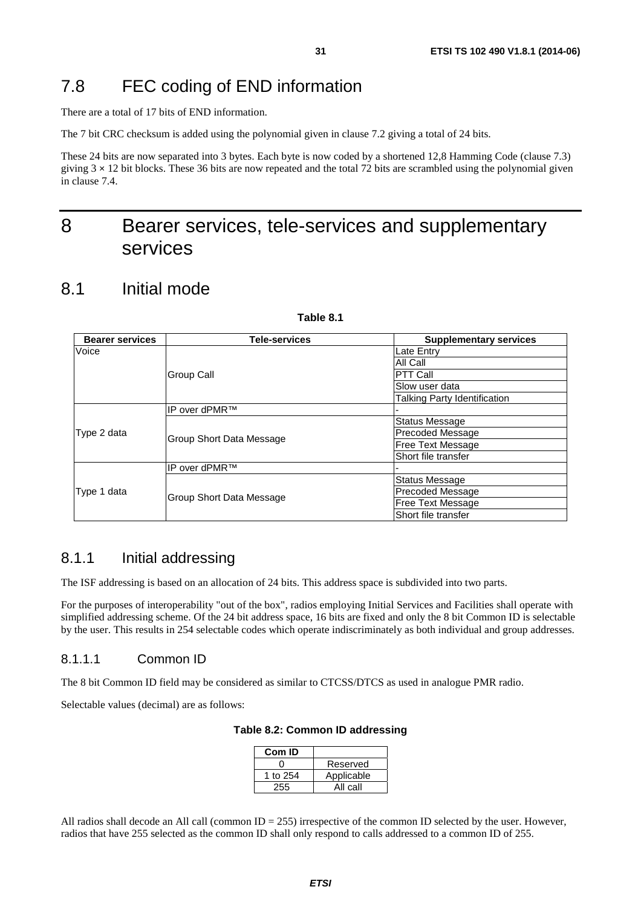## 7.8 FEC coding of END information

There are a total of 17 bits of END information.

The 7 bit CRC checksum is added using the polynomial given in clause 7.2 giving a total of 24 bits.

These 24 bits are now separated into 3 bytes. Each byte is now coded by a shortened 12,8 Hamming Code (clause 7.3) giving 3 × 12 bit blocks. These 36 bits are now repeated and the total 72 bits are scrambled using the polynomial given in clause 7.4.

# 8 Bearer services, tele-services and supplementary services

## 8.1 Initial mode

**Table 8.1**

| Bearer services | Tele-services | Supplementary services |
|---|---|---|
| Voice | Group Call | Late Entry |
| | | All Call |
| | | PTT Call |
| | | Slow user data |
| | | Talking Party Identification |
| Type 2 data | IP over dPMR™ | - |
| | Group Short Data Message | Status Message |
| | | Precoded Message |
| | | Free Text Message |
| | | Short file transfer |
| Type 1 data | IP over dPMR™ | - |
| | Group Short Data Message | Status Message |
| | | Precoded Message |
| | | Free Text Message |
| | | Short file transfer |

### 8.1.1 Initial addressing

The ISF addressing is based on an allocation of 24 bits. This address space is subdivided into two parts.

For the purposes of interoperability "out of the box", radios employing Initial Services and Facilities shall operate with simplified addressing scheme. Of the 24 bit address space, 16 bits are fixed and only the 8 bit Common ID is selectable by the user. This results in 254 selectable codes which operate indiscriminately as both individual and group addresses.

#### 8.1.1.1 Common ID

The 8 bit Common ID field may be considered as similar to CTCSS/DTCS as used in analogue PMR radio.

Selectable values (decimal) are as follows:

**Table 8.2: Common ID addressing**

| Com ID | |
|---|---|
| 0 | Reserved |
| 1 to 254 | Applicable |
| 255 | All call |

All radios shall decode an All call (common ID = 255) irrespective of the common ID selected by the user. However, radios that have 255 selected as the common ID shall only respond to calls addressed to a common ID of 255.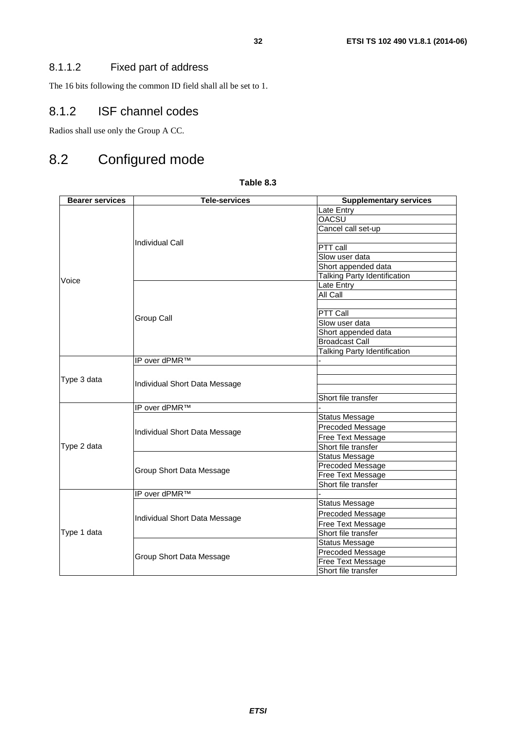#### 8.1.1.2 Fixed part of address

The 16 bits following the common ID field shall all be set to 1.

### 8.1.2 ISF channel codes

Radios shall use only the Group A CC.

## 8.2 Configured mode

**Table 8.3**

| Bearer services | Tele-services | Supplementary services |
|---|---|---|
| Voice | Individual Call | Late Entry |
| | | OACSU |
| | | Cancel call set-up |
| | | |
| | | PTT call |
| | | Slow user data |
| | | Short appended data |
| | | Talking Party Identification |
| | Group Call | Late Entry |
| | | All Call |
| | | |
| | | PTT Call |
| | | Slow user data |
| | | Short appended data |
| | | Broadcast Call |
| | | Talking Party Identification |
| Type 3 data | IP over dPMR™ | - |
| | Individual Short Data Message | |
| | | |
| | | |
| | | Short file transfer |
| Type 2 data | IP over dPMR™ | - |
| | Individual Short Data Message | Status Message |
| | | Precoded Message |
| | | Free Text Message |
| | | Short file transfer |
| | Group Short Data Message | Status Message |
| | | Precoded Message |
| | | Free Text Message |
| | | Short file transfer |
| Type 1 data | IP over dPMR™ | - |
| | Individual Short Data Message | Status Message |
| | | Precoded Message |
| | | Free Text Message |
| | | Short file transfer |
| | Group Short Data Message | Status Message |
| | | Precoded Message |
| | | Free Text Message |
| | | Short file transfer |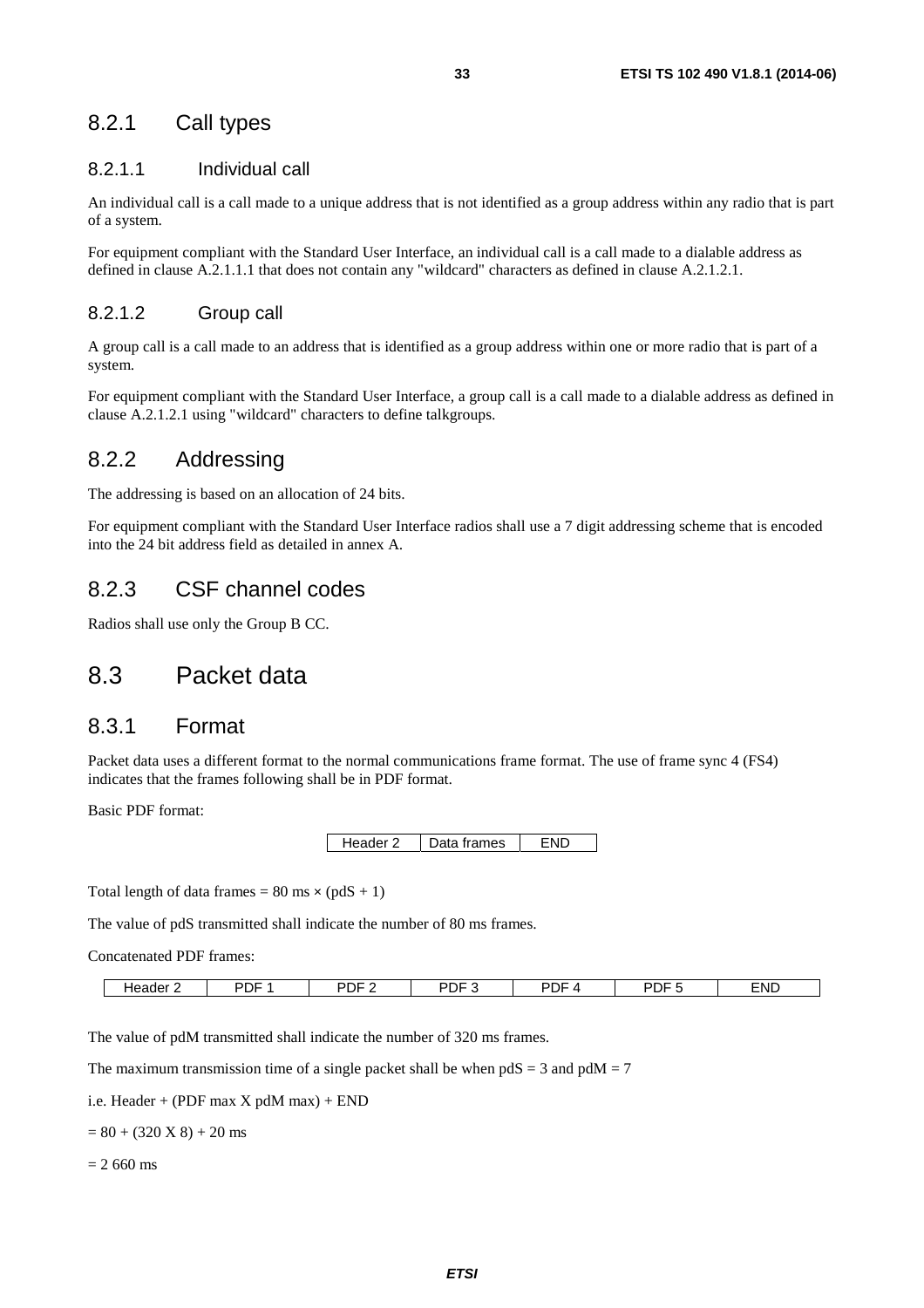### 8.2.1 Call types

#### 8.2.1.1 Individual call

An individual call is a call made to a unique address that is not identified as a group address within any radio that is part of a system.

For equipment compliant with the Standard User Interface, an individual call is a call made to a dialable address as defined in clause A.2.1.1.1 that does not contain any "wildcard" characters as defined in clause A.2.1.2.1.

#### 8.2.1.2 Group call

A group call is a call made to an address that is identified as a group address within one or more radio that is part of a system.

For equipment compliant with the Standard User Interface, a group call is a call made to a dialable address as defined in clause A.2.1.2.1 using "wildcard" characters to define talkgroups.

### 8.2.2 Addressing

The addressing is based on an allocation of 24 bits.

For equipment compliant with the Standard User Interface radios shall use a 7 digit addressing scheme that is encoded into the 24 bit address field as detailed in annex A.

### 8.2.3 CSF channel codes

Radios shall use only the Group B CC.

## 8.3 Packet data

### 8.3.1 Format

Packet data uses a different format to the normal communications frame format. The use of frame sync 4 (FS4) indicates that the frames following shall be in PDF format.

Basic PDF format:

| | | |
|---|---|---|
| Header 2 | Data frames | END |

Total length of data frames = 80 ms × (pdS + 1)

The value of pdS transmitted shall indicate the number of 80 ms frames.

Concatenated PDF frames:

| | | | | | | |
|---|---|---|---|---|---|---|
| Header 2 | PDF 1 | PDF 2 | PDF 3 | PDF 4 | PDF 5 | END |

The value of pdM transmitted shall indicate the number of 320 ms frames.

The maximum transmission time of a single packet shall be when pdS = 3 and pdM = 7

i.e. Header + (PDF max X pdM max) + END

= 80 + (320 X 8) + 20 ms

= 2 660 ms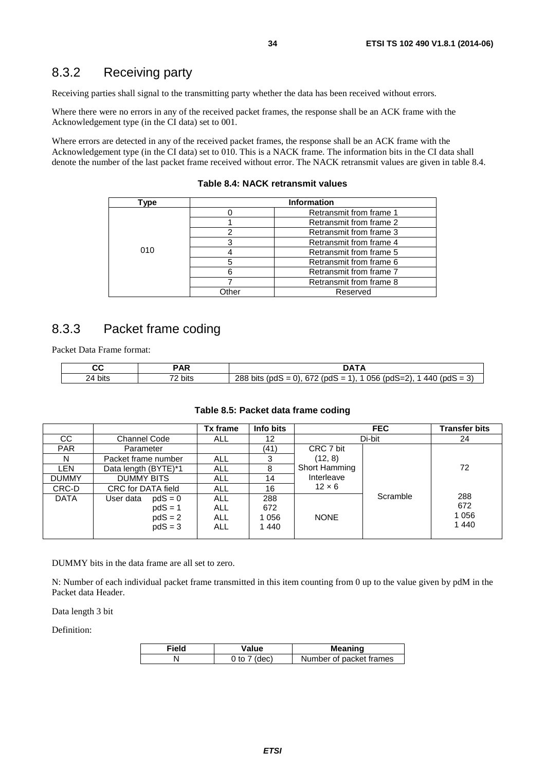## 8.3.2 Receiving party

Receiving parties shall signal to the transmitting party whether the data has been received without errors.

Where there were no errors in any of the received packet frames, the response shall be an ACK frame with the Acknowledgement type (in the CI data) set to 001.

Where errors are detected in any of the received packet frames, the response shall be an ACK frame with the Acknowledgement type (in the CI data) set to 010. This is a NACK frame. The information bits in the CI data shall denote the number of the last packet frame received without error. The NACK retransmit values are given in table 8.4.

**Table 8.4: NACK retransmit values**

| Type | Information | |
|---|---|---|
| 010 | 0 | Retransmit from frame 1 |
| | 1 | Retransmit from frame 2 |
| | 2 | Retransmit from frame 3 |
| | 3 | Retransmit from frame 4 |
| | 4 | Retransmit from frame 5 |
| | 5 | Retransmit from frame 6 |
| | 6 | Retransmit from frame 7 |
| | 7 | Retransmit from frame 8 |
| | Other | Reserved |

## 8.3.3 Packet frame coding

Packet Data Frame format:

| CC | PAR | DATA |
|---|---|---|
| 24 bits | 72 bits | 288 bits (pdS = 0), 672 (pdS = 1), 1 056 (pdS=2), 1 440 (pdS = 3) |

**Table 8.5: Packet data frame coding**

| | | Tx frame | Info bits | FEC | | Transfer bits |
|---|---|---|---|---|---|---|
| CC | Channel Code | ALL | 12 | Di-bit | | 24 |
| PAR | Parameter | | (41) | CRC 7 bit (12, 8) Short Hamming Interleave 12 × 6 | Scramble | 72 |
| N | Packet frame number | ALL | 3 | | | |
| LEN | Data length (BYTE)*1 | ALL | 8 | | | |
| DUMMY | DUMMY BITS | ALL | 14 | | | |
| CRC-D | CRC for DATA field | ALL | 16 | | | |
| DATA | User data pdS = 0<br>pdS = 1<br>pdS = 2<br>pdS = 3 | ALL<br>ALL<br>ALL<br>ALL | 288<br>672<br>1 056<br>1 440 | NONE | | 288<br>672<br>1 056<br>1 440 |

DUMMY bits in the data frame are all set to zero.

N: Number of each individual packet frame transmitted in this item counting from 0 up to the value given by pdM in the Packet data Header.

Data length 3 bit

Definition:

| Field | Value | Meaning |
|---|---|---|
| N | 0 to 7 (dec) | Number of packet frames |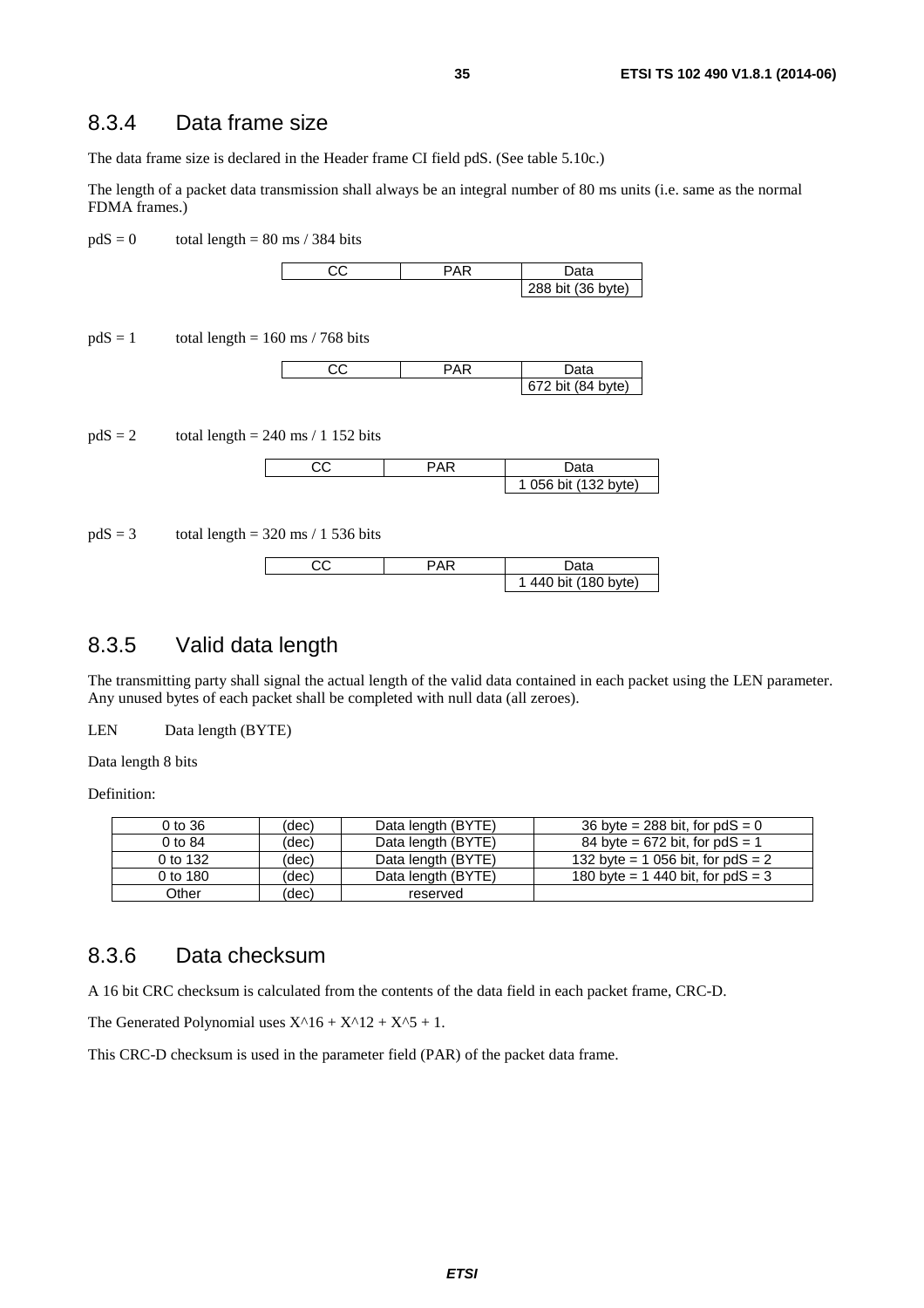### 8.3.4 Data frame size

The data frame size is declared in the Header frame CI field pdS. (See table 5.10c.)

The length of a packet data transmission shall always be an integral number of 80 ms units (i.e. same as the normal FDMA frames.)

pdS = 0 total length = 80 ms / 384 bits

| CC | PAR | Data |
|---|---|---|
| | | 288 bit (36 byte) |

pdS = 1 total length = 160 ms / 768 bits

| CC | PAR | Data |
|---|---|---|
| | | 672 bit (84 byte) |

pdS = 2 total length = 240 ms / 1 152 bits

| CC | PAR | Data |
|---|---|---|
| | | 1 056 bit (132 byte) |

pdS = 3 total length = 320 ms / 1 536 bits

| CC | PAR | Data |
|---|---|---|
| | | 1 440 bit (180 byte) |

### 8.3.5 Valid data length

The transmitting party shall signal the actual length of the valid data contained in each packet using the LEN parameter. Any unused bytes of each packet shall be completed with null data (all zeroes).

LEN Data length (BYTE)

Data length 8 bits

Definition:

| | | | |
|---|---|---|---|
| 0 to 36 | (dec) | Data length (BYTE) | 36 byte = 288 bit, for pdS = 0 |
| 0 to 84 | (dec) | Data length (BYTE) | 84 byte = 672 bit, for pdS = 1 |
| 0 to 132 | (dec) | Data length (BYTE) | 132 byte = 1 056 bit, for pdS = 2 |
| 0 to 180 | (dec) | Data length (BYTE) | 180 byte = 1 440 bit, for pdS = 3 |
| Other | (dec) | reserved | |

### 8.3.6 Data checksum

A 16 bit CRC checksum is calculated from the contents of the data field in each packet frame, CRC-D.

The Generated Polynomial uses X^16 + X^12 + X^5 + 1.

This CRC-D checksum is used in the parameter field (PAR) of the packet data frame.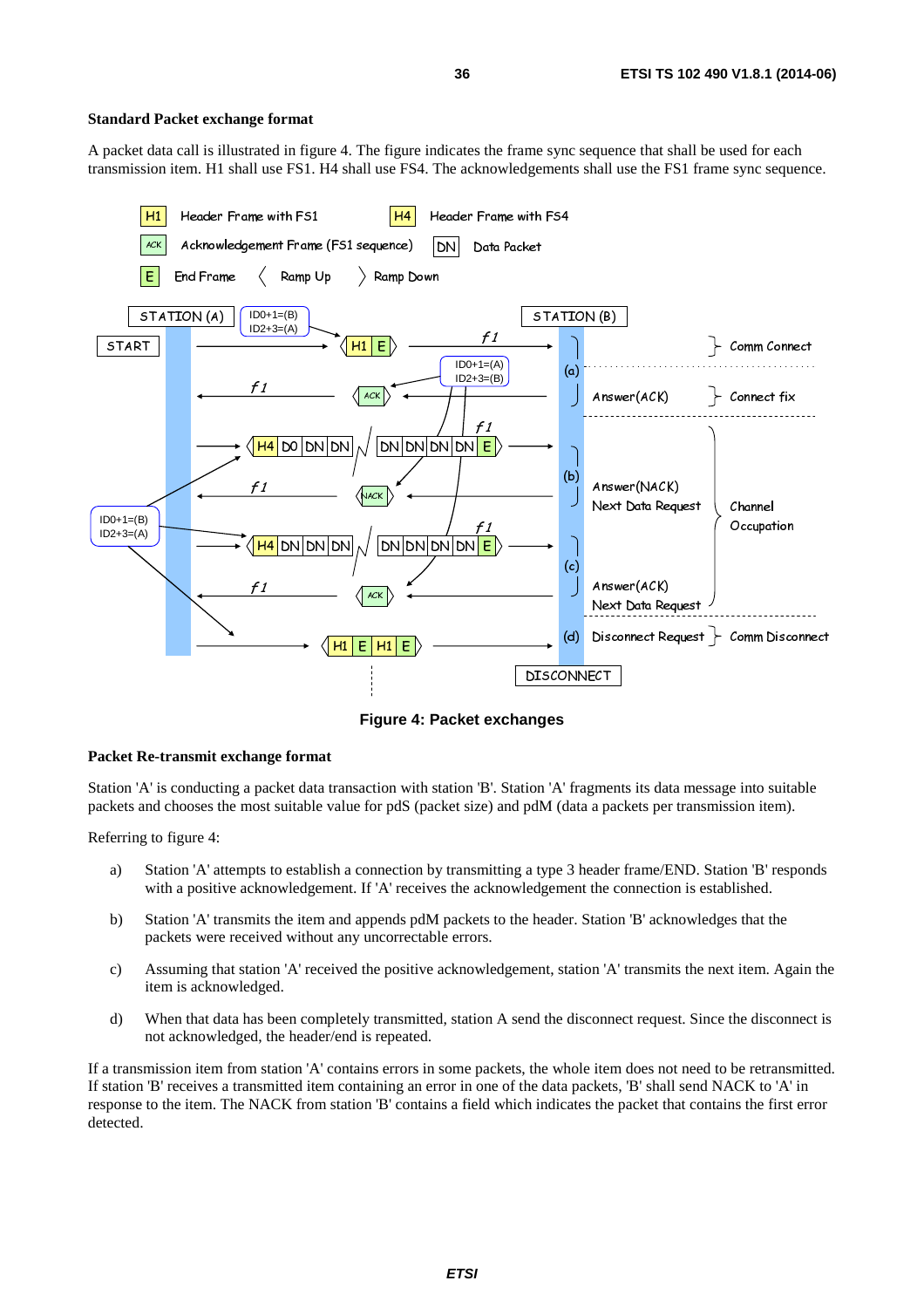**Standard Packet exchange format**

A packet data call is illustrated in figure 4. The figure indicates the frame sync sequence that shall be used for each transmission item. H1 shall use FS1. H4 shall use FS4. The acknowledgements shall use the FS1 frame sync sequence.

H1 Header Frame with FS1
H4 Header Frame with FS4
ACK Acknowledgement Frame (FS1 sequence)
DN Data Packet
E End Frame
Ramp Up
Ramp Down

STATION (A)
STATION (B)
START
ID0+1=(B)
ID2+3=(A)
ID0+1=(A)
ID2+3=(B)
H1 E
f1
(a)
Comm Connect
ACK
Answer(ACK)
Connect fix
H4 D0 DN DN
DN DN DN DN E
(b)
NACK
Answer(NACK)
Next Data Request
Channel Occupation
H4 DN DN DN
DN DN DN DN E
(c)
Answer(ACK)
Next Data Request
H1 E H1 E
(d)
Disconnect Request
Comm Disconnect
DISCONNECT

**Figure 4: Packet exchanges**

**Packet Re-transmit exchange format**

Station 'A' is conducting a packet data transaction with station 'B'. Station 'A' fragments its data message into suitable packets and chooses the most suitable value for pdS (packet size) and pdM (data a packets per transmission item).

Referring to figure 4:

a) Station 'A' attempts to establish a connection by transmitting a type 3 header frame/END. Station 'B' responds with a positive acknowledgement. If 'A' receives the acknowledgement the connection is established.

b) Station 'A' transmits the item and appends pdM packets to the header. Station 'B' acknowledges that the packets were received without any uncorrectable errors.

c) Assuming that station 'A' received the positive acknowledgement, station 'A' transmits the next item. Again the item is acknowledged.

d) When that data has been completely transmitted, station A send the disconnect request. Since the disconnect is not acknowledged, the header/end is repeated.

If a transmission item from station 'A' contains errors in some packets, the whole item does not need to be retransmitted. If station 'B' receives a transmitted item containing an error in one of the data packets, 'B' shall send NACK to 'A' in response to the item. The NACK from station 'B' contains a field which indicates the packet that contains the first error detected.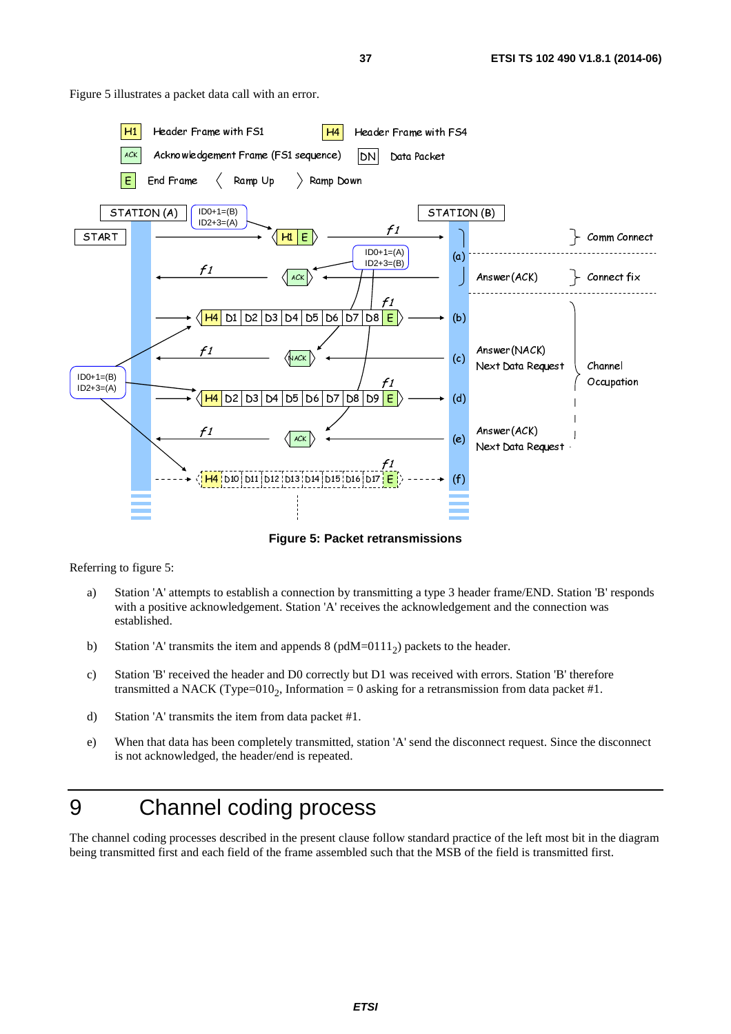Figure 5 illustrates a packet data call with an error.

H1 Header Frame with FS1
H4 Header Frame with FS4
ACK Acknowledgement Frame (FS1 sequence)
DN Data Packet
E End Frame
〈 Ramp Up
〉 Ramp Down

STATION (A)
STATION (B)
START
ID0+1=(B)
ID2+3=(A)
ID0+1=(A)
ID2+3=(B)
f1
H1 E
ACK
H4 D1 D2 D3 D4 D5 D6 D7 D8 E
NACK
H4 D2 D3 D4 D5 D6 D7 D8 D9 E
ACK
H4 D10 D11 D12 D13 D14 D15 D16 D17 E
(a)
(b)
(c)
(d)
(e)
(f)
Answer(ACK)
Answer(NACK)
Next Data Request
Answer(ACK)
Next Data Request
Comm Connect
Connect fix
Channel Occupation

**Figure 5: Packet retransmissions**

Referring to figure 5:

a) Station 'A' attempts to establish a connection by transmitting a type 3 header frame/END. Station 'B' responds with a positive acknowledgement. Station 'A' receives the acknowledgement and the connection was established.

b) Station 'A' transmits the item and appends 8 (pdM=$0111_2$) packets to the header.

c) Station 'B' received the header and D0 correctly but D1 was received with errors. Station 'B' therefore transmitted a NACK (Type=$010_2$, Information = 0 asking for a retransmission from data packet #1.

d) Station 'A' transmits the item from data packet #1.

e) When that data has been completely transmitted, station 'A' send the disconnect request. Since the disconnect is not acknowledged, the header/end is repeated.

# 9 Channel coding process

The channel coding processes described in the present clause follow standard practice of the left most bit in the diagram being transmitted first and each field of the frame assembled such that the MSB of the field is transmitted first.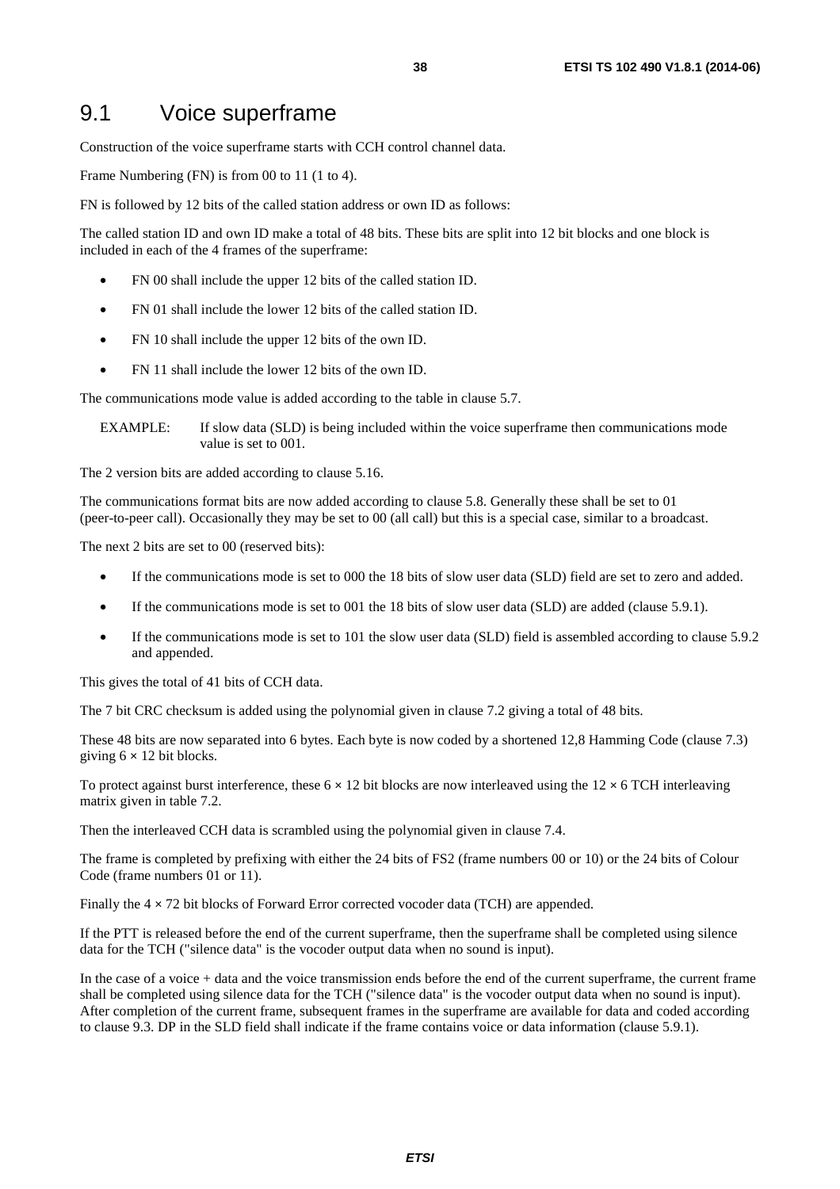## 9.1 Voice superframe

Construction of the voice superframe starts with CCH control channel data.

Frame Numbering (FN) is from 00 to 11 (1 to 4).

FN is followed by 12 bits of the called station address or own ID as follows:

The called station ID and own ID make a total of 48 bits. These bits are split into 12 bit blocks and one block is included in each of the 4 frames of the superframe:

- FN 00 shall include the upper 12 bits of the called station ID.
- FN 01 shall include the lower 12 bits of the called station ID.
- FN 10 shall include the upper 12 bits of the own ID.
- FN 11 shall include the lower 12 bits of the own ID.

The communications mode value is added according to the table in clause 5.7.

EXAMPLE: If slow data (SLD) is being included within the voice superframe then communications mode value is set to 001.

The 2 version bits are added according to clause 5.16.

The communications format bits are now added according to clause 5.8. Generally these shall be set to 01 (peer-to-peer call). Occasionally they may be set to 00 (all call) but this is a special case, similar to a broadcast.

The next 2 bits are set to 00 (reserved bits):

- If the communications mode is set to 000 the 18 bits of slow user data (SLD) field are set to zero and added.
- If the communications mode is set to 001 the 18 bits of slow user data (SLD) are added (clause 5.9.1).
- If the communications mode is set to 101 the slow user data (SLD) field is assembled according to clause 5.9.2 and appended.

This gives the total of 41 bits of CCH data.

The 7 bit CRC checksum is added using the polynomial given in clause 7.2 giving a total of 48 bits.

These 48 bits are now separated into 6 bytes. Each byte is now coded by a shortened 12,8 Hamming Code (clause 7.3) giving 6 × 12 bit blocks.

To protect against burst interference, these 6 × 12 bit blocks are now interleaved using the 12 × 6 TCH interleaving matrix given in table 7.2.

Then the interleaved CCH data is scrambled using the polynomial given in clause 7.4.

The frame is completed by prefixing with either the 24 bits of FS2 (frame numbers 00 or 10) or the 24 bits of Colour Code (frame numbers 01 or 11).

Finally the 4 × 72 bit blocks of Forward Error corrected vocoder data (TCH) are appended.

If the PTT is released before the end of the current superframe, then the superframe shall be completed using silence data for the TCH ("silence data" is the vocoder output data when no sound is input).

In the case of a voice + data and the voice transmission ends before the end of the current superframe, the current frame shall be completed using silence data for the TCH ("silence data" is the vocoder output data when no sound is input). After completion of the current frame, subsequent frames in the superframe are available for data and coded according to clause 9.3. DP in the SLD field shall indicate if the frame contains voice or data information (clause 5.9.1).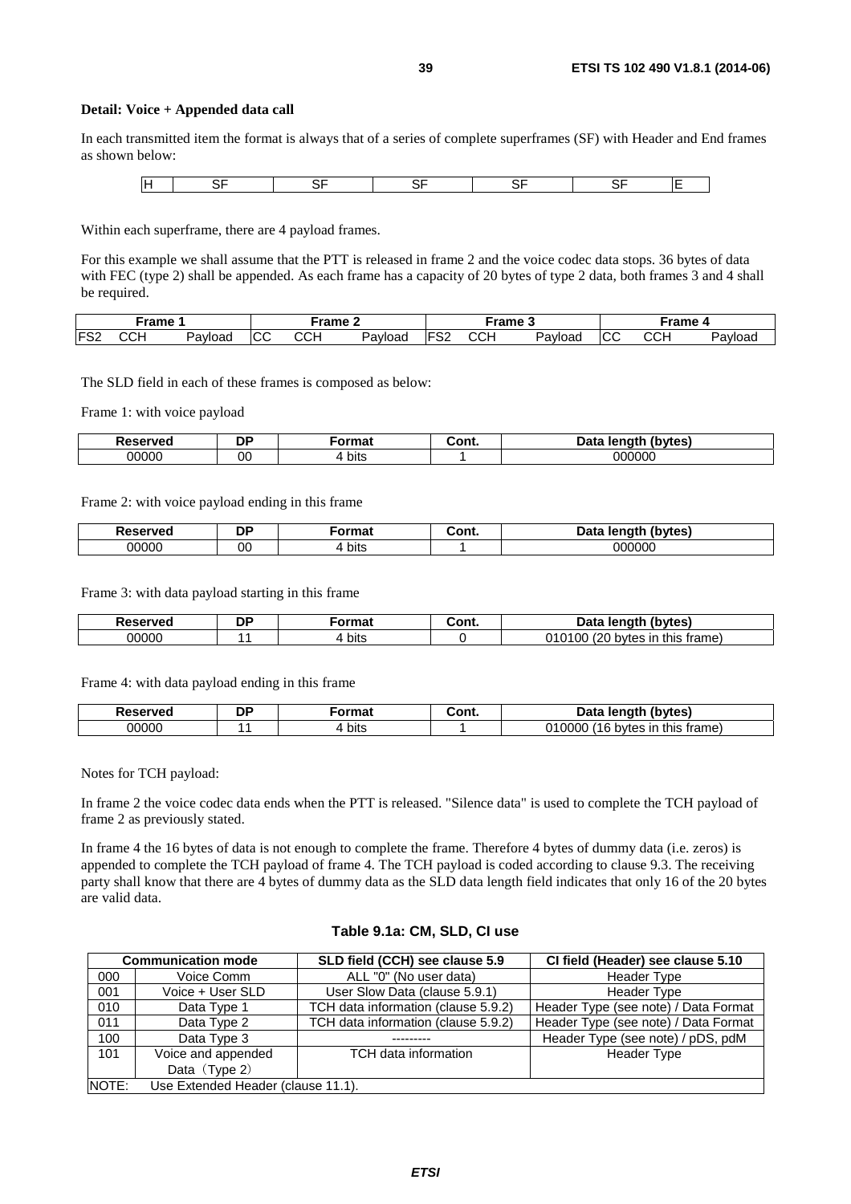**Detail: Voice + Appended data call**

In each transmitted item the format is always that of a series of complete superframes (SF) with Header and End frames as shown below:

| | | | | | | |
|---|---|---|---|---|---|---|
| H | SF | SF | SF | SF | SF | E |

Within each superframe, there are 4 payload frames.

For this example we shall assume that the PTT is released in frame 2 and the voice codec data stops. 36 bytes of data with FEC (type 2) shall be appended. As each frame has a capacity of 20 bytes of type 2 data, both frames 3 and 4 shall be required.

| Frame 1 | | | Frame 2 | | | Frame 3 | | | Frame 4 | | |
|---|---|---|---|---|---|---|---|---|---|---|---|
| FS2 | CCH | Payload | CC | CCH | Payload | FS2 | CCH | Payload | CC | CCH | Payload |

The SLD field in each of these frames is composed as below:

Frame 1: with voice payload

| Reserved | DP | Format | Cont. | Data length (bytes) |
|---|---|---|---|---|
| 00000 | 00 | 4 bits | 1 | 000000 |

Frame 2: with voice payload ending in this frame

| Reserved | DP | Format | Cont. | Data length (bytes) |
|---|---|---|---|---|
| 00000 | 00 | 4 bits | 1 | 000000 |

Frame 3: with data payload starting in this frame

| Reserved | DP | Format | Cont. | Data length (bytes) |
|---|---|---|---|---|
| 00000 | 11 | 4 bits | 0 | 010100 (20 bytes in this frame) |

Frame 4: with data payload ending in this frame

| Reserved | DP | Format | Cont. | Data length (bytes) |
|---|---|---|---|---|
| 00000 | 11 | 4 bits | 1 | 010000 (16 bytes in this frame) |

Notes for TCH payload:

In frame 2 the voice codec data ends when the PTT is released. "Silence data" is used to complete the TCH payload of frame 2 as previously stated.

In frame 4 the 16 bytes of data is not enough to complete the frame. Therefore 4 bytes of dummy data (i.e. zeros) is appended to complete the TCH payload of frame 4. The TCH payload is coded according to clause 9.3. The receiving party shall know that there are 4 bytes of dummy data as the SLD data length field indicates that only 16 of the 20 bytes are valid data.

**Table 9.1a: CM, SLD, CI use**

| Communication mode | | SLD field (CCH) see clause 5.9 | CI field (Header) see clause 5.10 |
|---|---|---|---|
| 000 | Voice Comm | ALL "0" (No user data) | Header Type |
| 001 | Voice + User SLD | User Slow Data (clause 5.9.1) | Header Type |
| 010 | Data Type 1 | TCH data information (clause 5.9.2) | Header Type (see note) / Data Format |
| 011 | Data Type 2 | TCH data information (clause 5.9.2) | Header Type (see note) / Data Format |
| 100 | Data Type 3 | --------- | Header Type (see note) / pDS, pdM |
| 101 | Voice and appended Data（Type 2） | TCH data information | Header Type |
| NOTE: Use Extended Header (clause 11.1). | | | |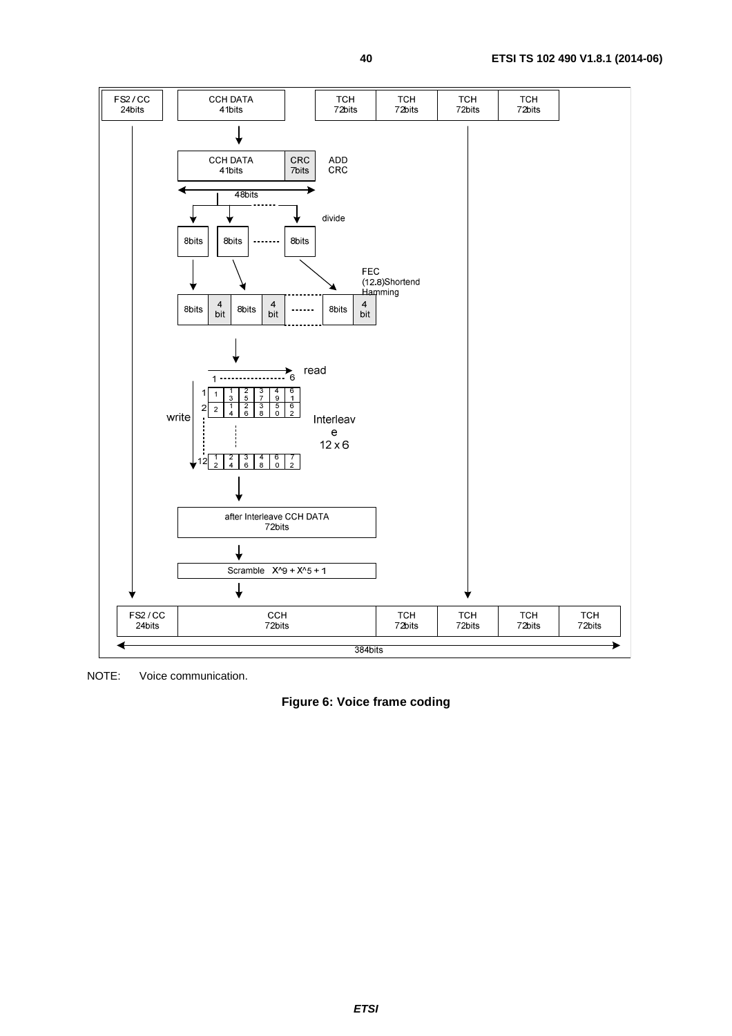FS2 / CC
24bits

CCH DATA
41bits

TCH
72bits

TCH
72bits

TCH
72bits

TCH
72bits

CCH DATA
41bits

CRC
7bits

ADD
CRC

48bits

divide

8bits

8bits

8bits

FEC
(12.8)Shortend
Hamming

8bits

4
bit

8bits

4
bit

8bits

4
bit

read

1 6

write

1

2

12

Interleav
e
12 x 6

after Interleave CCH DATA
72bits

Scramble X^9 + X^5 + 1

FS2 / CC
24bits

CCH
72bits

TCH
72bits

TCH
72bits

TCH
72bits

TCH
72bits

384bits

NOTE: Voice communication.

**Figure 6: Voice frame coding**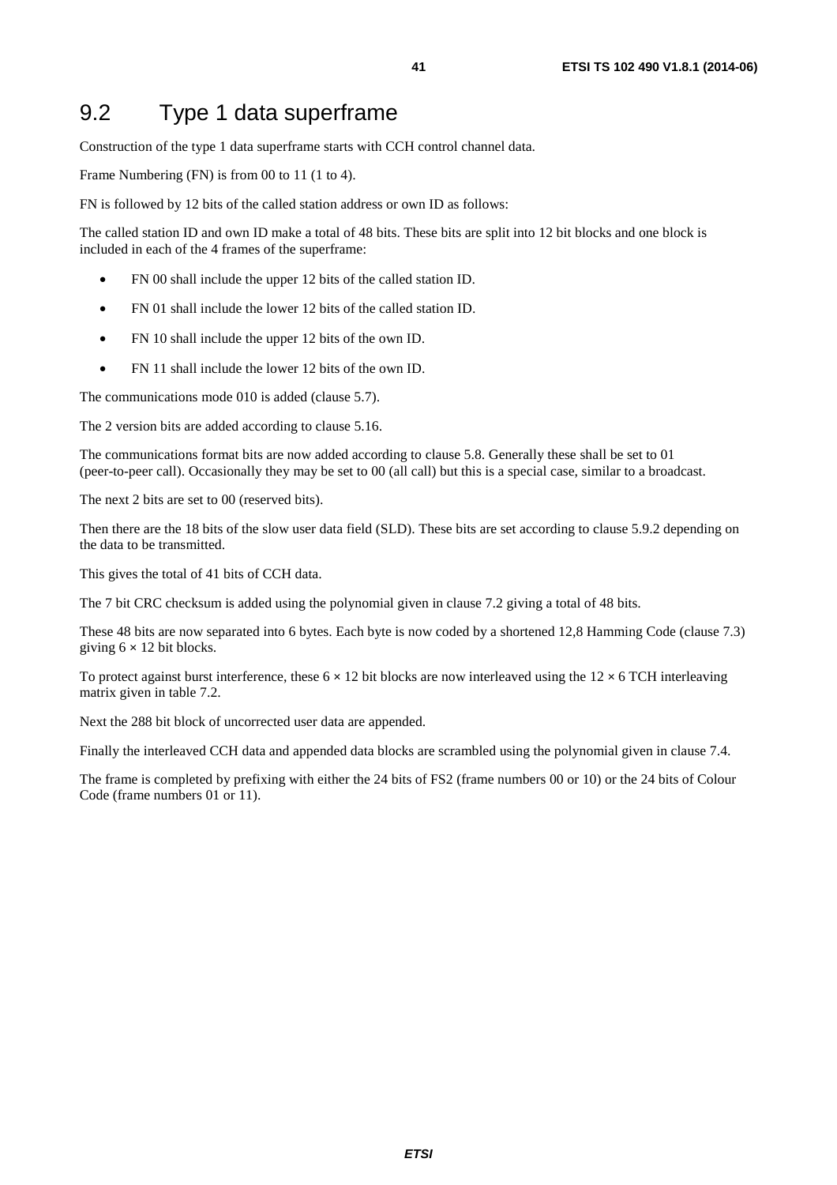## 9.2 Type 1 data superframe

Construction of the type 1 data superframe starts with CCH control channel data.

Frame Numbering (FN) is from 00 to 11 (1 to 4).

FN is followed by 12 bits of the called station address or own ID as follows:

The called station ID and own ID make a total of 48 bits. These bits are split into 12 bit blocks and one block is included in each of the 4 frames of the superframe:

- FN 00 shall include the upper 12 bits of the called station ID.
- FN 01 shall include the lower 12 bits of the called station ID.
- FN 10 shall include the upper 12 bits of the own ID.
- FN 11 shall include the lower 12 bits of the own ID.

The communications mode 010 is added (clause 5.7).

The 2 version bits are added according to clause 5.16.

The communications format bits are now added according to clause 5.8. Generally these shall be set to 01 (peer-to-peer call). Occasionally they may be set to 00 (all call) but this is a special case, similar to a broadcast.

The next 2 bits are set to 00 (reserved bits).

Then there are the 18 bits of the slow user data field (SLD). These bits are set according to clause 5.9.2 depending on the data to be transmitted.

This gives the total of 41 bits of CCH data.

The 7 bit CRC checksum is added using the polynomial given in clause 7.2 giving a total of 48 bits.

These 48 bits are now separated into 6 bytes. Each byte is now coded by a shortened 12,8 Hamming Code (clause 7.3) giving $6 \times 12$ bit blocks.

To protect against burst interference, these $6 \times 12$ bit blocks are now interleaved using the $12 \times 6$ TCH interleaving matrix given in table 7.2.

Next the 288 bit block of uncorrected user data are appended.

Finally the interleaved CCH data and appended data blocks are scrambled using the polynomial given in clause 7.4.

The frame is completed by prefixing with either the 24 bits of FS2 (frame numbers 00 or 10) or the 24 bits of Colour Code (frame numbers 01 or 11).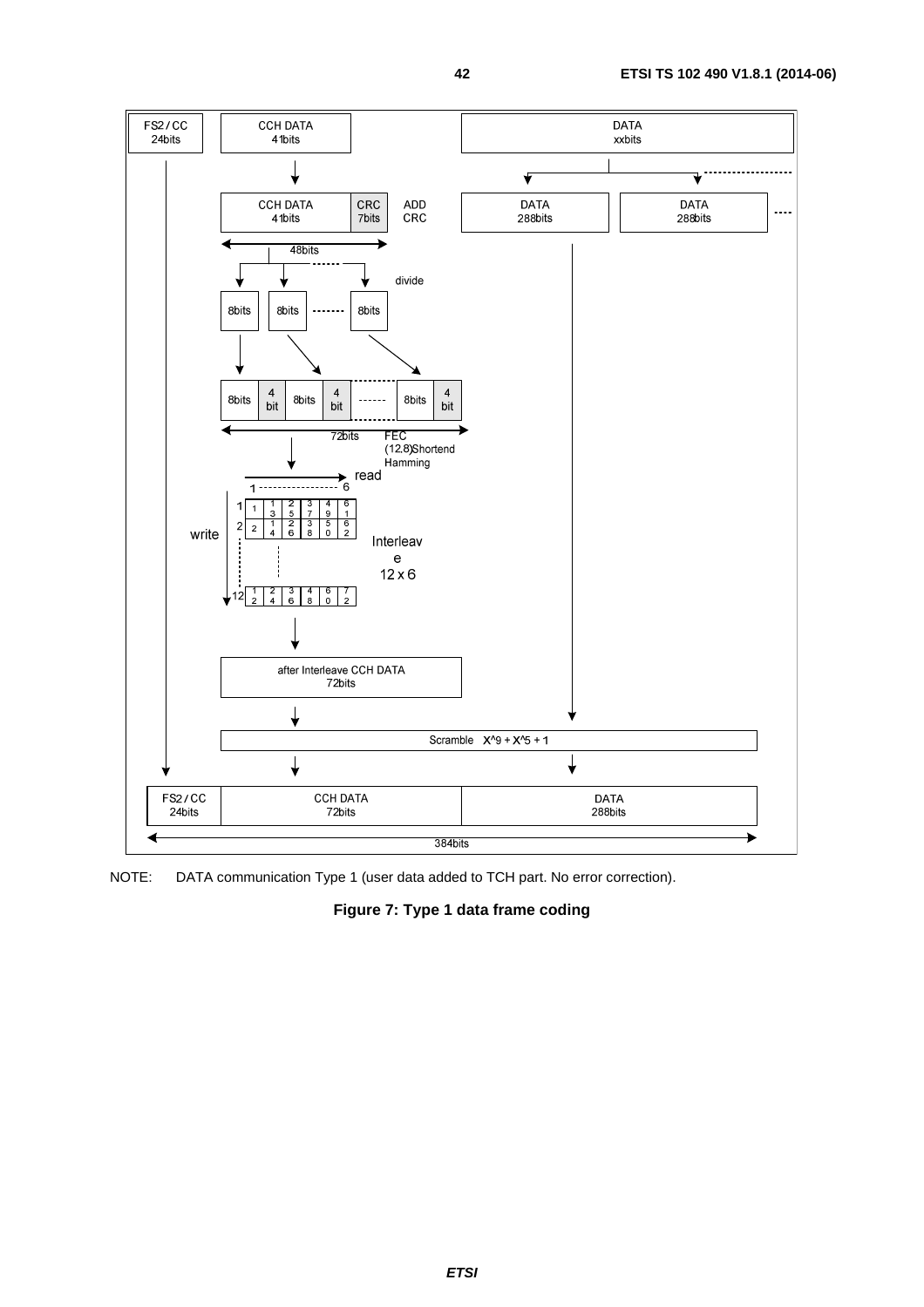FS2/CC
24bits

CCH DATA
41bits

DATA
xxbits

CCH DATA
41bits

CRC
7bits

ADD
CRC

DATA
288bits

DATA
288bits

48bits

divide

8bits

8bits

8bits

8bits

4
bit

8bits

4
bit

8bits

4
bit

72bits

FEC
(12,8)Shortend
Hamming

read

1 6

1 | 1 | 13 | 25 | 37 | 49 | 61
2 | 2 | 14 | 26 | 38 | 50 | 62
12 | 12 | 24 | 36 | 48 | 60 | 72

write

Interleave
12 x 6

after Interleave CCH DATA
72bits

Scramble X^9 + X^5 + 1

FS2/CC
24bits

CCH DATA
72bits

DATA
288bits

384bits

NOTE: DATA communication Type 1 (user data added to TCH part. No error correction).

**Figure 7: Type 1 data frame coding**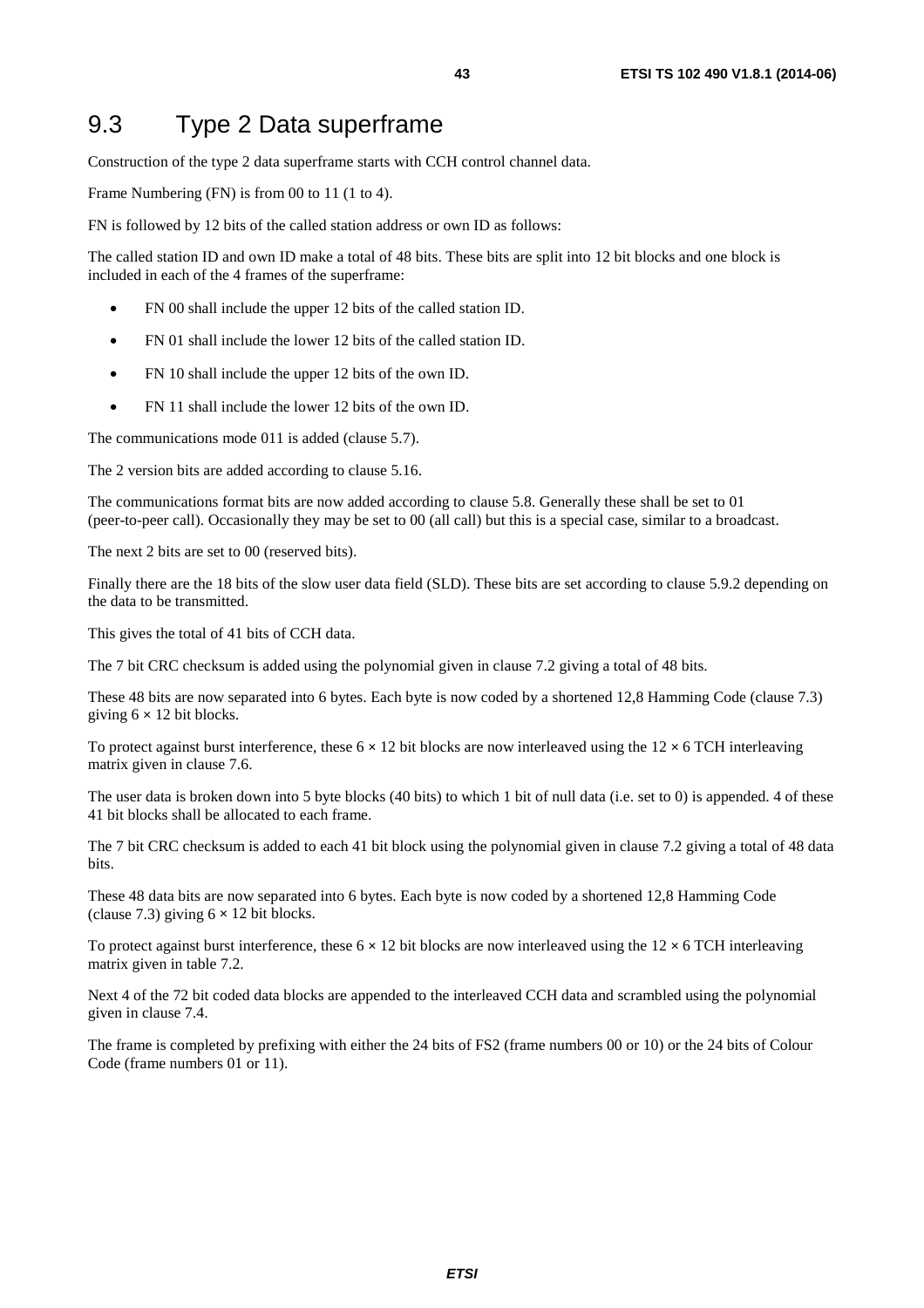## 9.3 Type 2 Data superframe

Construction of the type 2 data superframe starts with CCH control channel data.

Frame Numbering (FN) is from 00 to 11 (1 to 4).

FN is followed by 12 bits of the called station address or own ID as follows:

The called station ID and own ID make a total of 48 bits. These bits are split into 12 bit blocks and one block is included in each of the 4 frames of the superframe:

- FN 00 shall include the upper 12 bits of the called station ID.
- FN 01 shall include the lower 12 bits of the called station ID.
- FN 10 shall include the upper 12 bits of the own ID.
- FN 11 shall include the lower 12 bits of the own ID.

The communications mode 011 is added (clause 5.7).

The 2 version bits are added according to clause 5.16.

The communications format bits are now added according to clause 5.8. Generally these shall be set to 01 (peer-to-peer call). Occasionally they may be set to 00 (all call) but this is a special case, similar to a broadcast.

The next 2 bits are set to 00 (reserved bits).

Finally there are the 18 bits of the slow user data field (SLD). These bits are set according to clause 5.9.2 depending on the data to be transmitted.

This gives the total of 41 bits of CCH data.

The 7 bit CRC checksum is added using the polynomial given in clause 7.2 giving a total of 48 bits.

These 48 bits are now separated into 6 bytes. Each byte is now coded by a shortened 12,8 Hamming Code (clause 7.3) giving 6 × 12 bit blocks.

To protect against burst interference, these 6 × 12 bit blocks are now interleaved using the 12 × 6 TCH interleaving matrix given in clause 7.6.

The user data is broken down into 5 byte blocks (40 bits) to which 1 bit of null data (i.e. set to 0) is appended. 4 of these 41 bit blocks shall be allocated to each frame.

The 7 bit CRC checksum is added to each 41 bit block using the polynomial given in clause 7.2 giving a total of 48 data bits.

These 48 data bits are now separated into 6 bytes. Each byte is now coded by a shortened 12,8 Hamming Code (clause 7.3) giving 6 × 12 bit blocks.

To protect against burst interference, these 6 × 12 bit blocks are now interleaved using the 12 × 6 TCH interleaving matrix given in table 7.2.

Next 4 of the 72 bit coded data blocks are appended to the interleaved CCH data and scrambled using the polynomial given in clause 7.4.

The frame is completed by prefixing with either the 24 bits of FS2 (frame numbers 00 or 10) or the 24 bits of Colour Code (frame numbers 01 or 11).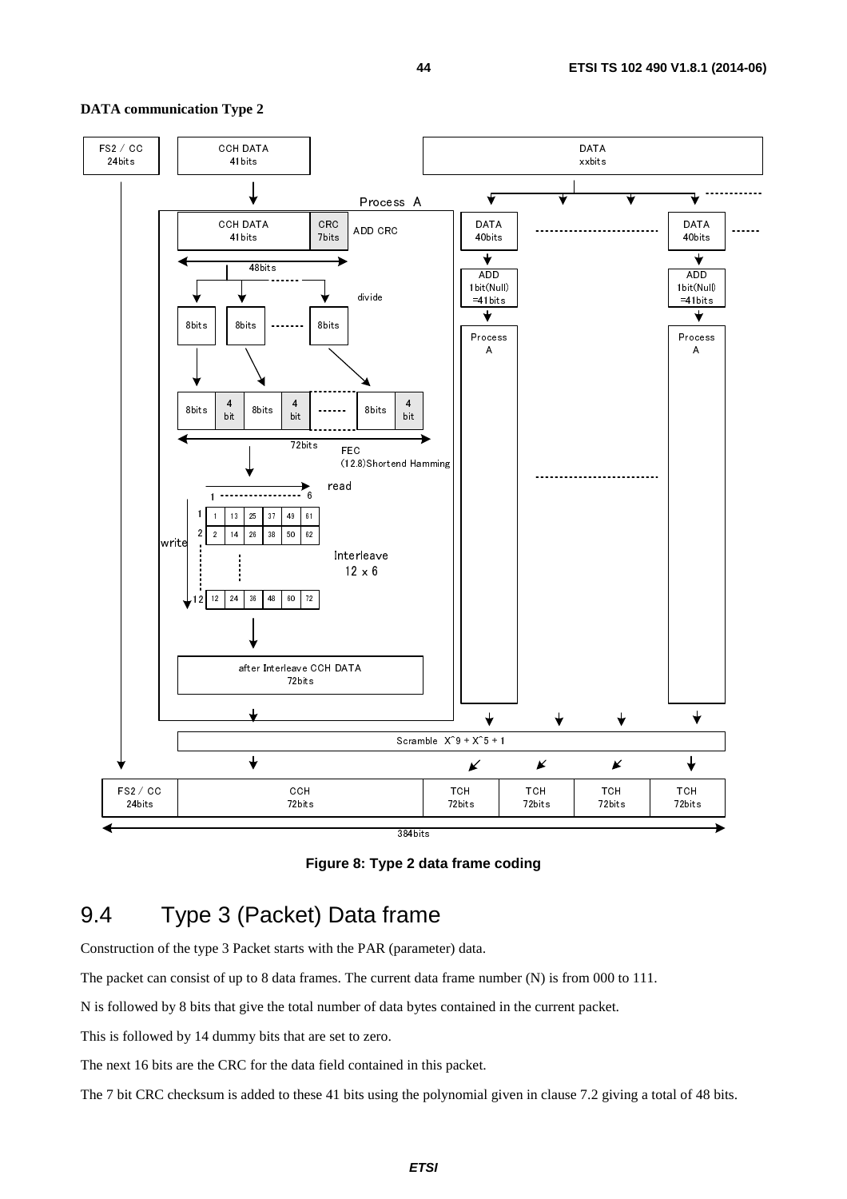**DATA communication Type 2**

FS2 / CC
24bits

CCH DATA
41bits

DATA
xxbits

Process A

CCH DATA
41bits

CRC
7bits

ADD CRC

48bits

divide

8bits

8bits

8bits

8bits

4
bit

8bits

4
bit

8bits

4
bit

72bits

FEC
(12.8)Shortend Hamming

read

1

6

write

1

2

12

1 13 25 37 49 61

2 14 26 38 50 62

12 24 36 48 60 72

Interleave
12 x 6

after Interleave CCH DATA
72bits

DATA
40bits

ADD
1bit(Null)
=41bits

Process
A

DATA
40bits

ADD
1bit(Null)
=41bits

Process
A

Scramble X^9 + X^5 + 1

FS2 / CC
24bits

CCH
72bits

TCH
72bits

TCH
72bits

TCH
72bits

TCH
72bits

384bits

**Figure 8: Type 2 data frame coding**

## 9.4 Type 3 (Packet) Data frame

Construction of the type 3 Packet starts with the PAR (parameter) data.

The packet can consist of up to 8 data frames. The current data frame number (N) is from 000 to 111.

N is followed by 8 bits that give the total number of data bytes contained in the current packet.

This is followed by 14 dummy bits that are set to zero.

The next 16 bits are the CRC for the data field contained in this packet.

The 7 bit CRC checksum is added to these 41 bits using the polynomial given in clause 7.2 giving a total of 48 bits.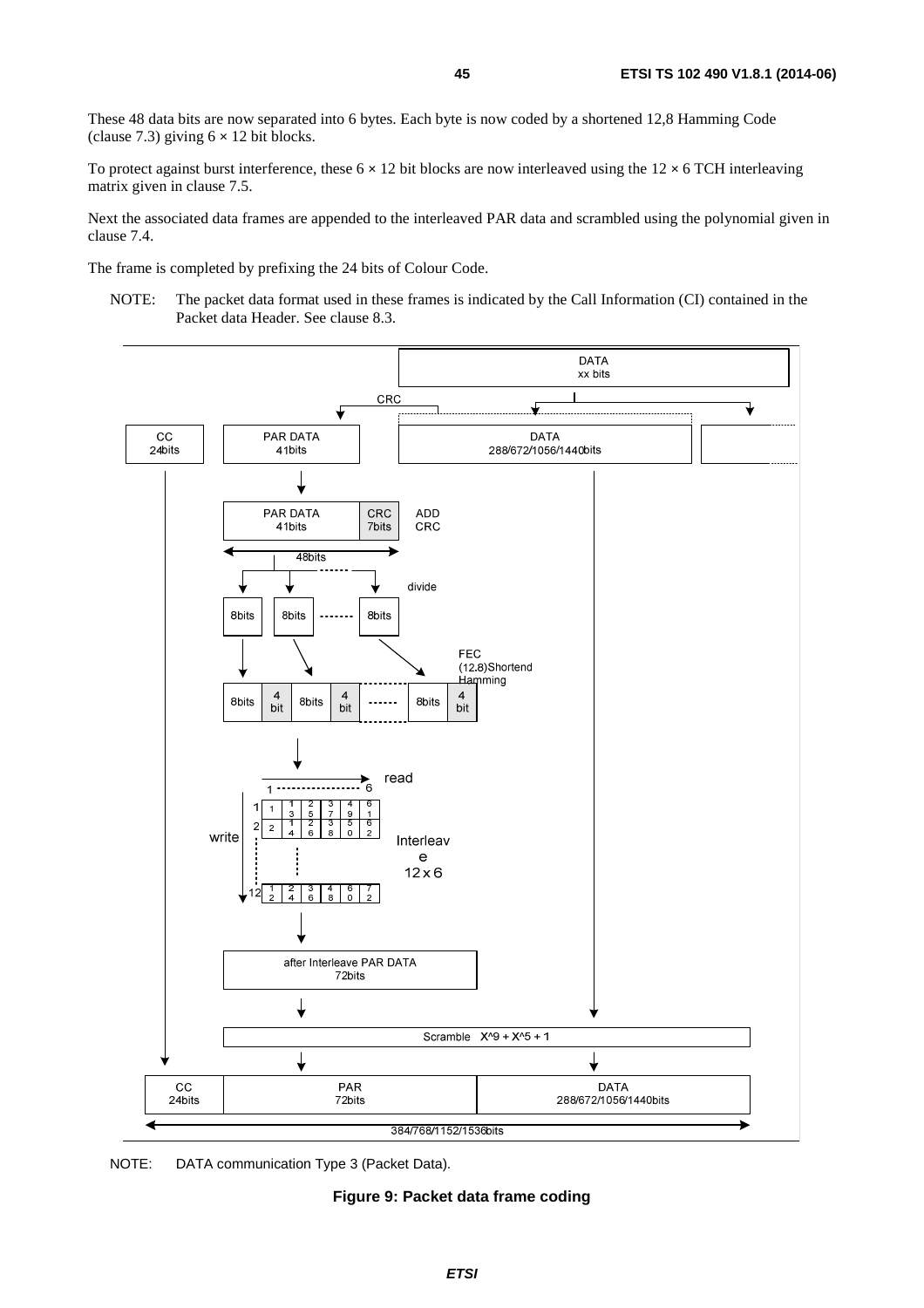These 48 data bits are now separated into 6 bytes. Each byte is now coded by a shortened 12,8 Hamming Code (clause 7.3) giving 6 × 12 bit blocks.

To protect against burst interference, these 6 × 12 bit blocks are now interleaved using the 12 × 6 TCH interleaving matrix given in clause 7.5.

Next the associated data frames are appended to the interleaved PAR data and scrambled using the polynomial given in clause 7.4.

The frame is completed by prefixing the 24 bits of Colour Code.

NOTE: The packet data format used in these frames is indicated by the Call Information (CI) contained in the Packet data Header. See clause 8.3.

DATA
xx bits

CRC

CC
24bits

PAR DATA
41bits

DATA
288/672/1056/1440bits

PAR DATA
41bits

CRC
7bits

ADD
CRC

48bits

divide

8bits

8bits

8bits

FEC
(12.8)Shortend
Hamming

8bits
4
bit

8bits
4
bit

8bits
4
bit

read

1 6

write

1 1 13 25 37 49 61

2 2 14 26 38 50 62

12 12 24 36 48 60 72

Interleave
12 x 6

after Interleave PAR DATA
72bits

Scramble X^9 + X^5 + 1

CC
24bits

PAR
72bits

DATA
288/672/1056/1440bits

384/768/1152/1536bits

NOTE: DATA communication Type 3 (Packet Data).

**Figure 9: Packet data frame coding**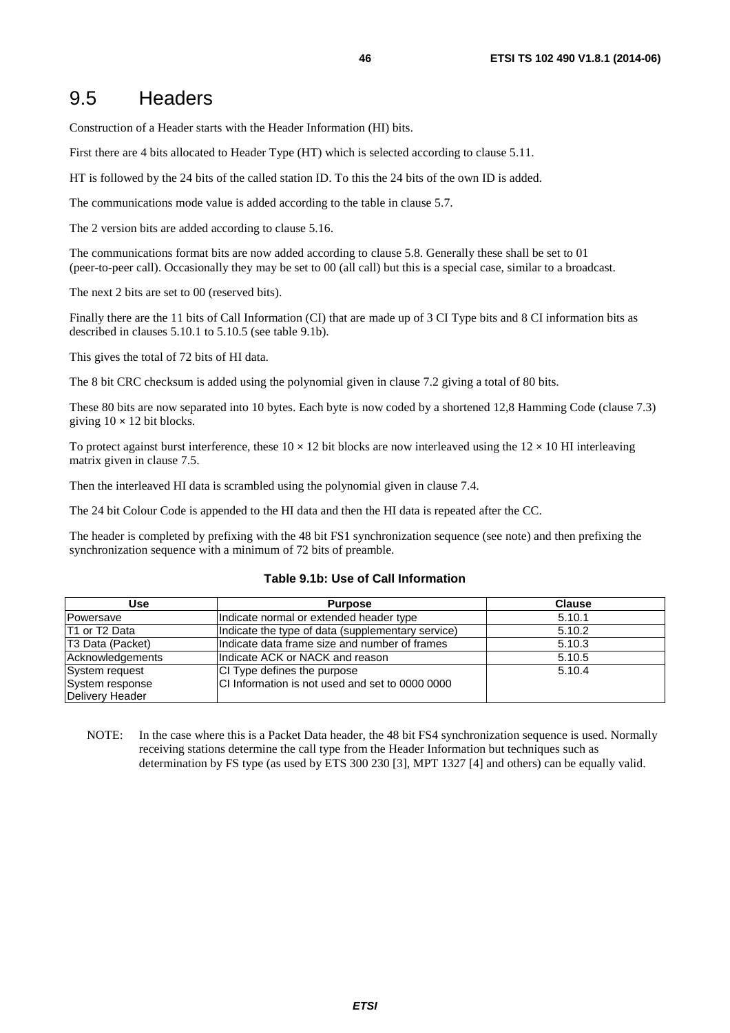## 9.5 Headers

Construction of a Header starts with the Header Information (HI) bits.

First there are 4 bits allocated to Header Type (HT) which is selected according to clause 5.11.

HT is followed by the 24 bits of the called station ID. To this the 24 bits of the own ID is added.

The communications mode value is added according to the table in clause 5.7.

The 2 version bits are added according to clause 5.16.

The communications format bits are now added according to clause 5.8. Generally these shall be set to 01 (peer-to-peer call). Occasionally they may be set to 00 (all call) but this is a special case, similar to a broadcast.

The next 2 bits are set to 00 (reserved bits).

Finally there are the 11 bits of Call Information (CI) that are made up of 3 CI Type bits and 8 CI information bits as described in clauses 5.10.1 to 5.10.5 (see table 9.1b).

This gives the total of 72 bits of HI data.

The 8 bit CRC checksum is added using the polynomial given in clause 7.2 giving a total of 80 bits.

These 80 bits are now separated into 10 bytes. Each byte is now coded by a shortened 12,8 Hamming Code (clause 7.3) giving $10 \times 12$ bit blocks.

To protect against burst interference, these $10 \times 12$ bit blocks are now interleaved using the $12 \times 10$ HI interleaving matrix given in clause 7.5.

Then the interleaved HI data is scrambled using the polynomial given in clause 7.4.

The 24 bit Colour Code is appended to the HI data and then the HI data is repeated after the CC.

The header is completed by prefixing with the 48 bit FS1 synchronization sequence (see note) and then prefixing the synchronization sequence with a minimum of 72 bits of preamble.

**Table 9.1b: Use of Call Information**

| Use | Purpose | Clause |
|---|---|---|
| Powersave | Indicate normal or extended header type | 5.10.1 |
| T1 or T2 Data | Indicate the type of data (supplementary service) | 5.10.2 |
| T3 Data (Packet) | Indicate data frame size and number of frames | 5.10.3 |
| Acknowledgements | Indicate ACK or NACK and reason | 5.10.5 |
| System request<br>System response<br>Delivery Header | CI Type defines the purpose<br>CI Information is not used and set to 0000 0000 | 5.10.4 |

NOTE: In the case where this is a Packet Data header, the 48 bit FS4 synchronization sequence is used. Normally receiving stations determine the call type from the Header Information but techniques such as determination by FS type (as used by ETS 300 230 [3], MPT 1327 [4] and others) can be equally valid.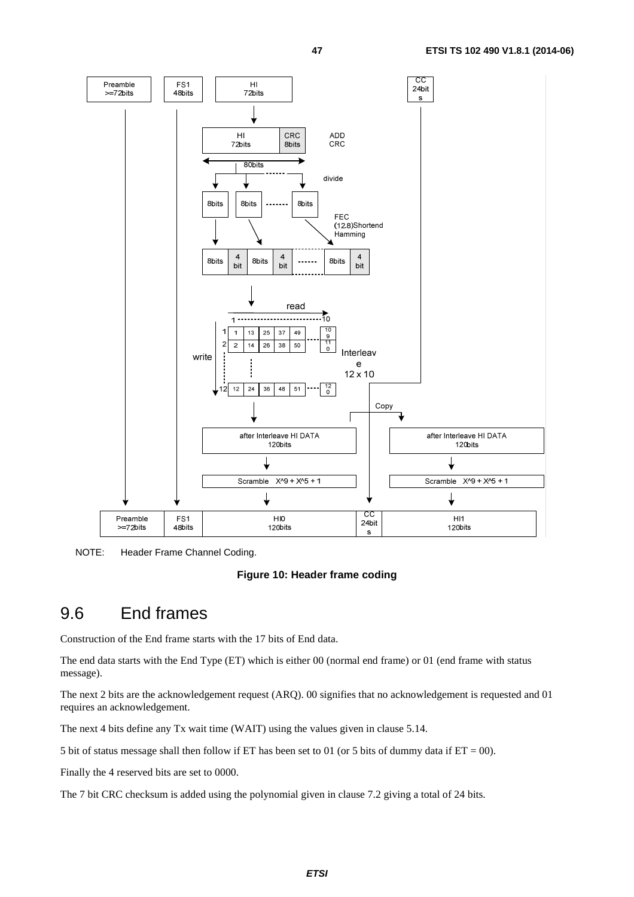Preamble
>=72bits

FS1
48bits

HI
72bits

CC
24bits

HI
72bits

CRC
8bits

ADD
CRC

80bits

divide

8bits

8bits

8bits

FEC
(12.8)Shortend
Hamming

8bits 4 bit 8bits 4 bit 8bits 4 bit

read

1 10

1 13 25 37 49 109

2 14 26 38 50 110

write

Interleave
12 x 10

12 24 36 48 51 120

Copy

after Interleave HI DATA
120bits

after Interleave HI DATA
120bits

Scramble X^9 + X^5 + 1

Scramble X^9 + X^5 + 1

Preamble
>=72bits

FS1
48bits

HI0
120bits

CC
24bits

HI1
120bits

NOTE: Header Frame Channel Coding.

**Figure 10: Header frame coding**

## 9.6 End frames

Construction of the End frame starts with the 17 bits of End data.

The end data starts with the End Type (ET) which is either 00 (normal end frame) or 01 (end frame with status message).

The next 2 bits are the acknowledgement request (ARQ). 00 signifies that no acknowledgement is requested and 01 requires an acknowledgement.

The next 4 bits define any Tx wait time (WAIT) using the values given in clause 5.14.

5 bit of status message shall then follow if ET has been set to 01 (or 5 bits of dummy data if ET = 00).

Finally the 4 reserved bits are set to 0000.

The 7 bit CRC checksum is added using the polynomial given in clause 7.2 giving a total of 24 bits.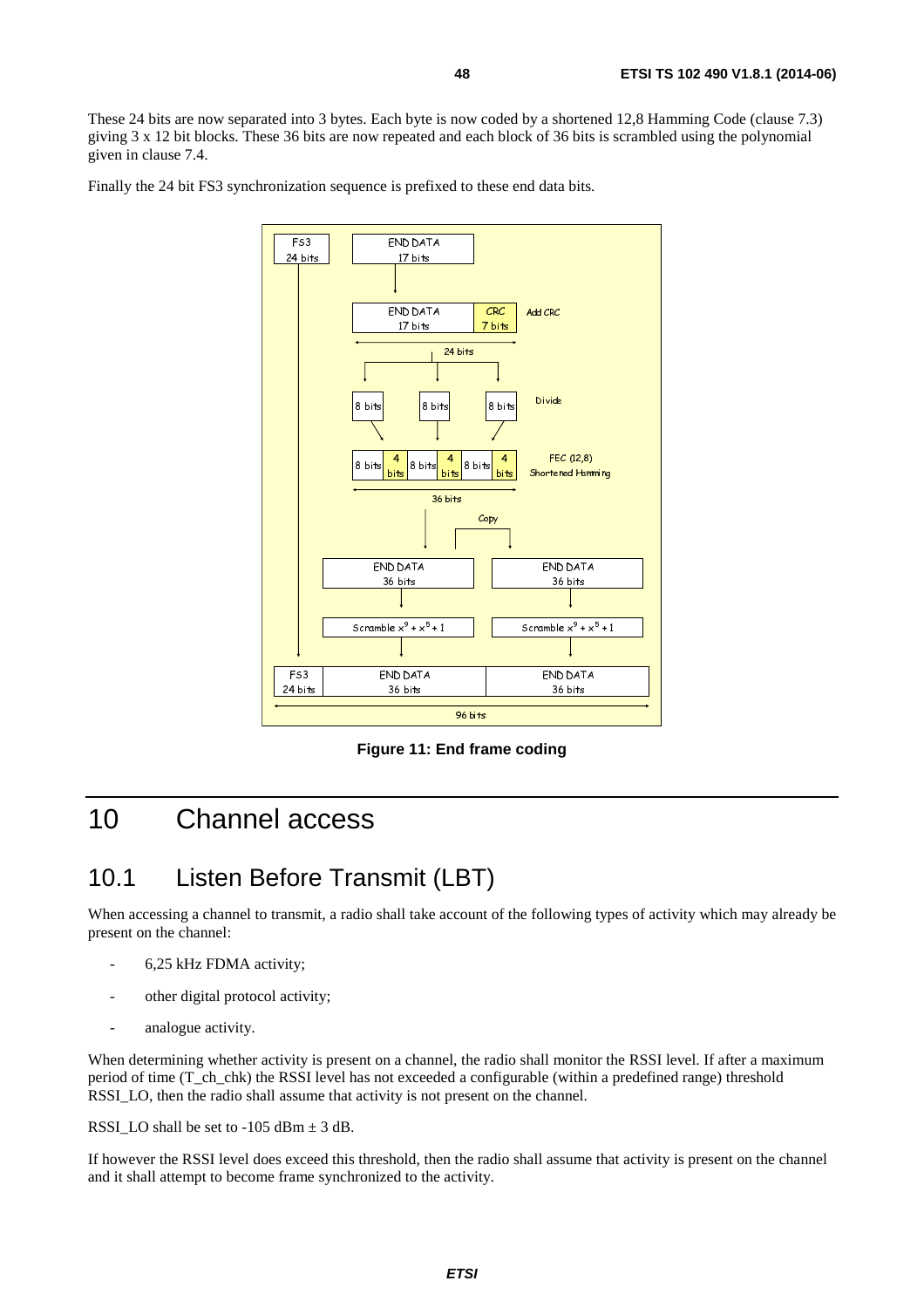These 24 bits are now separated into 3 bytes. Each byte is now coded by a shortened 12,8 Hamming Code (clause 7.3) giving 3 x 12 bit blocks. These 36 bits are now repeated and each block of 36 bits is scrambled using the polynomial given in clause 7.4.

Finally the 24 bit FS3 synchronization sequence is prefixed to these end data bits.

FS3
24 bits
END DATA
17 bits
END DATA
17 bits
CRC
7 bits
Add CRC
24 bits
8 bits
8 bits
8 bits
Divide
8 bits
4 bits
8 bits
4 bits
8 bits
4 bits
FEC (12,8)
Shortened Hamming
36 bits
Copy
END DATA
36 bits
END DATA
36 bits
Scramble $x^9 + x^5 + 1$
Scramble $x^9 + x^5 + 1$
FS3
24 bits
END DATA
36 bits
END DATA
36 bits
96 bits

**Figure 11: End frame coding**

# 10 Channel access

## 10.1 Listen Before Transmit (LBT)

When accessing a channel to transmit, a radio shall take account of the following types of activity which may already be present on the channel:

- 6,25 kHz FDMA activity;
- other digital protocol activity;
- analogue activity.

When determining whether activity is present on a channel, the radio shall monitor the RSSI level. If after a maximum period of time (T_ch_chk) the RSSI level has not exceeded a configurable (within a predefined range) threshold RSSI_LO, then the radio shall assume that activity is not present on the channel.

RSSI_LO shall be set to -105 dBm ± 3 dB.

If however the RSSI level does exceed this threshold, then the radio shall assume that activity is present on the channel and it shall attempt to become frame synchronized to the activity.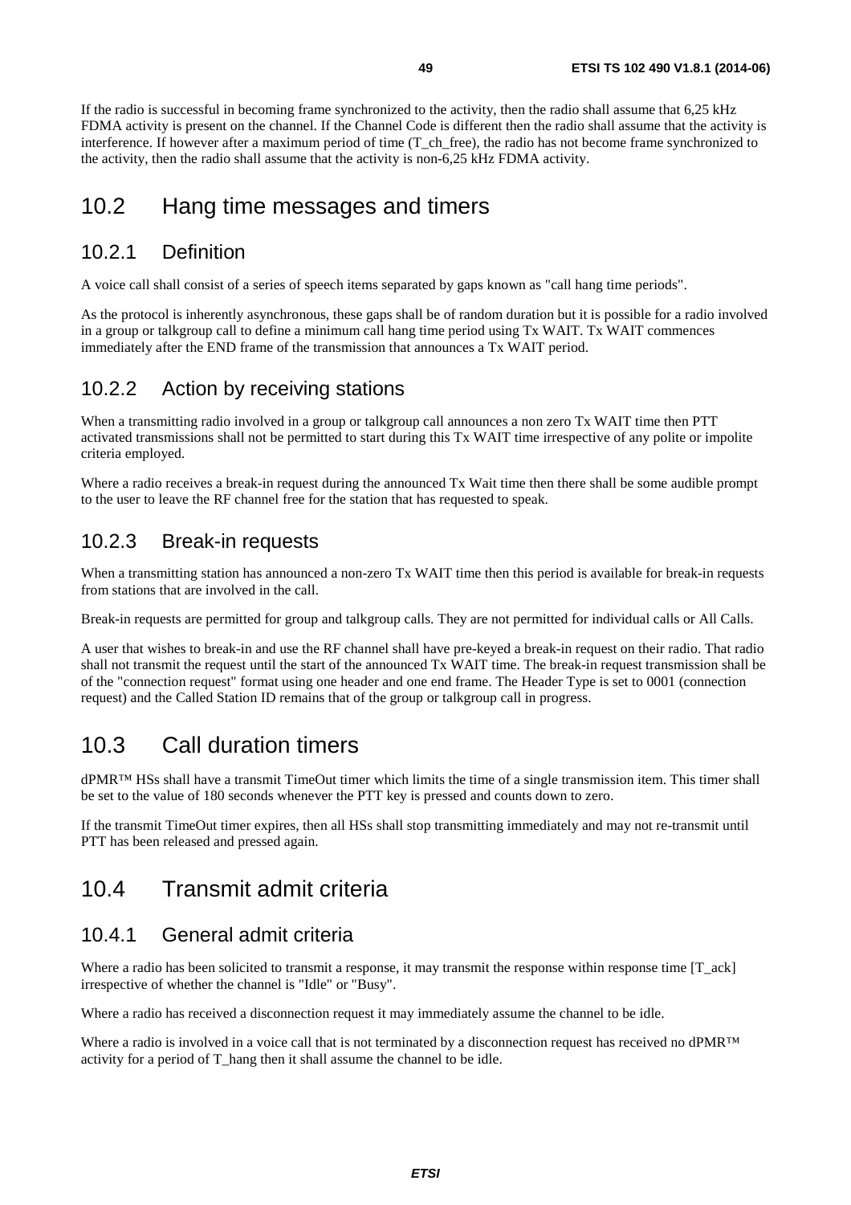If the radio is successful in becoming frame synchronized to the activity, then the radio shall assume that 6,25 kHz FDMA activity is present on the channel. If the Channel Code is different then the radio shall assume that the activity is interference. If however after a maximum period of time (T_ch_free), the radio has not become frame synchronized to the activity, then the radio shall assume that the activity is non-6,25 kHz FDMA activity.

## 10.2 Hang time messages and timers

### 10.2.1 Definition

A voice call shall consist of a series of speech items separated by gaps known as "call hang time periods".

As the protocol is inherently asynchronous, these gaps shall be of random duration but it is possible for a radio involved in a group or talkgroup call to define a minimum call hang time period using Tx WAIT. Tx WAIT commences immediately after the END frame of the transmission that announces a Tx WAIT period.

### 10.2.2 Action by receiving stations

When a transmitting radio involved in a group or talkgroup call announces a non zero Tx WAIT time then PTT activated transmissions shall not be permitted to start during this Tx WAIT time irrespective of any polite or impolite criteria employed.

Where a radio receives a break-in request during the announced Tx Wait time then there shall be some audible prompt to the user to leave the RF channel free for the station that has requested to speak.

### 10.2.3 Break-in requests

When a transmitting station has announced a non-zero Tx WAIT time then this period is available for break-in requests from stations that are involved in the call.

Break-in requests are permitted for group and talkgroup calls. They are not permitted for individual calls or All Calls.

A user that wishes to break-in and use the RF channel shall have pre-keyed a break-in request on their radio. That radio shall not transmit the request until the start of the announced Tx WAIT time. The break-in request transmission shall be of the "connection request" format using one header and one end frame. The Header Type is set to 0001 (connection request) and the Called Station ID remains that of the group or talkgroup call in progress.

## 10.3 Call duration timers

dPMR™ HSs shall have a transmit TimeOut timer which limits the time of a single transmission item. This timer shall be set to the value of 180 seconds whenever the PTT key is pressed and counts down to zero.

If the transmit TimeOut timer expires, then all HSs shall stop transmitting immediately and may not re-transmit until PTT has been released and pressed again.

## 10.4 Transmit admit criteria

### 10.4.1 General admit criteria

Where a radio has been solicited to transmit a response, it may transmit the response within response time [T_ack] irrespective of whether the channel is "Idle" or "Busy".

Where a radio has received a disconnection request it may immediately assume the channel to be idle.

Where a radio is involved in a voice call that is not terminated by a disconnection request has received no dPMR™ activity for a period of T_hang then it shall assume the channel to be idle.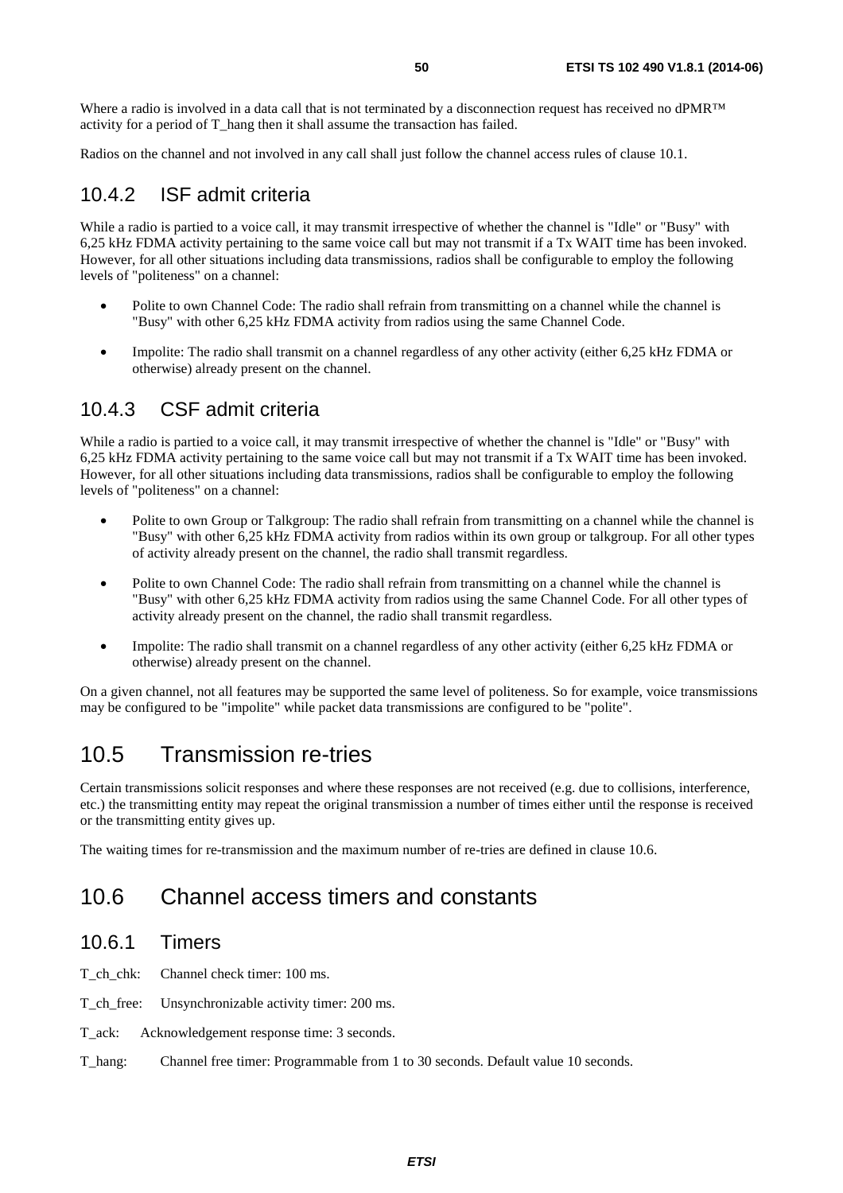Where a radio is involved in a data call that is not terminated by a disconnection request has received no dPMR™ activity for a period of T_hang then it shall assume the transaction has failed.

Radios on the channel and not involved in any call shall just follow the channel access rules of clause 10.1.

### 10.4.2 ISF admit criteria

While a radio is partied to a voice call, it may transmit irrespective of whether the channel is "Idle" or "Busy" with 6,25 kHz FDMA activity pertaining to the same voice call but may not transmit if a Tx WAIT time has been invoked. However, for all other situations including data transmissions, radios shall be configurable to employ the following levels of "politeness" on a channel:

- Polite to own Channel Code: The radio shall refrain from transmitting on a channel while the channel is "Busy" with other 6,25 kHz FDMA activity from radios using the same Channel Code.
- Impolite: The radio shall transmit on a channel regardless of any other activity (either 6,25 kHz FDMA or otherwise) already present on the channel.

### 10.4.3 CSF admit criteria

While a radio is partied to a voice call, it may transmit irrespective of whether the channel is "Idle" or "Busy" with 6,25 kHz FDMA activity pertaining to the same voice call but may not transmit if a Tx WAIT time has been invoked. However, for all other situations including data transmissions, radios shall be configurable to employ the following levels of "politeness" on a channel:

- Polite to own Group or Talkgroup: The radio shall refrain from transmitting on a channel while the channel is "Busy" with other 6,25 kHz FDMA activity from radios within its own group or talkgroup. For all other types of activity already present on the channel, the radio shall transmit regardless.
- Polite to own Channel Code: The radio shall refrain from transmitting on a channel while the channel is "Busy" with other 6,25 kHz FDMA activity from radios using the same Channel Code. For all other types of activity already present on the channel, the radio shall transmit regardless.
- Impolite: The radio shall transmit on a channel regardless of any other activity (either 6,25 kHz FDMA or otherwise) already present on the channel.

On a given channel, not all features may be supported the same level of politeness. So for example, voice transmissions may be configured to be "impolite" while packet data transmissions are configured to be "polite".

## 10.5 Transmission re-tries

Certain transmissions solicit responses and where these responses are not received (e.g. due to collisions, interference, etc.) the transmitting entity may repeat the original transmission a number of times either until the response is received or the transmitting entity gives up.

The waiting times for re-transmission and the maximum number of re-tries are defined in clause 10.6.

## 10.6 Channel access timers and constants

### 10.6.1 Timers

T_ch_chk: Channel check timer: 100 ms.

T_ch_free: Unsynchronizable activity timer: 200 ms.

T_ack: Acknowledgement response time: 3 seconds.

T_hang: Channel free timer: Programmable from 1 to 30 seconds. Default value 10 seconds.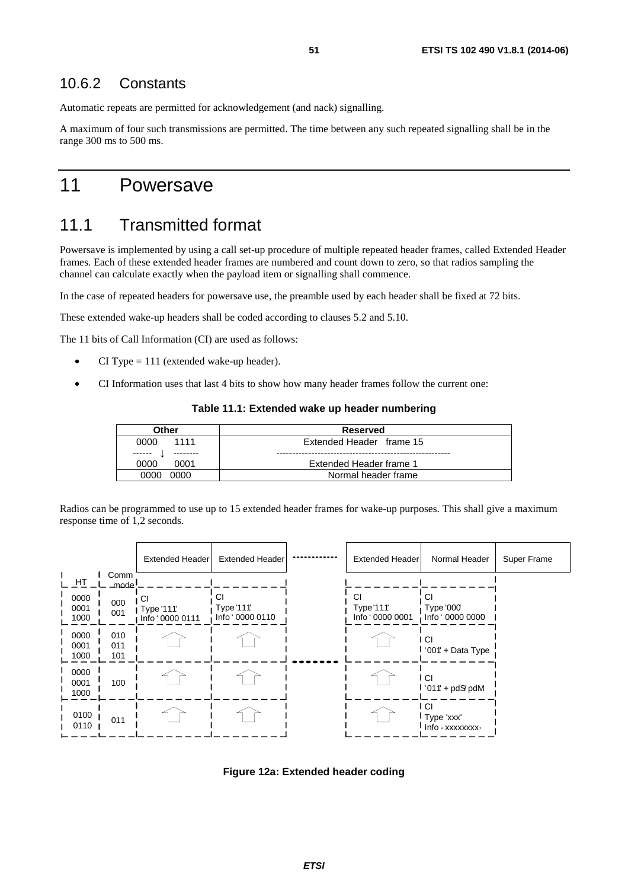## 10.6.2 Constants

Automatic repeats are permitted for acknowledgement (and nack) signalling.

A maximum of four such transmissions are permitted. The time between any such repeated signalling shall be in the range 300 ms to 500 ms.

# 11 Powersave

## 11.1 Transmitted format

Powersave is implemented by using a call set-up procedure of multiple repeated header frames, called Extended Header frames. Each of these extended header frames are numbered and count down to zero, so that radios sampling the channel can calculate exactly when the payload item or signalling shall commence.

In the case of repeated headers for powersave use, the preamble used by each header shall be fixed at 72 bits.

These extended wake-up headers shall be coded according to clauses 5.2 and 5.10.

The 11 bits of Call Information (CI) are used as follows:

- CI Type = 111 (extended wake-up header).
- CI Information uses that last 4 bits to show how many header frames follow the current one:

**Table 11.1: Extended wake up header numbering**

| Other | Reserved |
|---|---|
| 0000 1111 | Extended Header frame 15 |
| ------ ↓ -------- | ------------------------------------------------------- |
| 0000 0001 | Extended Header frame 1 |
| 0000 0000 | Normal header frame |

Radios can be programmed to use up to 15 extended header frames for wake-up purposes. This shall give a maximum response time of 1,2 seconds.

| HT | Comm mode | Extended Header | Extended Header | ----------- | Extended Header | Normal Header | Super Frame |
|---|---|---|---|---|---|---|---|
| 0000 0001 1000 | 000 001 | CI Type '111' Info '0000 0111 | CI Type '111' Info '0000 0110 | | CI Type '111' Info '0000 0001 | CI Type '000' Info '0000 0000 | |
| 0000 0001 1000 | 010 011 101 | | | ------- | | CI '001' + Data Type | |
| 0000 0001 1000 | 100 | | | | | CI '011' + pdS/ pdM | |
| 0100 0110 | 011 | | | | | CI Type 'xxx' Info 'xxxxxxxx' | |

**Figure 12a: Extended header coding**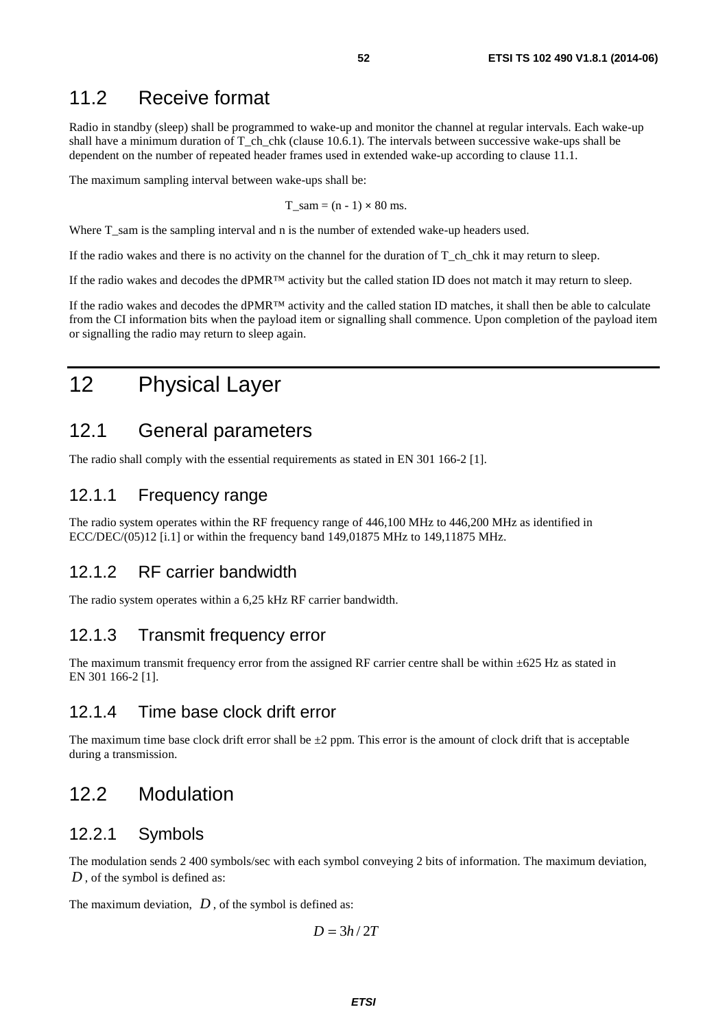## 11.2 Receive format

Radio in standby (sleep) shall be programmed to wake-up and monitor the channel at regular intervals. Each wake-up shall have a minimum duration of T_ch_chk (clause 10.6.1). The intervals between successive wake-ups shall be dependent on the number of repeated header frames used in extended wake-up according to clause 11.1.

The maximum sampling interval between wake-ups shall be:

$$T\_sam = (n - 1) \times 80 \text{ ms.}$$

Where T_sam is the sampling interval and n is the number of extended wake-up headers used.

If the radio wakes and there is no activity on the channel for the duration of T_ch_chk it may return to sleep.

If the radio wakes and decodes the dPMR™ activity but the called station ID does not match it may return to sleep.

If the radio wakes and decodes the dPMR™ activity and the called station ID matches, it shall then be able to calculate from the CI information bits when the payload item or signalling shall commence. Upon completion of the payload item or signalling the radio may return to sleep again.

# 12 Physical Layer

## 12.1 General parameters

The radio shall comply with the essential requirements as stated in EN 301 166-2 [1].

### 12.1.1 Frequency range

The radio system operates within the RF frequency range of 446,100 MHz to 446,200 MHz as identified in ECC/DEC/(05)12 [i.1] or within the frequency band 149,01875 MHz to 149,11875 MHz.

### 12.1.2 RF carrier bandwidth

The radio system operates within a 6,25 kHz RF carrier bandwidth.

### 12.1.3 Transmit frequency error

The maximum transmit frequency error from the assigned RF carrier centre shall be within ±625 Hz as stated in EN 301 166-2 [1].

### 12.1.4 Time base clock drift error

The maximum time base clock drift error shall be ±2 ppm. This error is the amount of clock drift that is acceptable during a transmission.

## 12.2 Modulation

### 12.2.1 Symbols

The modulation sends 2 400 symbols/sec with each symbol conveying 2 bits of information. The maximum deviation, $D$, of the symbol is defined as:

The maximum deviation, $D$, of the symbol is defined as:

$$D = 3h / 2T$$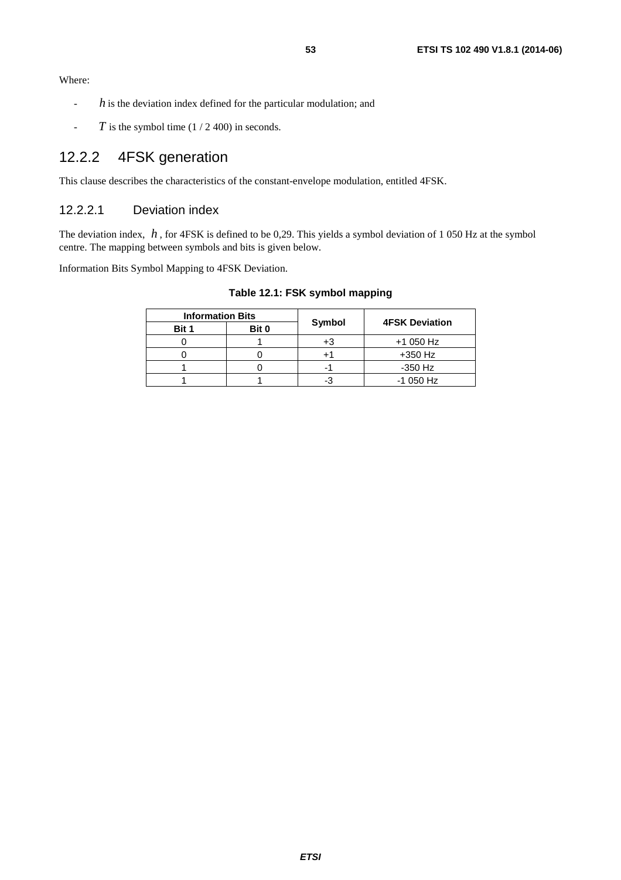Where:

- $h$ is the deviation index defined for the particular modulation; and
- $T$ is the symbol time (1 / 2 400) in seconds.

## 12.2.2 4FSK generation

This clause describes the characteristics of the constant-envelope modulation, entitled 4FSK.

### 12.2.2.1 Deviation index

The deviation index, $h$, for 4FSK is defined to be 0,29. This yields a symbol deviation of 1 050 Hz at the symbol centre. The mapping between symbols and bits is given below.

Information Bits Symbol Mapping to 4FSK Deviation.

**Table 12.1: FSK symbol mapping**

| Information Bits | | Symbol | 4FSK Deviation |
|---|---|---|---|
| Bit 1 | Bit 0 | | |
| 0 | 1 | +3 | +1 050 Hz |
| 0 | 0 | +1 | +350 Hz |
| 1 | 0 | -1 | -350 Hz |
| 1 | 1 | -3 | -1 050 Hz |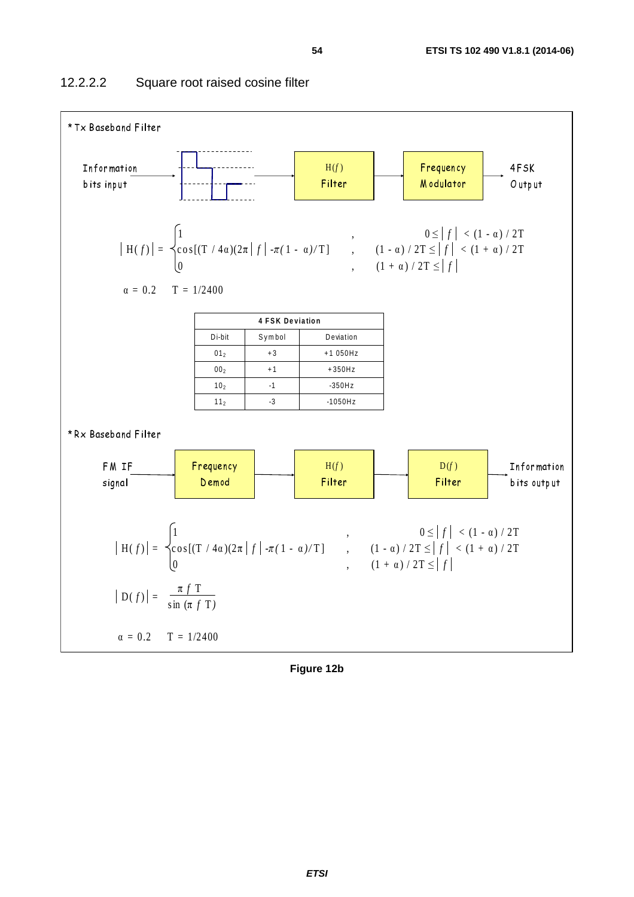### 12.2.2.2 Square root raised cosine filter

* Tx Baseband Filter

Information bits input → H(f) Filter → Frequency Modulator → 4FSK Output

$$|H(f)| = \begin{cases} 1 & , \quad 0 \le |f| < (1-\alpha)/2T \\ \cos[(T/4\alpha)(2\pi|f| - \pi(1-\alpha)/T] & , \quad (1-\alpha)/2T \le |f| < (1+\alpha)/2T \\ 0 & , \quad (1+\alpha)/2T \le |f| \end{cases}$$

$\alpha = 0.2 \quad T = 1/2400$

| 4 FSK Deviation | | |
|---|---|---|
| Di-bit | Symbol | Deviation |
| $01_2$ | +3 | +1 050Hz |
| $00_2$ | +1 | +350Hz |
| $10_2$ | -1 | -350Hz |
| $11_2$ | -3 | -1050Hz |

* Rx Baseband Filter

FM IF signal → Frequency Demod → H(f) Filter → D(f) Filter → Information bits output

$$|H(f)| = \begin{cases} 1 & , \quad 0 \le |f| < (1-\alpha)/2T \\ \cos[(T/4\alpha)(2\pi|f| - \pi(1-\alpha)/T] & , \quad (1-\alpha)/2T \le |f| < (1+\alpha)/2T \\ 0 & , \quad (1+\alpha)/2T \le |f| \end{cases}$$

$$|D(f)| = \frac{\pi f T}{\sin(\pi f T)}$$

$\alpha = 0.2 \quad T = 1/2400$

**Figure 12b**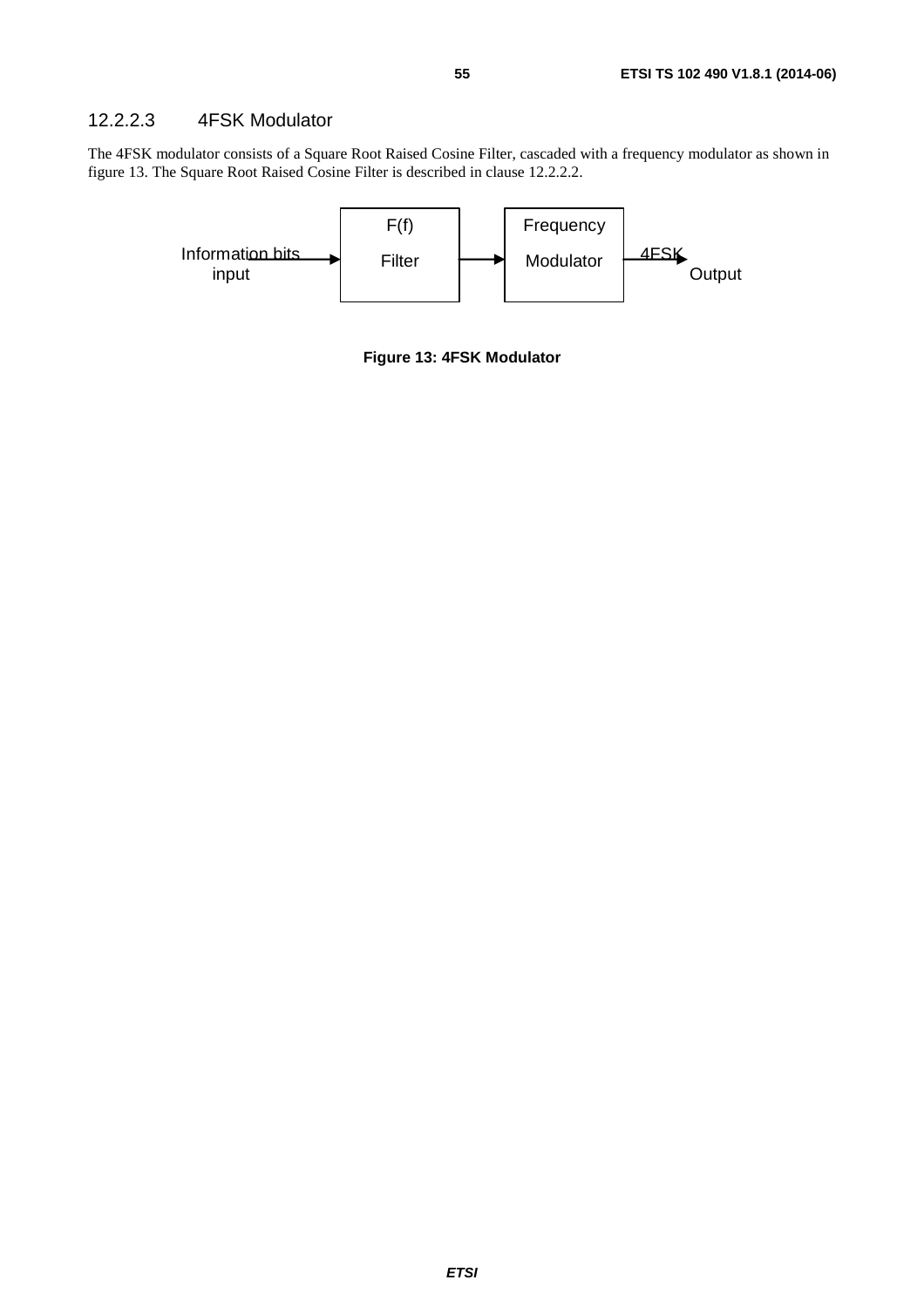### 12.2.2.3 4FSK Modulator

The 4FSK modulator consists of a Square Root Raised Cosine Filter, cascaded with a frequency modulator as shown in figure 13. The Square Root Raised Cosine Filter is described in clause 12.2.2.2.

Information bits input

F(f) Filter

Frequency Modulator

4FSK Output

**Figure 13: 4FSK Modulator**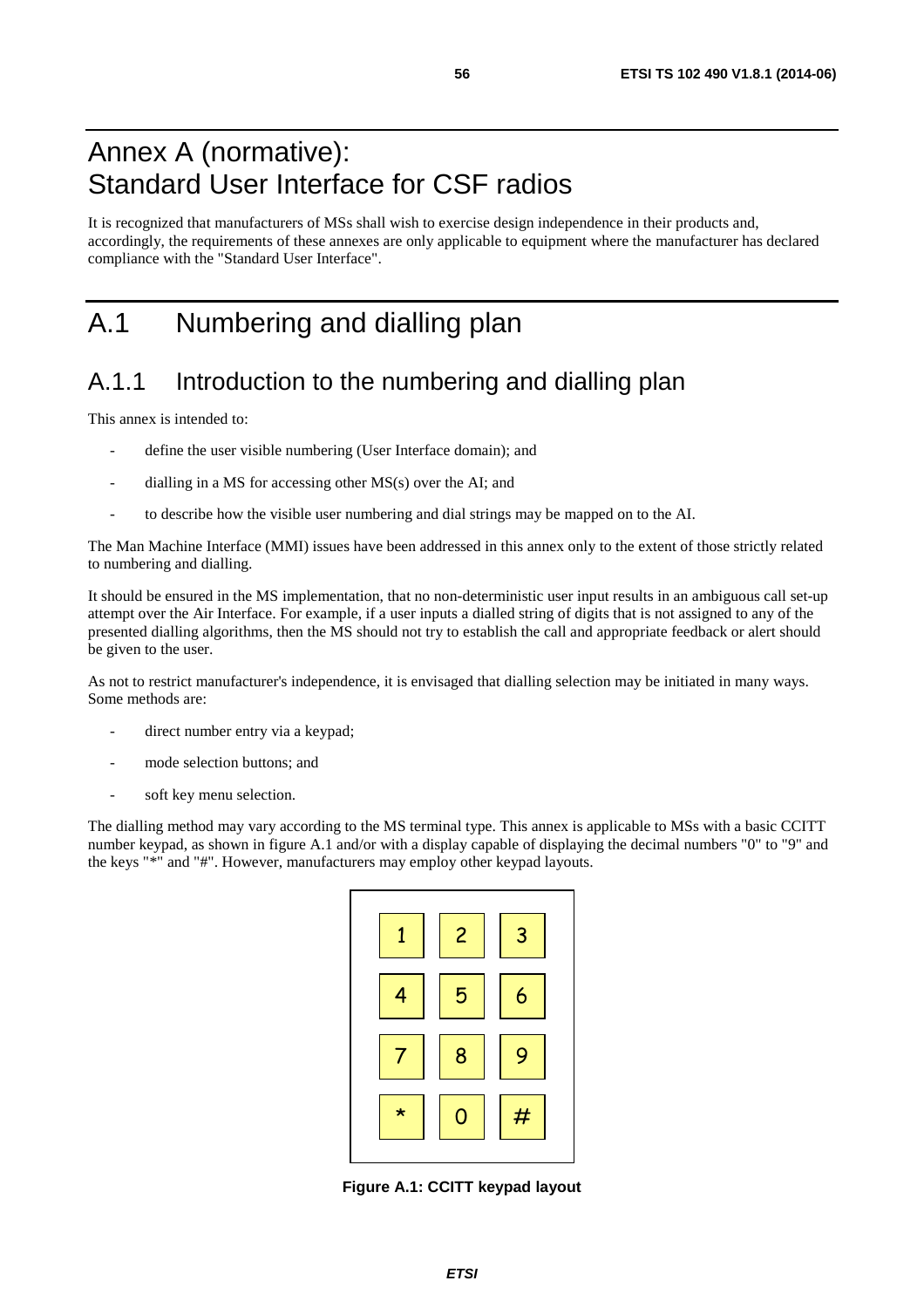# Annex A (normative): Standard User Interface for CSF radios

It is recognized that manufacturers of MSs shall wish to exercise design independence in their products and, accordingly, the requirements of these annexes are only applicable to equipment where the manufacturer has declared compliance with the "Standard User Interface".

# A.1 Numbering and dialling plan

## A.1.1 Introduction to the numbering and dialling plan

This annex is intended to:

- define the user visible numbering (User Interface domain); and
- dialling in a MS for accessing other MS(s) over the AI; and
- to describe how the visible user numbering and dial strings may be mapped on to the AI.

The Man Machine Interface (MMI) issues have been addressed in this annex only to the extent of those strictly related to numbering and dialling.

It should be ensured in the MS implementation, that no non-deterministic user input results in an ambiguous call set-up attempt over the Air Interface. For example, if a user inputs a dialled string of digits that is not assigned to any of the presented dialling algorithms, then the MS should not try to establish the call and appropriate feedback or alert should be given to the user.

As not to restrict manufacturer's independence, it is envisaged that dialling selection may be initiated in many ways. Some methods are:

- direct number entry via a keypad;
- mode selection buttons; and
- soft key menu selection.

The dialling method may vary according to the MS terminal type. This annex is applicable to MSs with a basic CCITT number keypad, as shown in figure A.1 and/or with a display capable of displaying the decimal numbers "0" to "9" and the keys "*" and "#". However, manufacturers may employ other keypad layouts.

1 2 3
4 5 6
7 8 9
* 0 #

**Figure A.1: CCITT keypad layout**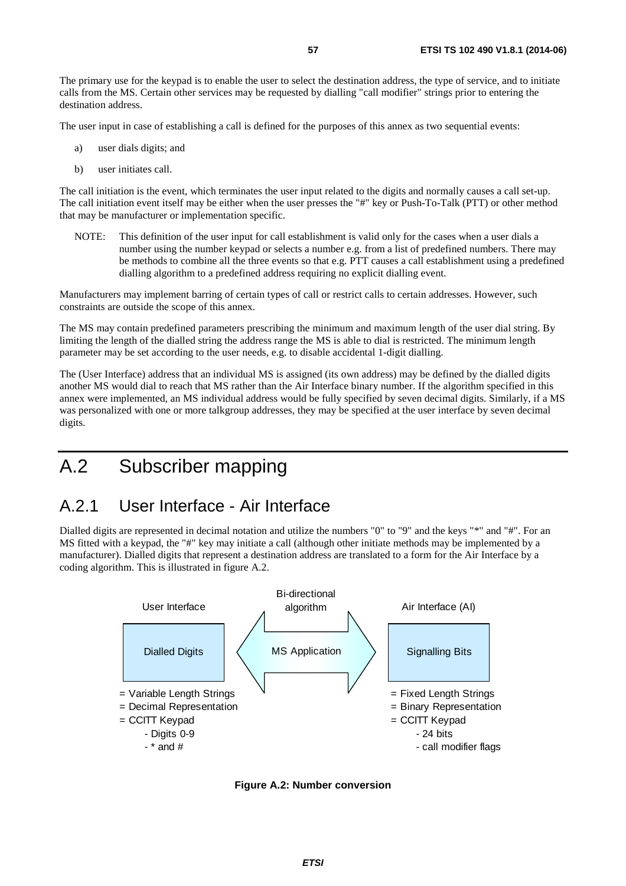The primary use for the keypad is to enable the user to select the destination address, the type of service, and to initiate calls from the MS. Certain other services may be requested by dialling "call modifier" strings prior to entering the destination address.

The user input in case of establishing a call is defined for the purposes of this annex as two sequential events:

a) user dials digits; and

b) user initiates call.

The call initiation is the event, which terminates the user input related to the digits and normally causes a call set-up. The call initiation event itself may be either when the user presses the "#" key or Push-To-Talk (PTT) or other method that may be manufacturer or implementation specific.

NOTE: This definition of the user input for call establishment is valid only for the cases when a user dials a number using the number keypad or selects a number e.g. from a list of predefined numbers. There may be methods to combine all the three events so that e.g. PTT causes a call establishment using a predefined dialling algorithm to a predefined address requiring no explicit dialling event.

Manufacturers may implement barring of certain types of call or restrict calls to certain addresses. However, such constraints are outside the scope of this annex.

The MS may contain predefined parameters prescribing the minimum and maximum length of the user dial string. By limiting the length of the dialled string the address range the MS is able to dial is restricted. The minimum length parameter may be set according to the user needs, e.g. to disable accidental 1-digit dialling.

The (User Interface) address that an individual MS is assigned (its own address) may be defined by the dialled digits another MS would dial to reach that MS rather than the Air Interface binary number. If the algorithm specified in this annex were implemented, an MS individual address would be fully specified by seven decimal digits. Similarly, if a MS was personalized with one or more talkgroup addresses, they may be specified at the user interface by seven decimal digits.

# A.2 Subscriber mapping

## A.2.1 User Interface - Air Interface

Dialled digits are represented in decimal notation and utilize the numbers "0" to "9" and the keys "*" and "#". For an MS fitted with a keypad, the "#" key may initiate a call (although other initiate methods may be implemented by a manufacturer). Dialled digits that represent a destination address are translated to a form for the Air Interface by a coding algorithm. This is illustrated in figure A.2.

User Interface

Dialled Digits

= Variable Length Strings
= Decimal Representation
= CCITT Keypad
- Digits 0-9
- * and #

Bi-directional algorithm

MS Application

Air Interface (AI)

Signalling Bits

= Fixed Length Strings
= Binary Representation
= CCITT Keypad
- 24 bits
- call modifier flags

**Figure A.2: Number conversion**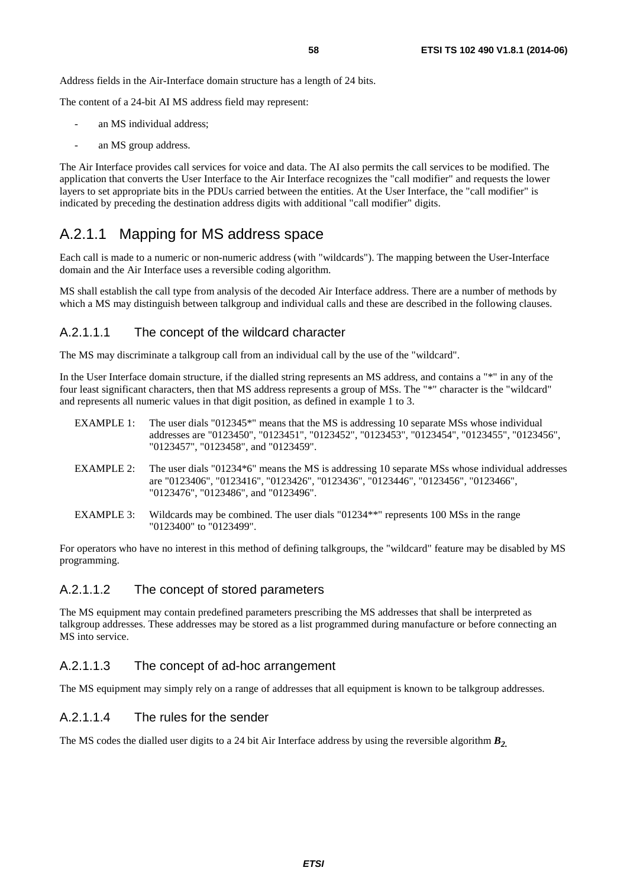Address fields in the Air-Interface domain structure has a length of 24 bits.

The content of a 24-bit AI MS address field may represent:

- an MS individual address;
- an MS group address.

The Air Interface provides call services for voice and data. The AI also permits the call services to be modified. The application that converts the User Interface to the Air Interface recognizes the "call modifier" and requests the lower layers to set appropriate bits in the PDUs carried between the entities. At the User Interface, the "call modifier" is indicated by preceding the destination address digits with additional "call modifier" digits.

## A.2.1.1 Mapping for MS address space

Each call is made to a numeric or non-numeric address (with "wildcards"). The mapping between the User-Interface domain and the Air Interface uses a reversible coding algorithm.

MS shall establish the call type from analysis of the decoded Air Interface address. There are a number of methods by which a MS may distinguish between talkgroup and individual calls and these are described in the following clauses.

### A.2.1.1.1 The concept of the wildcard character

The MS may discriminate a talkgroup call from an individual call by the use of the "wildcard".

In the User Interface domain structure, if the dialled string represents an MS address, and contains a "*" in any of the four least significant characters, then that MS address represents a group of MSs. The "*" character is the "wildcard" and represents all numeric values in that digit position, as defined in example 1 to 3.

EXAMPLE 1: The user dials "012345*" means that the MS is addressing 10 separate MSs whose individual addresses are "0123450", "0123451", "0123452", "0123453", "0123454", "0123455", "0123456", "0123457", "0123458", and "0123459".

EXAMPLE 2: The user dials "01234*6" means the MS is addressing 10 separate MSs whose individual addresses are "0123406", "0123416", "0123426", "0123436", "0123446", "0123456", "0123466", "0123476", "0123486", and "0123496".

EXAMPLE 3: Wildcards may be combined. The user dials "01234**" represents 100 MSs in the range "0123400" to "0123499".

For operators who have no interest in this method of defining talkgroups, the "wildcard" feature may be disabled by MS programming.

### A.2.1.1.2 The concept of stored parameters

The MS equipment may contain predefined parameters prescribing the MS addresses that shall be interpreted as talkgroup addresses. These addresses may be stored as a list programmed during manufacture or before connecting an MS into service.

### A.2.1.1.3 The concept of ad-hoc arrangement

The MS equipment may simply rely on a range of addresses that all equipment is known to be talkgroup addresses.

### A.2.1.1.4 The rules for the sender

The MS codes the dialled user digits to a 24 bit Air Interface address by using the reversible algorithm $\boldsymbol{B_2}$.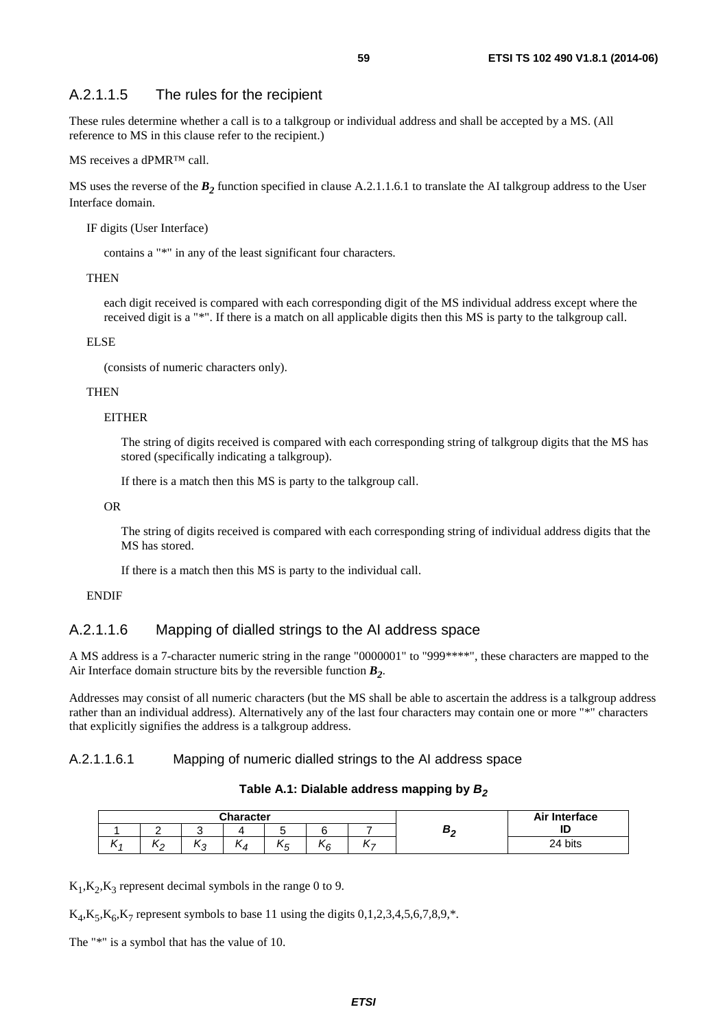### A.2.1.1.5 The rules for the recipient

These rules determine whether a call is to a talkgroup or individual address and shall be accepted by a MS. (All reference to MS in this clause refer to the recipient.)

MS receives a dPMR™ call.

MS uses the reverse of the $B_2$ function specified in clause A.2.1.1.6.1 to translate the AI talkgroup address to the User Interface domain.

IF digits (User Interface)

contains a "*" in any of the least significant four characters.

THEN

each digit received is compared with each corresponding digit of the MS individual address except where the received digit is a "*". If there is a match on all applicable digits then this MS is party to the talkgroup call.

ELSE

(consists of numeric characters only).

THEN

EITHER

The string of digits received is compared with each corresponding string of talkgroup digits that the MS has stored (specifically indicating a talkgroup).

If there is a match then this MS is party to the talkgroup call.

OR

The string of digits received is compared with each corresponding string of individual address digits that the MS has stored.

If there is a match then this MS is party to the individual call.

ENDIF

### A.2.1.1.6 Mapping of dialled strings to the AI address space

A MS address is a 7-character numeric string in the range "0000001" to "999****", these characters are mapped to the Air Interface domain structure bits by the reversible function $B_2$.

Addresses may consist of all numeric characters (but the MS shall be able to ascertain the address is a talkgroup address rather than an individual address). Alternatively any of the last four characters may contain one or more "*" characters that explicitly signifies the address is a talkgroup address.

#### A.2.1.1.6.1 Mapping of numeric dialled strings to the AI address space

**Table A.1: Dialable address mapping by $B_2$**

| Character | | | | | | | $B_2$ | Air Interface ID |
|---|---|---|---|---|---|---|---|---|
| 1 | 2 | 3 | 4 | 5 | 6 | 7 | | |
| $K_1$ | $K_2$ | $K_3$ | $K_4$ | $K_5$ | $K_6$ | $K_7$ | | 24 bits |

$K_1$,$K_2$,$K_3$ represent decimal symbols in the range 0 to 9.

$K_4$,$K_5$,$K_6$,$K_7$ represent symbols to base 11 using the digits 0,1,2,3,4,5,6,7,8,9,*.

The "*" is a symbol that has the value of 10.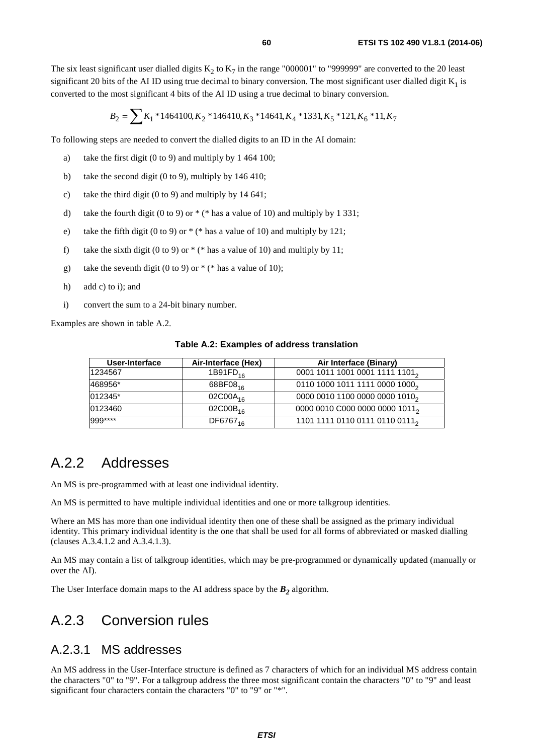The six least significant user dialled digits $K_2$ to $K_7$ in the range "000001" to "999999" are converted to the 20 least significant 20 bits of the AI ID using true decimal to binary conversion. The most significant user dialled digit $K_1$ is converted to the most significant 4 bits of the AI ID using a true decimal to binary conversion.

$$B_2 = \sum K_1 * 1464100, K_2 * 146410, K_3 * 14641, K_4 * 1331, K_5 * 121, K_6 * 11, K_7$$

To following steps are needed to convert the dialled digits to an ID in the AI domain:

a) take the first digit (0 to 9) and multiply by 1 464 100;

b) take the second digit (0 to 9), multiply by 146 410;

c) take the third digit (0 to 9) and multiply by 14 641;

d) take the fourth digit (0 to 9) or * (* has a value of 10) and multiply by 1 331;

e) take the fifth digit (0 to 9) or * (* has a value of 10) and multiply by 121;

f) take the sixth digit (0 to 9) or * (* has a value of 10) and multiply by 11;

g) take the seventh digit (0 to 9) or * (* has a value of 10);

h) add c) to i); and

i) convert the sum to a 24-bit binary number.

Examples are shown in table A.2.

**Table A.2: Examples of address translation**

| User-Interface | Air-Interface (Hex) | Air Interface (Binary) |
|---|---|---|
| 1234567 | $1B91FD_{16}$ | $0001\ 1011\ 1001\ 0001\ 1111\ 1101_2$ |
| 468956* | $68BF08_{16}$ | $0110\ 1000\ 1011\ 1111\ 0000\ 1000_2$ |
| 012345* | $02C00A_{16}$ | $0000\ 0010\ 1100\ 0000\ 0000\ 1010_2$ |
| 0123460 | $02C00B_{16}$ | $0000\ 0010\ C000\ 0000\ 0000\ 1011_2$ |
| 999**** | $DF6767_{16}$ | $1101\ 1111\ 0110\ 0111\ 0110\ 0111_2$ |

# A.2.2 Addresses

An MS is pre-programmed with at least one individual identity.

An MS is permitted to have multiple individual identities and one or more talkgroup identities.

Where an MS has more than one individual identity then one of these shall be assigned as the primary individual identity. This primary individual identity is the one that shall be used for all forms of abbreviated or masked dialling (clauses A.3.4.1.2 and A.3.4.1.3).

An MS may contain a list of talkgroup identities, which may be pre-programmed or dynamically updated (manually or over the AI).

The User Interface domain maps to the AI address space by the $\boldsymbol{B_2}$ algorithm.

# A.2.3 Conversion rules

## A.2.3.1 MS addresses

An MS address in the User-Interface structure is defined as 7 characters of which for an individual MS address contain the characters "0" to "9". For a talkgroup address the three most significant contain the characters "0" to "9" and least significant four characters contain the characters "0" to "9" or "*".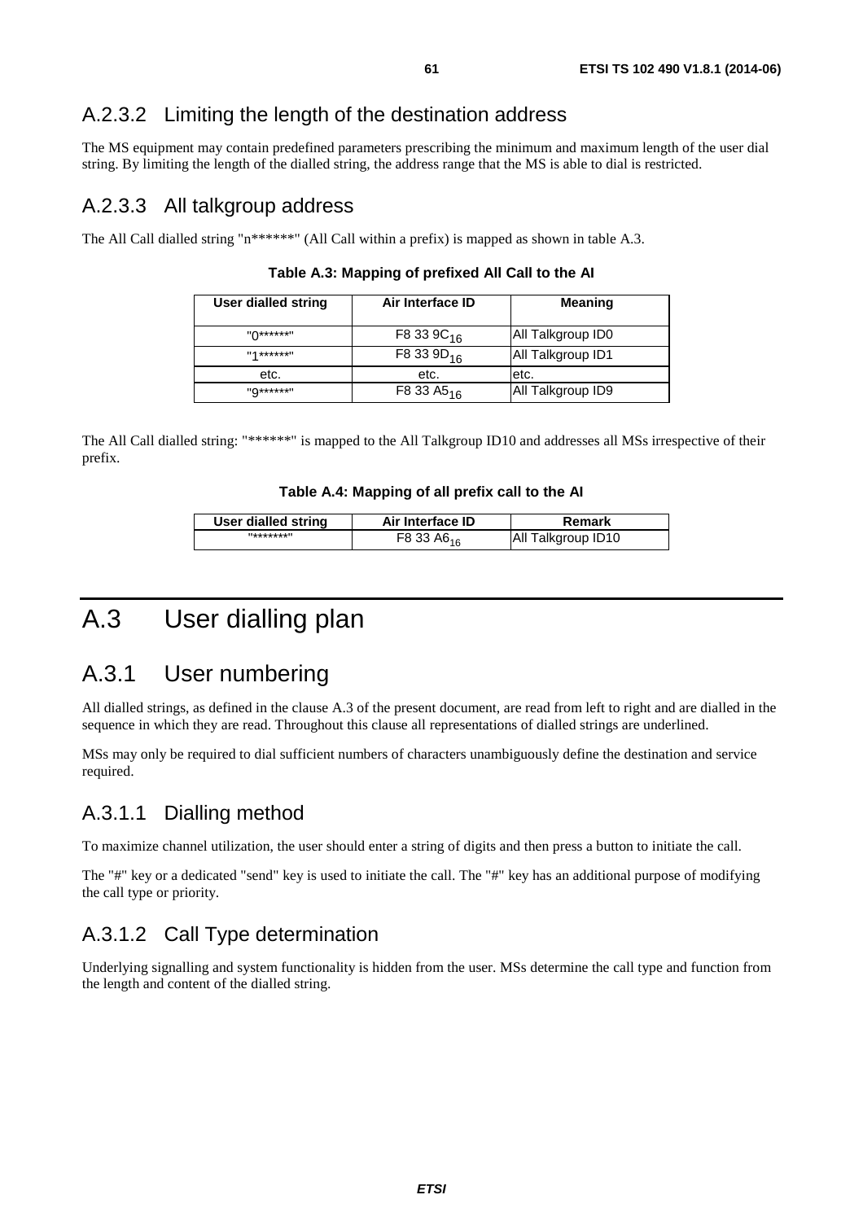### A.2.3.2 Limiting the length of the destination address

The MS equipment may contain predefined parameters prescribing the minimum and maximum length of the user dial string. By limiting the length of the dialled string, the address range that the MS is able to dial is restricted.

### A.2.3.3 All talkgroup address

The All Call dialled string "n******" (All Call within a prefix) is mapped as shown in table A.3.

**Table A.3: Mapping of prefixed All Call to the AI**

| User dialled string | Air Interface ID | Meaning |
|---|---|---|
| "0******" | F8 33 $9C_{16}$ | All Talkgroup ID0 |
| "1******" | F8 33 $9D_{16}$ | All Talkgroup ID1 |
| etc. | etc. | etc. |
| "9******" | F8 33 $A5_{16}$ | All Talkgroup ID9 |

The All Call dialled string: "******" is mapped to the All Talkgroup ID10 and addresses all MSs irrespective of their prefix.

**Table A.4: Mapping of all prefix call to the AI**

| User dialled string | Air Interface ID | Remark |
|---|---|---|
| "*******" | F8 33 $A6_{16}$ | All Talkgroup ID10 |

# A.3 User dialling plan

## A.3.1 User numbering

All dialled strings, as defined in the clause A.3 of the present document, are read from left to right and are dialled in the sequence in which they are read. Throughout this clause all representations of dialled strings are underlined.

MSs may only be required to dial sufficient numbers of characters unambiguously define the destination and service required.

### A.3.1.1 Dialling method

To maximize channel utilization, the user should enter a string of digits and then press a button to initiate the call.

The "#" key or a dedicated "send" key is used to initiate the call. The "#" key has an additional purpose of modifying the call type or priority.

### A.3.1.2 Call Type determination

Underlying signalling and system functionality is hidden from the user. MSs determine the call type and function from the length and content of the dialled string.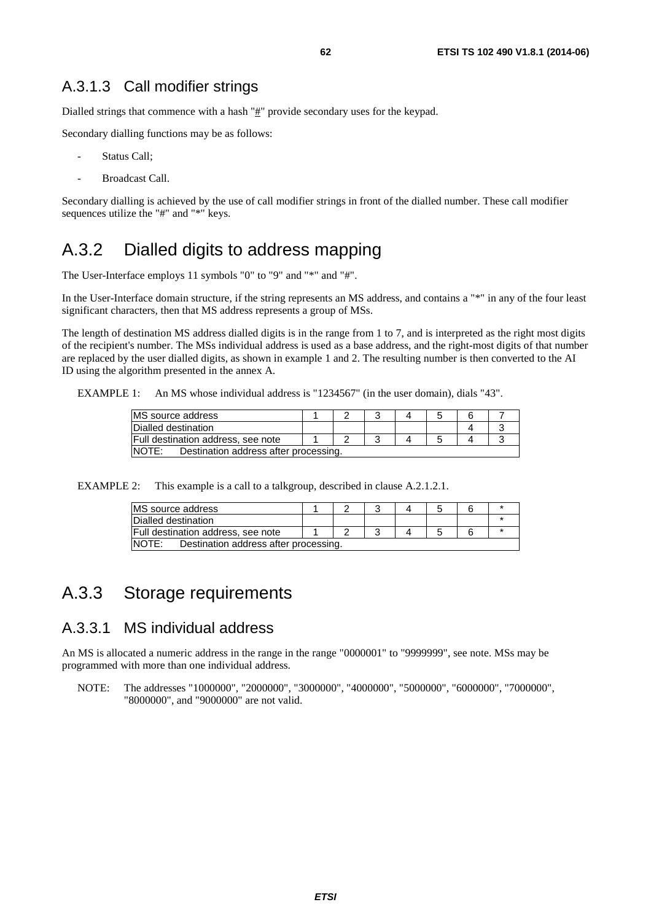### A.3.1.3 Call modifier strings

Dialled strings that commence with a hash "#" provide secondary uses for the keypad.

Secondary dialling functions may be as follows:

- Status Call;
- Broadcast Call.

Secondary dialling is achieved by the use of call modifier strings in front of the dialled number. These call modifier sequences utilize the "#" and "*" keys.

## A.3.2 Dialled digits to address mapping

The User-Interface employs 11 symbols "0" to "9" and "*" and "#".

In the User-Interface domain structure, if the string represents an MS address, and contains a "*" in any of the four least significant characters, then that MS address represents a group of MSs.

The length of destination MS address dialled digits is in the range from 1 to 7, and is interpreted as the right most digits of the recipient's number. The MSs individual address is used as a base address, and the right-most digits of that number are replaced by the user dialled digits, as shown in example 1 and 2. The resulting number is then converted to the AI ID using the algorithm presented in the annex A.

EXAMPLE 1: An MS whose individual address is "1234567" (in the user domain), dials "43".

| | | | | | | | |
|---|---|---|---|---|---|---|---|
| MS source address | 1 | 2 | 3 | 4 | 5 | 6 | 7 |
| Dialled destination | | | | | | 4 | 3 |
| Full destination address, see note | 1 | 2 | 3 | 4 | 5 | 4 | 3 |
| NOTE: Destination address after processing. | | | | | | | |

EXAMPLE 2: This example is a call to a talkgroup, described in clause A.2.1.2.1.

| | | | | | | | |
|---|---|---|---|---|---|---|---|
| MS source address | 1 | 2 | 3 | 4 | 5 | 6 | * |
| Dialled destination | | | | | | | * |
| Full destination address, see note | 1 | 2 | 3 | 4 | 5 | 6 | * |
| NOTE: Destination address after processing. | | | | | | | |

## A.3.3 Storage requirements

### A.3.3.1 MS individual address

An MS is allocated a numeric address in the range in the range "0000001" to "9999999", see note. MSs may be programmed with more than one individual address.

NOTE: The addresses "1000000", "2000000", "3000000", "4000000", "5000000", "6000000", "7000000", "8000000", and "9000000" are not valid.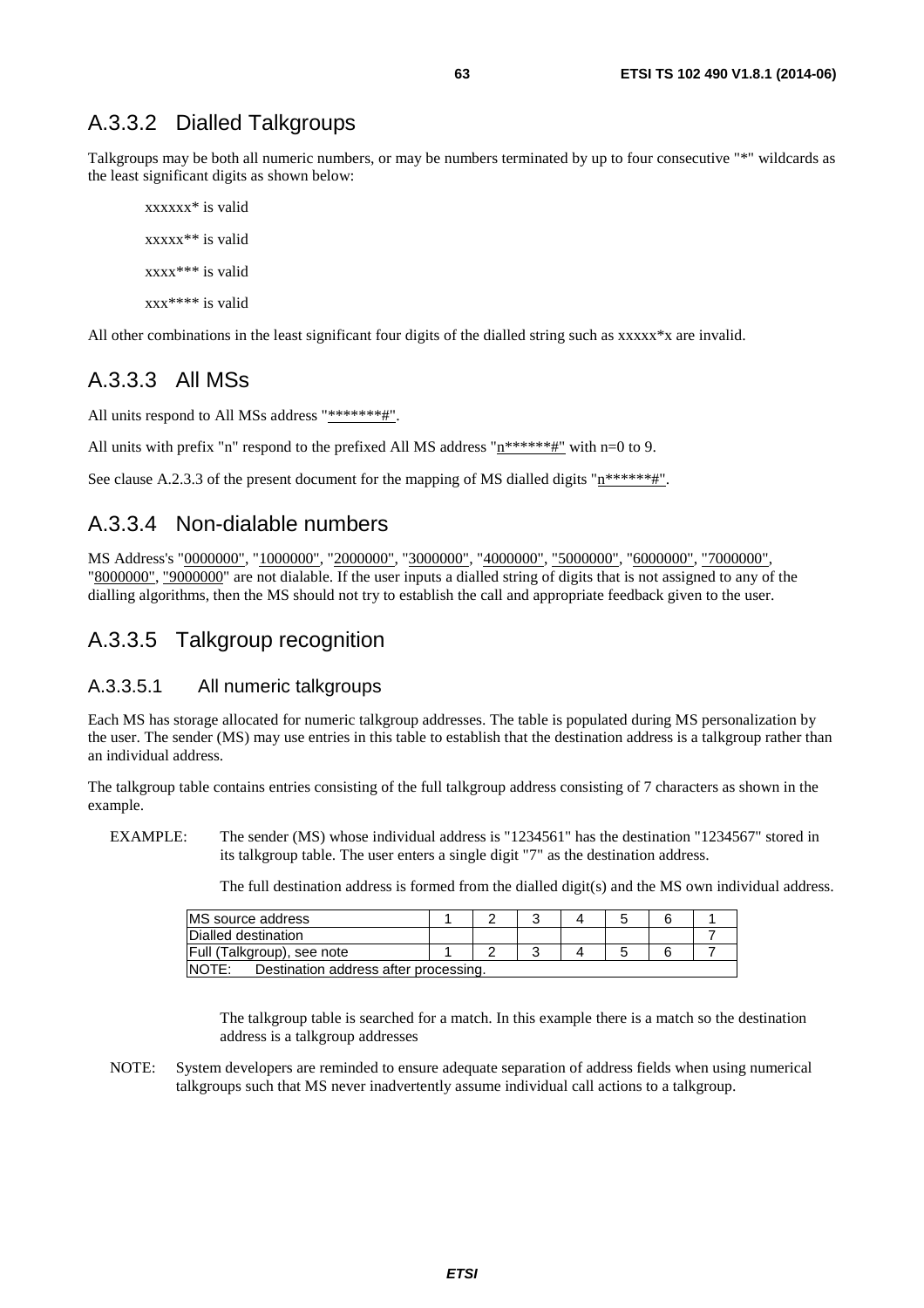## A.3.3.2 Dialled Talkgroups

Talkgroups may be both all numeric numbers, or may be numbers terminated by up to four consecutive "*" wildcards as the least significant digits as shown below:

xxxxxx* is valid

xxxxx** is valid

xxxx*** is valid

xxx**** is valid

All other combinations in the least significant four digits of the dialled string such as xxxxx*x are invalid.

## A.3.3.3 All MSs

All units respond to All MSs address "*******#".

All units with prefix "n" respond to the prefixed All MS address "n******#" with n=0 to 9.

See clause A.2.3.3 of the present document for the mapping of MS dialled digits "n******#".

## A.3.3.4 Non-dialable numbers

MS Address's "0000000", "1000000", "2000000", "3000000", "4000000", "5000000", "6000000", "7000000", "8000000", "9000000" are not dialable. If the user inputs a dialled string of digits that is not assigned to any of the dialling algorithms, then the MS should not try to establish the call and appropriate feedback given to the user.

## A.3.3.5 Talkgroup recognition

### A.3.3.5.1 All numeric talkgroups

Each MS has storage allocated for numeric talkgroup addresses. The table is populated during MS personalization by the user. The sender (MS) may use entries in this table to establish that the destination address is a talkgroup rather than an individual address.

The talkgroup table contains entries consisting of the full talkgroup address consisting of 7 characters as shown in the example.

EXAMPLE: The sender (MS) whose individual address is "1234561" has the destination "1234567" stored in its talkgroup table. The user enters a single digit "7" as the destination address.

The full destination address is formed from the dialled digit(s) and the MS own individual address.

| | | | | | | | |
|---|---|---|---|---|---|---|---|
| MS source address | 1 | 2 | 3 | 4 | 5 | 6 | 1 |
| Dialled destination | | | | | | | 7 |
| Full (Talkgroup), see note | 1 | 2 | 3 | 4 | 5 | 6 | 7 |
| NOTE: Destination address after processing. | | | | | | | |

The talkgroup table is searched for a match. In this example there is a match so the destination address is a talkgroup addresses

NOTE: System developers are reminded to ensure adequate separation of address fields when using numerical talkgroups such that MS never inadvertently assume individual call actions to a talkgroup.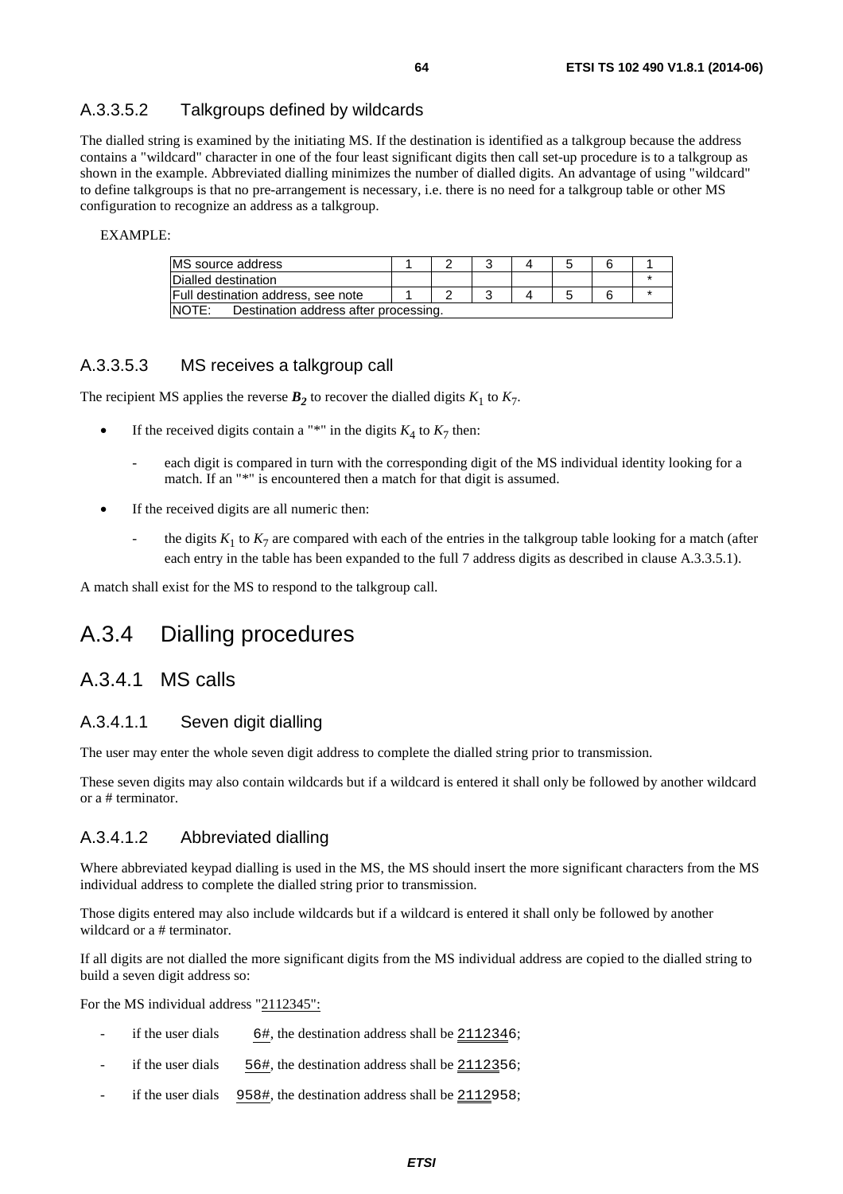### A.3.3.5.2 Talkgroups defined by wildcards

The dialled string is examined by the initiating MS. If the destination is identified as a talkgroup because the address contains a "wildcard" character in one of the four least significant digits then call set-up procedure is to a talkgroup as shown in the example. Abbreviated dialling minimizes the number of dialled digits. An advantage of using "wildcard" to define talkgroups is that no pre-arrangement is necessary, i.e. there is no need for a talkgroup table or other MS configuration to recognize an address as a talkgroup.

EXAMPLE:

| | | | | | | | |
|---|---|---|---|---|---|---|---|
| MS source address | 1 | 2 | 3 | 4 | 5 | 6 | 1 |
| Dialled destination | | | | | | | * |
| Full destination address, see note | 1 | 2 | 3 | 4 | 5 | 6 | * |
| NOTE: Destination address after processing. | | | | | | | |

### A.3.3.5.3 MS receives a talkgroup call

The recipient MS applies the reverse $\boldsymbol{B_2}$ to recover the dialled digits $K_1$ to $K_7$.

- If the received digits contain a "*" in the digits $K_4$ to $K_7$ then:
  - each digit is compared in turn with the corresponding digit of the MS individual identity looking for a match. If an "*" is encountered then a match for that digit is assumed.
- If the received digits are all numeric then:
  - the digits $K_1$ to $K_7$ are compared with each of the entries in the talkgroup table looking for a match (after each entry in the table has been expanded to the full 7 address digits as described in clause A.3.3.5.1).

A match shall exist for the MS to respond to the talkgroup call.

# A.3.4 Dialling procedures

## A.3.4.1 MS calls

### A.3.4.1.1 Seven digit dialling

The user may enter the whole seven digit address to complete the dialled string prior to transmission.

These seven digits may also contain wildcards but if a wildcard is entered it shall only be followed by another wildcard or a # terminator.

### A.3.4.1.2 Abbreviated dialling

Where abbreviated keypad dialling is used in the MS, the MS should insert the more significant characters from the MS individual address to complete the dialled string prior to transmission.

Those digits entered may also include wildcards but if a wildcard is entered it shall only be followed by another wildcard or a # terminator.

If all digits are not dialled the more significant digits from the MS individual address are copied to the dialled string to build a seven digit address so:

For the MS individual address "2112345":

- if the user dials 6#, the destination address shall be 2112346;
- if the user dials 56#, the destination address shall be 2112356;
- if the user dials 958#, the destination address shall be 2112958;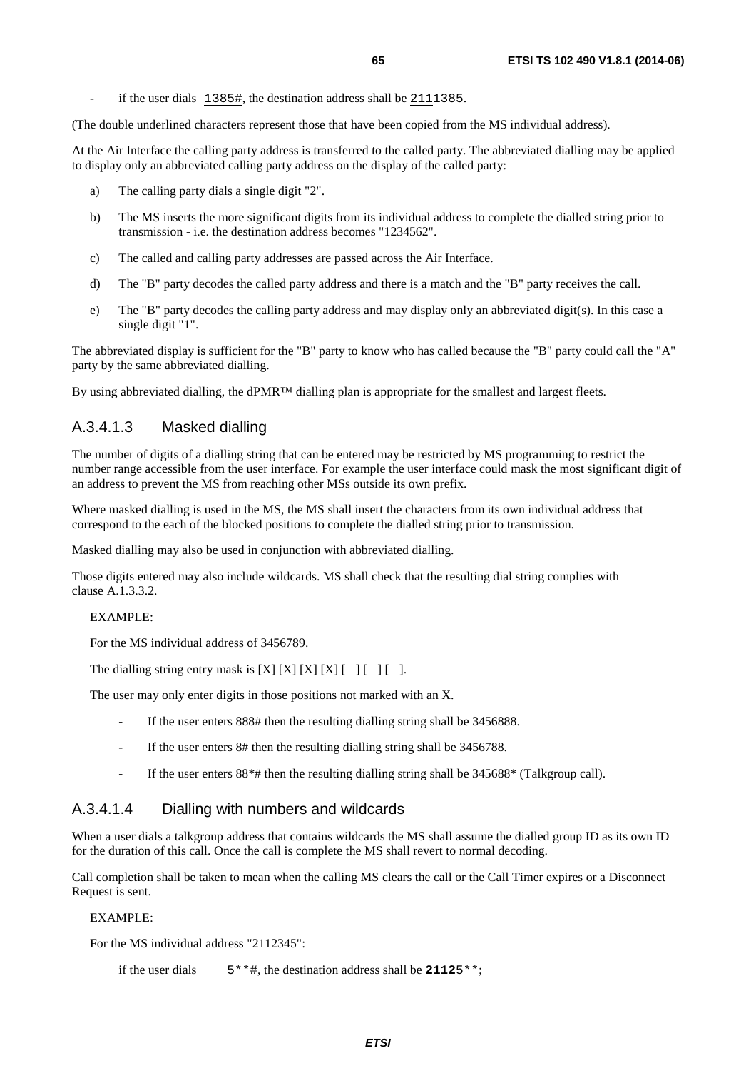- if the user dials 1385#, the destination address shall be 2111385.

(The double underlined characters represent those that have been copied from the MS individual address).

At the Air Interface the calling party address is transferred to the called party. The abbreviated dialling may be applied to display only an abbreviated calling party address on the display of the called party:

a) The calling party dials a single digit "2".

b) The MS inserts the more significant digits from its individual address to complete the dialled string prior to transmission - i.e. the destination address becomes "1234562".

c) The called and calling party addresses are passed across the Air Interface.

d) The "B" party decodes the called party address and there is a match and the "B" party receives the call.

e) The "B" party decodes the calling party address and may display only an abbreviated digit(s). In this case a single digit "1".

The abbreviated display is sufficient for the "B" party to know who has called because the "B" party could call the "A" party by the same abbreviated dialling.

By using abbreviated dialling, the dPMR™ dialling plan is appropriate for the smallest and largest fleets.

### A.3.4.1.3 Masked dialling

The number of digits of a dialling string that can be entered may be restricted by MS programming to restrict the number range accessible from the user interface. For example the user interface could mask the most significant digit of an address to prevent the MS from reaching other MSs outside its own prefix.

Where masked dialling is used in the MS, the MS shall insert the characters from its own individual address that correspond to the each of the blocked positions to complete the dialled string prior to transmission.

Masked dialling may also be used in conjunction with abbreviated dialling.

Those digits entered may also include wildcards. MS shall check that the resulting dial string complies with clause A.1.3.3.2.

EXAMPLE:

For the MS individual address of 3456789.

The dialling string entry mask is [X] [X] [X] [X] [ ] [ ] [ ].

The user may only enter digits in those positions not marked with an X.

- If the user enters 888# then the resulting dialling string shall be 3456888.
- If the user enters 8# then the resulting dialling string shall be 3456788.
- If the user enters 88*# then the resulting dialling string shall be 345688* (Talkgroup call).

### A.3.4.1.4 Dialling with numbers and wildcards

When a user dials a talkgroup address that contains wildcards the MS shall assume the dialled group ID as its own ID for the duration of this call. Once the call is complete the MS shall revert to normal decoding.

Call completion shall be taken to mean when the calling MS clears the call or the Call Timer expires or a Disconnect Request is sent.

EXAMPLE:

For the MS individual address "2112345":

if the user dials 5**#, the destination address shall be **2112**5**;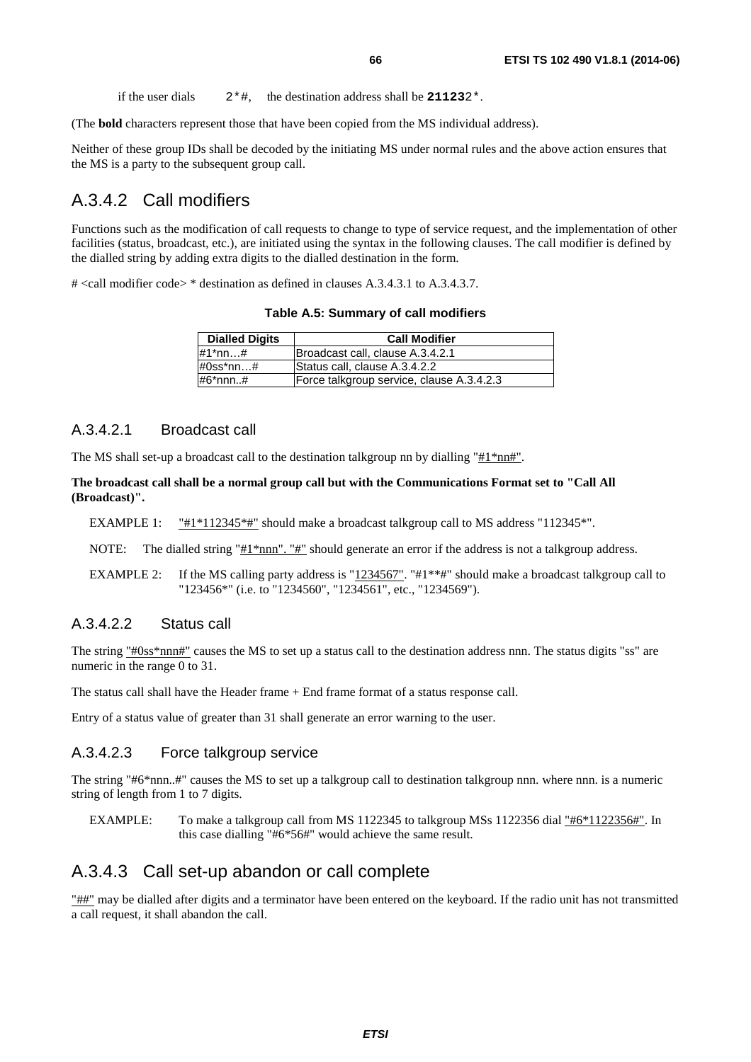if the user dials 2*#, the destination address shall be **21123**2*.

(The **bold** characters represent those that have been copied from the MS individual address).

Neither of these group IDs shall be decoded by the initiating MS under normal rules and the above action ensures that the MS is a party to the subsequent group call.

## A.3.4.2 Call modifiers

Functions such as the modification of call requests to change to type of service request, and the implementation of other facilities (status, broadcast, etc.), are initiated using the syntax in the following clauses. The call modifier is defined by the dialled string by adding extra digits to the dialled destination in the form.

# <call modifier code> * destination as defined in clauses A.3.4.3.1 to A.3.4.3.7.

**Table A.5: Summary of call modifiers**

| Dialled Digits | Call Modifier |
|---|---|
| #1*nn…# | Broadcast call, clause A.3.4.2.1 |
| #0ss*nn…# | Status call, clause A.3.4.2.2 |
| #6*nnn..# | Force talkgroup service, clause A.3.4.2.3 |

### A.3.4.2.1 Broadcast call

The MS shall set-up a broadcast call to the destination talkgroup nn by dialling "#1*nn#".

**The broadcast call shall be a normal group call but with the Communications Format set to "Call All (Broadcast)".**

EXAMPLE 1: "#1*112345*#" should make a broadcast talkgroup call to MS address "112345*".

NOTE: The dialled string "#1*nnn". "#" should generate an error if the address is not a talkgroup address.

EXAMPLE 2: If the MS calling party address is "1234567". "#1**#" should make a broadcast talkgroup call to "123456*" (i.e. to "1234560", "1234561", etc., "1234569").

### A.3.4.2.2 Status call

The string "#0ss*nnn#" causes the MS to set up a status call to the destination address nnn. The status digits "ss" are numeric in the range 0 to 31.

The status call shall have the Header frame + End frame format of a status response call.

Entry of a status value of greater than 31 shall generate an error warning to the user.

### A.3.4.2.3 Force talkgroup service

The string "#6*nnn..#" causes the MS to set up a talkgroup call to destination talkgroup nnn. where nnn. is a numeric string of length from 1 to 7 digits.

EXAMPLE: To make a talkgroup call from MS 1122345 to talkgroup MSs 1122356 dial "#6*1122356#". In this case dialling "#6*56#" would achieve the same result.

## A.3.4.3 Call set-up abandon or call complete

"##" may be dialled after digits and a terminator have been entered on the keyboard. If the radio unit has not transmitted a call request, it shall abandon the call.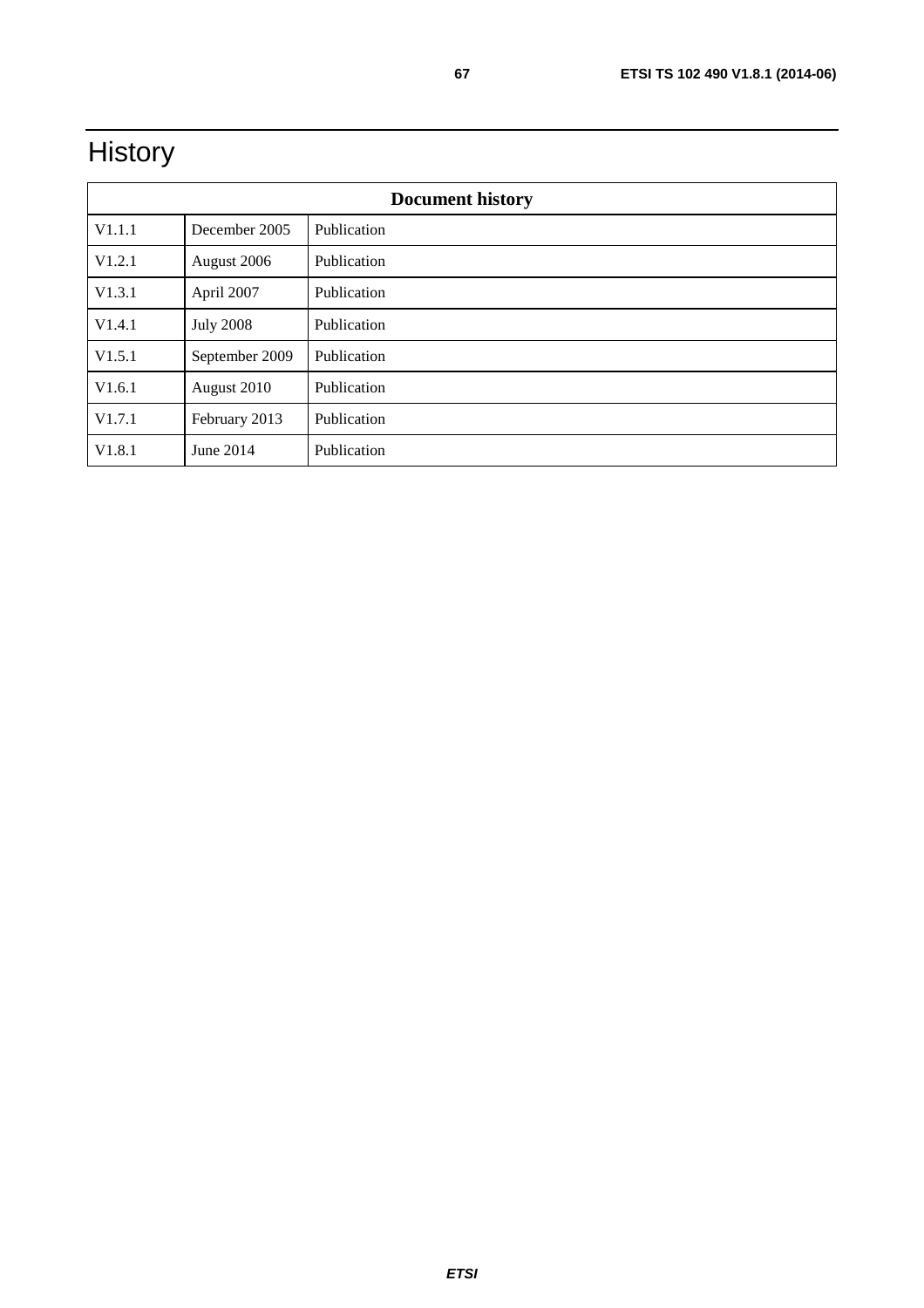# History

| Document history | | |
|---|---|---|
| V1.1.1 | December 2005 | Publication |
| V1.2.1 | August 2006 | Publication |
| V1.3.1 | April 2007 | Publication |
| V1.4.1 | July 2008 | Publication |
| V1.5.1 | September 2009 | Publication |
| V1.6.1 | August 2010 | Publication |
| V1.7.1 | February 2013 | Publication |
| V1.8.1 | June 2014 | Publication |